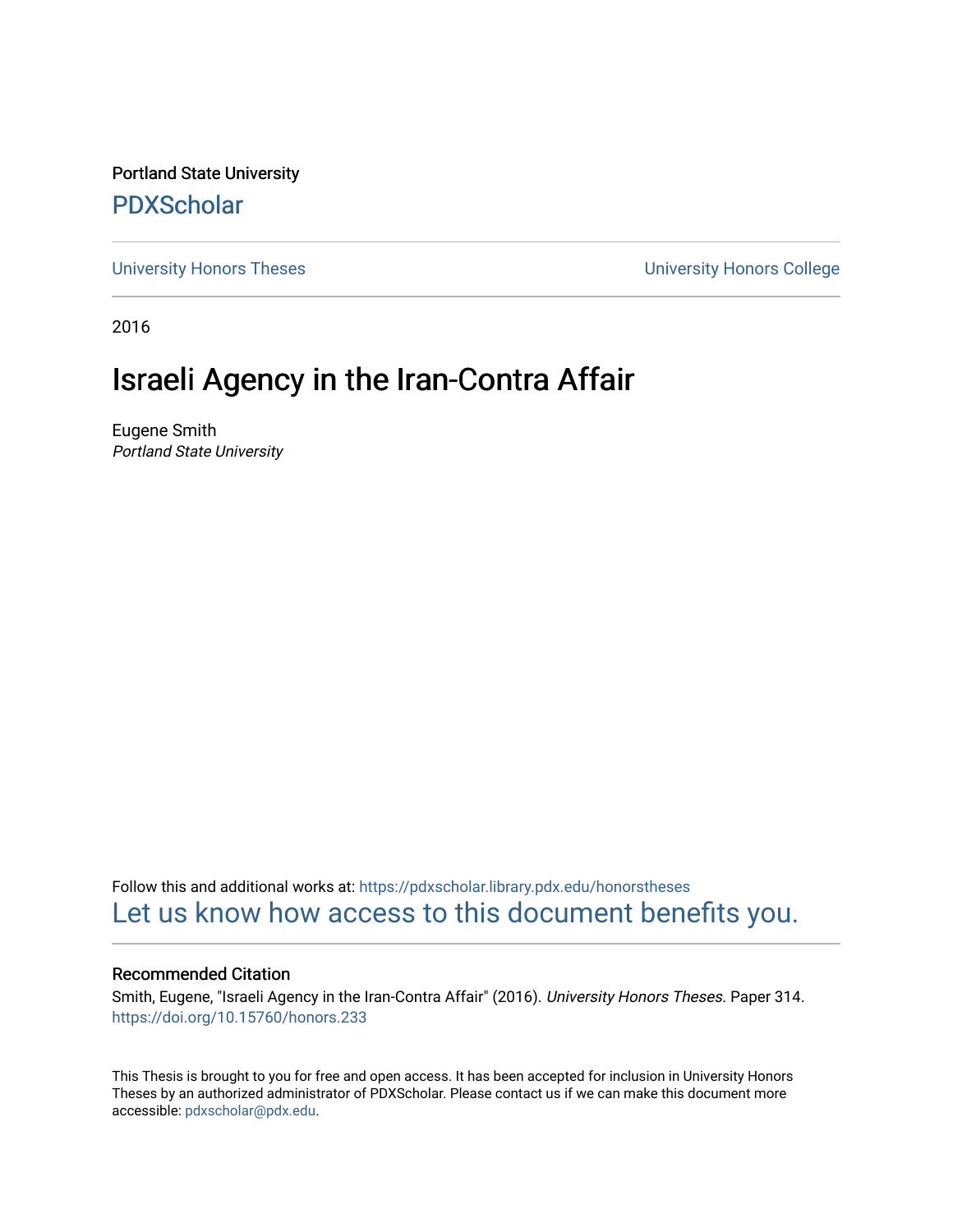Portland State University

PDXScholar

University Honors Theses | University Honors College

2016

# Israeli Agency in the Iran-Contra Affair

Eugene Smith
*Portland State University*

Follow this and additional works at: https://pdxscholar.library.pdx.edu/honorstheses

Let us know how access to this document benefits you.

### Recommended Citation

Smith, Eugene, "Israeli Agency in the Iran-Contra Affair" (2016). *University Honors Theses*. Paper 314.
https://doi.org/10.15760/honors.233

This Thesis is brought to you for free and open access. It has been accepted for inclusion in University Honors Theses by an authorized administrator of PDXScholar. Please contact us if we can make this document more accessible: pdxscholar@pdx.edu.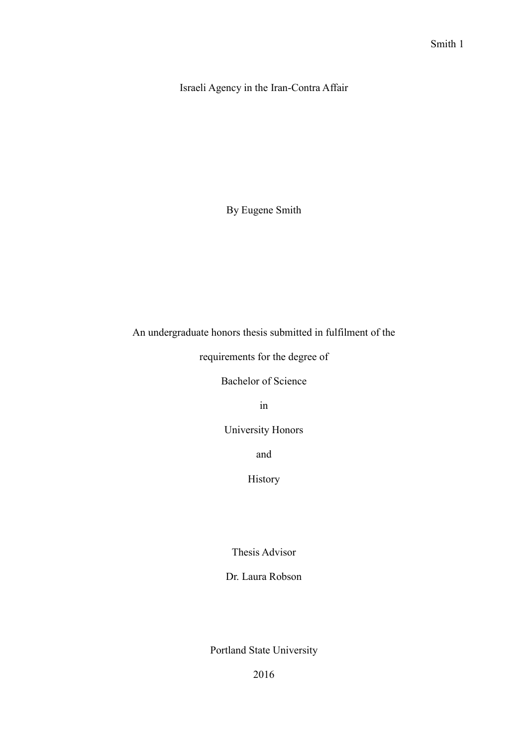# Israeli Agency in the Iran-Contra Affair

By Eugene Smith

An undergraduate honors thesis submitted in fulfilment of the

requirements for the degree of

Bachelor of Science

in

University Honors

and

History

Thesis Advisor

Dr. Laura Robson

Portland State University

2016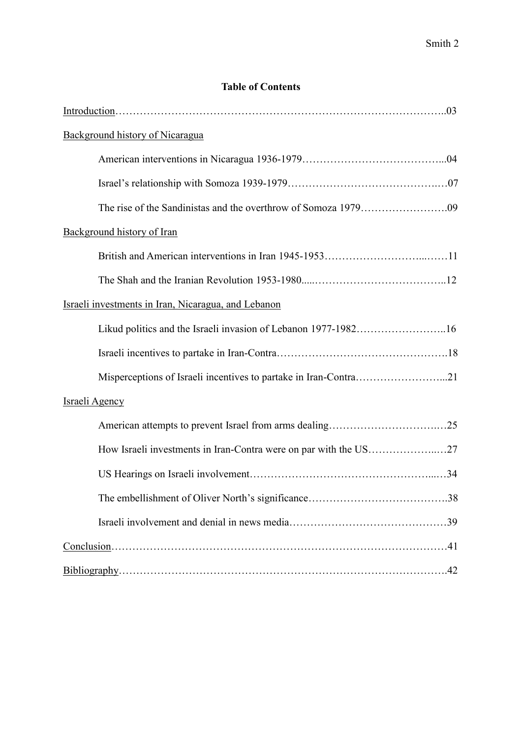# Table of Contents

Introduction……………………………………………………………………………..03

Background history of Nicaragua

- American interventions in Nicaragua 1936-1979…………………………………...04
- Israel's relationship with Somoza 1939-1979……………………………………..…07
- The rise of the Sandinistas and the overthrow of Somoza 1979…………………….09

Background history of Iran

- British and American interventions in Iran 1945-1953…………………………...……11
- The Shah and the Iranian Revolution 1953-1980.....………………………………..12

Israeli investments in Iran, Nicaragua, and Lebanon

- Likud politics and the Israeli invasion of Lebanon 1977-1982……………………..16
- Israeli incentives to partake in Iran-Contra………………………………………….18
- Misperceptions of Israeli incentives to partake in Iran-Contra……………………...21

Israeli Agency

- American attempts to prevent Israel from arms dealing…………………………..…25
- How Israeli investments in Iran-Contra were on par with the US………………..…27
- US Hearings on Israeli involvement…………………………………………....…34
- The embellishment of Oliver North's significance………………………………….38
- Israeli involvement and denial in news media………………………………………39

Conclusion………………………………………………………………………………41

Bibliography…………………………………………………………………………….42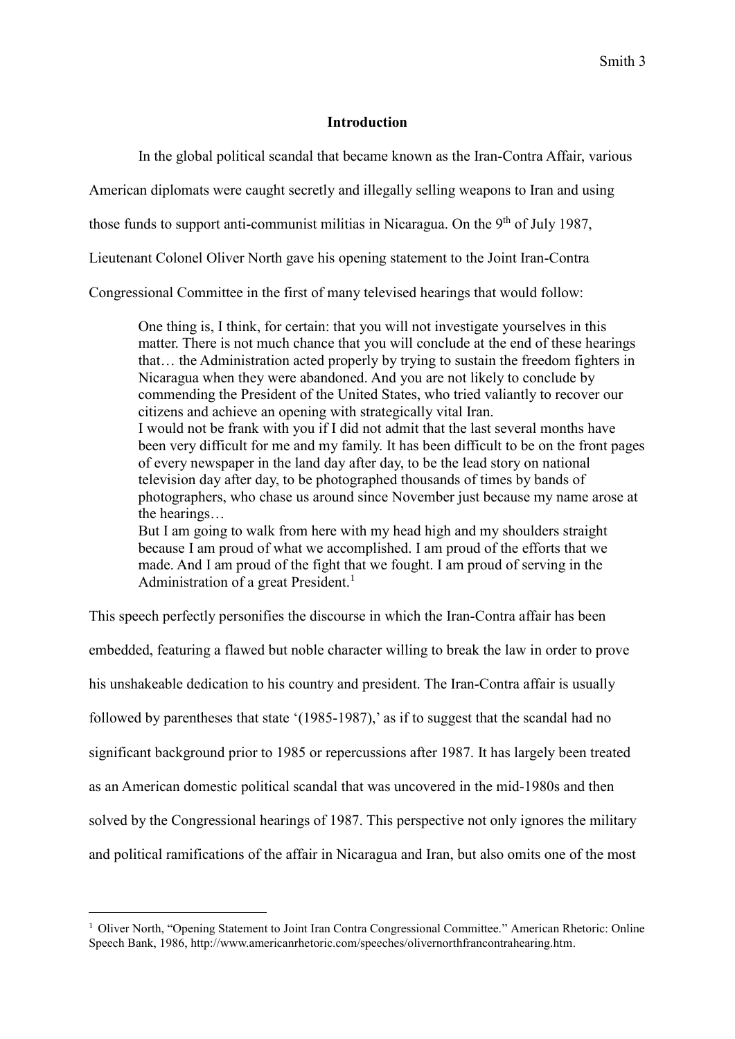## Introduction

In the global political scandal that became known as the Iran-Contra Affair, various American diplomats were caught secretly and illegally selling weapons to Iran and using those funds to support anti-communist militias in Nicaragua. On the 9th of July 1987, Lieutenant Colonel Oliver North gave his opening statement to the Joint Iran-Contra Congressional Committee in the first of many televised hearings that would follow:

> One thing is, I think, for certain: that you will not investigate yourselves in this matter. There is not much chance that you will conclude at the end of these hearings that… the Administration acted properly by trying to sustain the freedom fighters in Nicaragua when they were abandoned. And you are not likely to conclude by commending the President of the United States, who tried valiantly to recover our citizens and achieve an opening with strategically vital Iran.
>
> I would not be frank with you if I did not admit that the last several months have been very difficult for me and my family. It has been difficult to be on the front pages of every newspaper in the land day after day, to be the lead story on national television day after day, to be photographed thousands of times by bands of photographers, who chase us around since November just because my name arose at the hearings…
>
> But I am going to walk from here with my head high and my shoulders straight because I am proud of what we accomplished. I am proud of the efforts that we made. And I am proud of the fight that we fought. I am proud of serving in the Administration of a great President.[1]

This speech perfectly personifies the discourse in which the Iran-Contra affair has been embedded, featuring a flawed but noble character willing to break the law in order to prove his unshakeable dedication to his country and president. The Iran-Contra affair is usually followed by parentheses that state '(1985-1987),' as if to suggest that the scandal had no significant background prior to 1985 or repercussions after 1987. It has largely been treated as an American domestic political scandal that was uncovered in the mid-1980s and then solved by the Congressional hearings of 1987. This perspective not only ignores the military and political ramifications of the affair in Nicaragua and Iran, but also omits one of the most

[1] Oliver North, "Opening Statement to Joint Iran Contra Congressional Committee." American Rhetoric: Online Speech Bank, 1986, http://www.americanrhetoric.com/speeches/olivernorthfrancontrahearing.htm.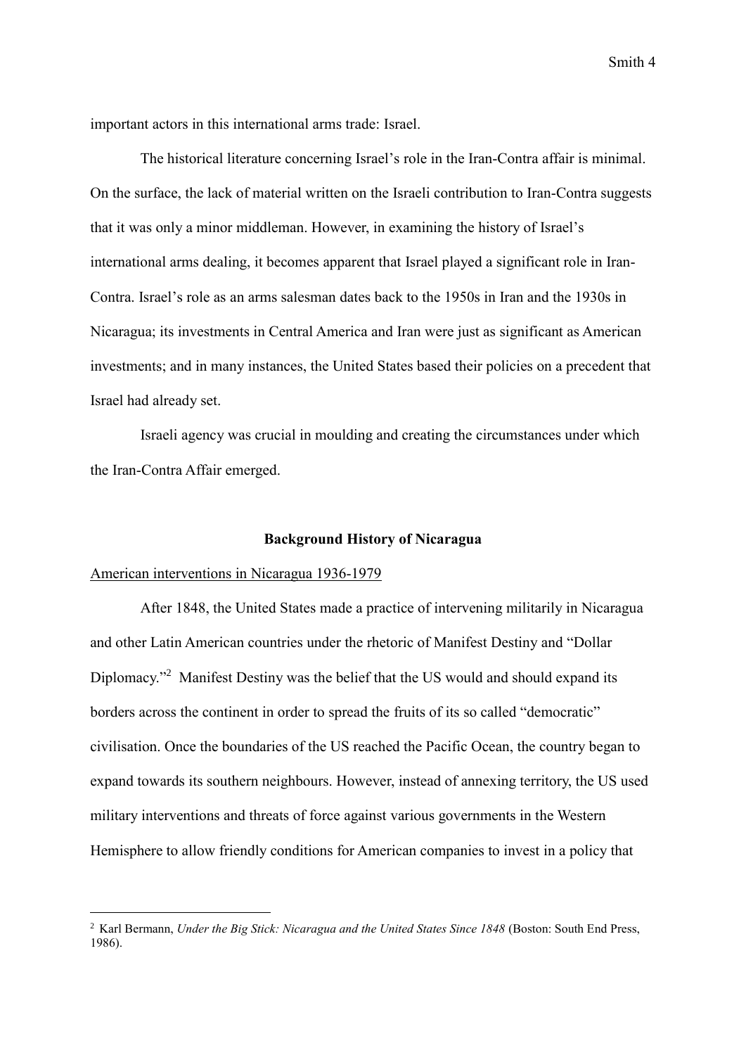important actors in this international arms trade: Israel.

The historical literature concerning Israel's role in the Iran-Contra affair is minimal. On the surface, the lack of material written on the Israeli contribution to Iran-Contra suggests that it was only a minor middleman. However, in examining the history of Israel's international arms dealing, it becomes apparent that Israel played a significant role in Iran-Contra. Israel's role as an arms salesman dates back to the 1950s in Iran and the 1930s in Nicaragua; its investments in Central America and Iran were just as significant as American investments; and in many instances, the United States based their policies on a precedent that Israel had already set.

Israeli agency was crucial in moulding and creating the circumstances under which the Iran-Contra Affair emerged.

## Background History of Nicaragua

<u>American interventions in Nicaragua 1936-1979</u>

After 1848, the United States made a practice of intervening militarily in Nicaragua and other Latin American countries under the rhetoric of Manifest Destiny and "Dollar Diplomacy."[2] Manifest Destiny was the belief that the US would and should expand its borders across the continent in order to spread the fruits of its so called "democratic" civilisation. Once the boundaries of the US reached the Pacific Ocean, the country began to expand towards its southern neighbours. However, instead of annexing territory, the US used military interventions and threats of force against various governments in the Western Hemisphere to allow friendly conditions for American companies to invest in a policy that

---

[2] Karl Bermann, *Under the Big Stick: Nicaragua and the United States Since 1848* (Boston: South End Press, 1986).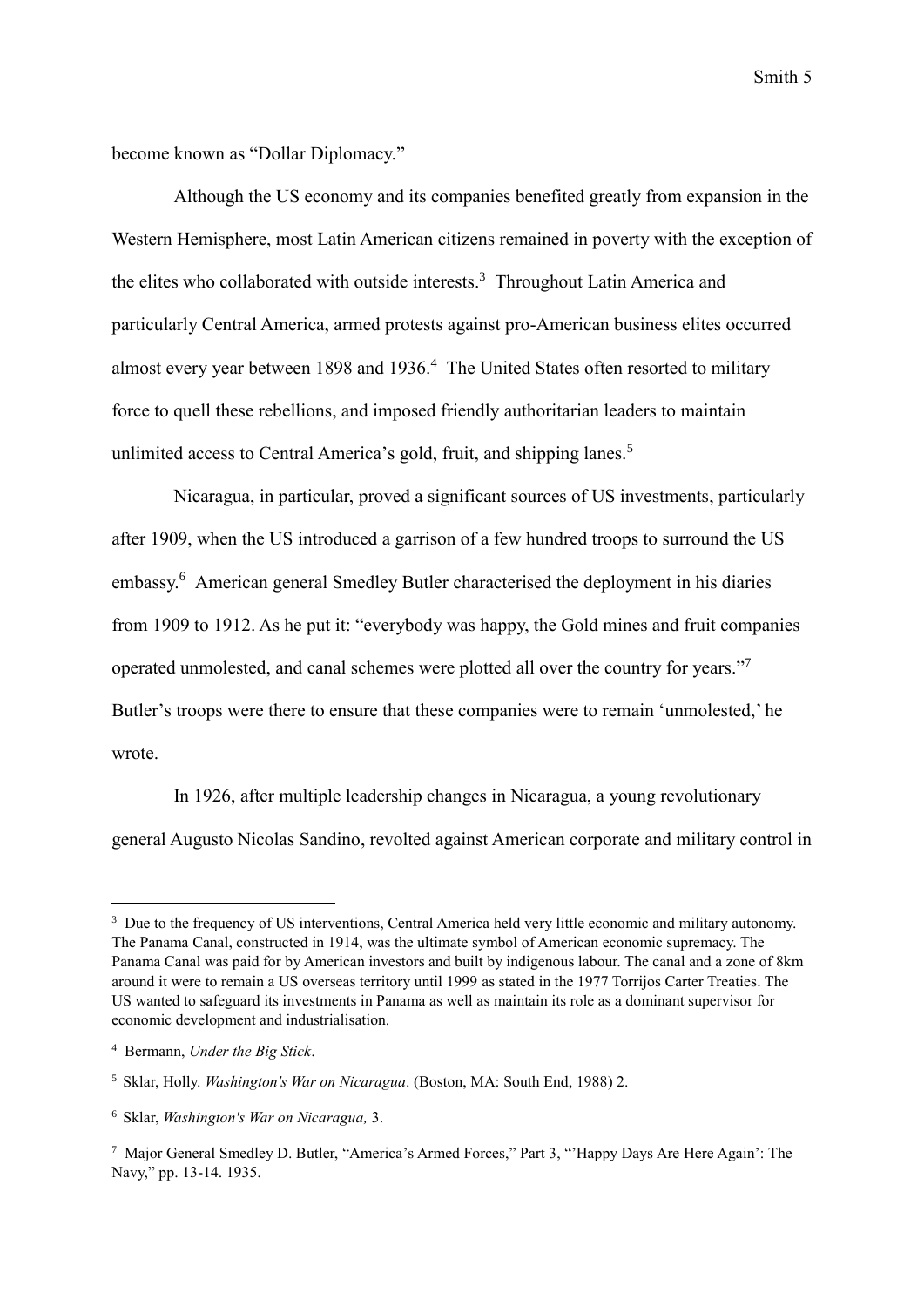become known as "Dollar Diplomacy."

Although the US economy and its companies benefited greatly from expansion in the Western Hemisphere, most Latin American citizens remained in poverty with the exception of the elites who collaborated with outside interests.[3] Throughout Latin America and particularly Central America, armed protests against pro-American business elites occurred almost every year between 1898 and 1936.[4] The United States often resorted to military force to quell these rebellions, and imposed friendly authoritarian leaders to maintain unlimited access to Central America's gold, fruit, and shipping lanes.[5]

Nicaragua, in particular, proved a significant sources of US investments, particularly after 1909, when the US introduced a garrison of a few hundred troops to surround the US embassy.[6] American general Smedley Butler characterised the deployment in his diaries from 1909 to 1912. As he put it: "everybody was happy, the Gold mines and fruit companies operated unmolested, and canal schemes were plotted all over the country for years."[7] Butler's troops were there to ensure that these companies were to remain 'unmolested,' he wrote.

In 1926, after multiple leadership changes in Nicaragua, a young revolutionary general Augusto Nicolas Sandino, revolted against American corporate and military control in

---

[3] Due to the frequency of US interventions, Central America held very little economic and military autonomy. The Panama Canal, constructed in 1914, was the ultimate symbol of American economic supremacy. The Panama Canal was paid for by American investors and built by indigenous labour. The canal and a zone of 8km around it were to remain a US overseas territory until 1999 as stated in the 1977 Torrijos Carter Treaties. The US wanted to safeguard its investments in Panama as well as maintain its role as a dominant supervisor for economic development and industrialisation.

[4] Bermann, *Under the Big Stick*.

[5] Sklar, Holly. *Washington's War on Nicaragua*. (Boston, MA: South End, 1988) 2.

[6] Sklar, *Washington's War on Nicaragua,* 3.

[7] Major General Smedley D. Butler, "America's Armed Forces," Part 3, "'Happy Days Are Here Again': The Navy," pp. 13-14. 1935.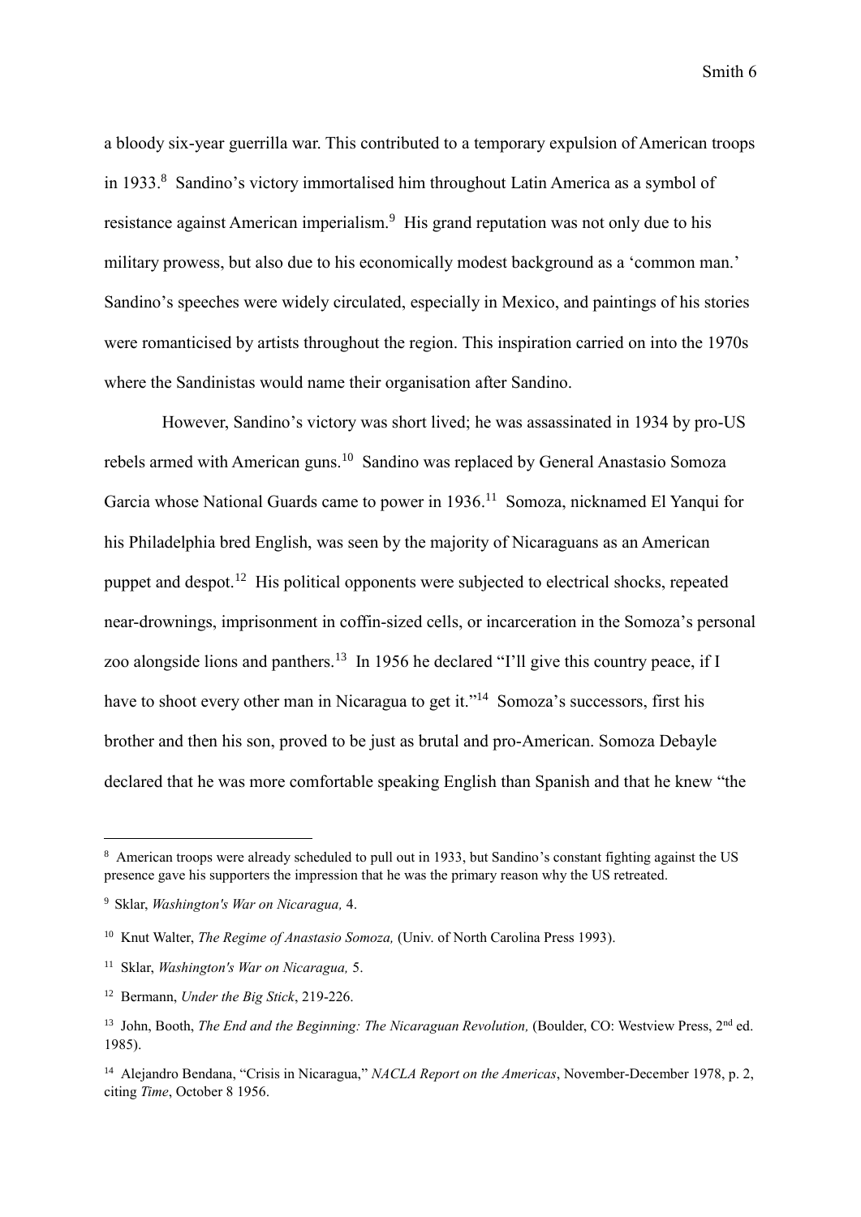a bloody six-year guerrilla war. This contributed to a temporary expulsion of American troops in 1933.[8] Sandino's victory immortalised him throughout Latin America as a symbol of resistance against American imperialism.[9] His grand reputation was not only due to his military prowess, but also due to his economically modest background as a 'common man.' Sandino's speeches were widely circulated, especially in Mexico, and paintings of his stories were romanticised by artists throughout the region. This inspiration carried on into the 1970s where the Sandinistas would name their organisation after Sandino.

However, Sandino's victory was short lived; he was assassinated in 1934 by pro-US rebels armed with American guns.[10] Sandino was replaced by General Anastasio Somoza Garcia whose National Guards came to power in 1936.[11] Somoza, nicknamed El Yanqui for his Philadelphia bred English, was seen by the majority of Nicaraguans as an American puppet and despot.[12] His political opponents were subjected to electrical shocks, repeated near-drownings, imprisonment in coffin-sized cells, or incarceration in the Somoza's personal zoo alongside lions and panthers.[13] In 1956 he declared "I'll give this country peace, if I have to shoot every other man in Nicaragua to get it."[14] Somoza's successors, first his brother and then his son, proved to be just as brutal and pro-American. Somoza Debayle declared that he was more comfortable speaking English than Spanish and that he knew "the

---

[8] American troops were already scheduled to pull out in 1933, but Sandino's constant fighting against the US presence gave his supporters the impression that he was the primary reason why the US retreated.

[9] Sklar, *Washington's War on Nicaragua,* 4.

[10] Knut Walter, *The Regime of Anastasio Somoza,* (Univ. of North Carolina Press 1993).

[11] Sklar, *Washington's War on Nicaragua,* 5.

[12] Bermann, *Under the Big Stick*, 219-226.

[13] John, Booth, *The End and the Beginning: The Nicaraguan Revolution,* (Boulder, CO: Westview Press, 2nd ed. 1985).

[14] Alejandro Bendana, "Crisis in Nicaragua," *NACLA Report on the Americas*, November-December 1978, p. 2, citing *Time*, October 8 1956.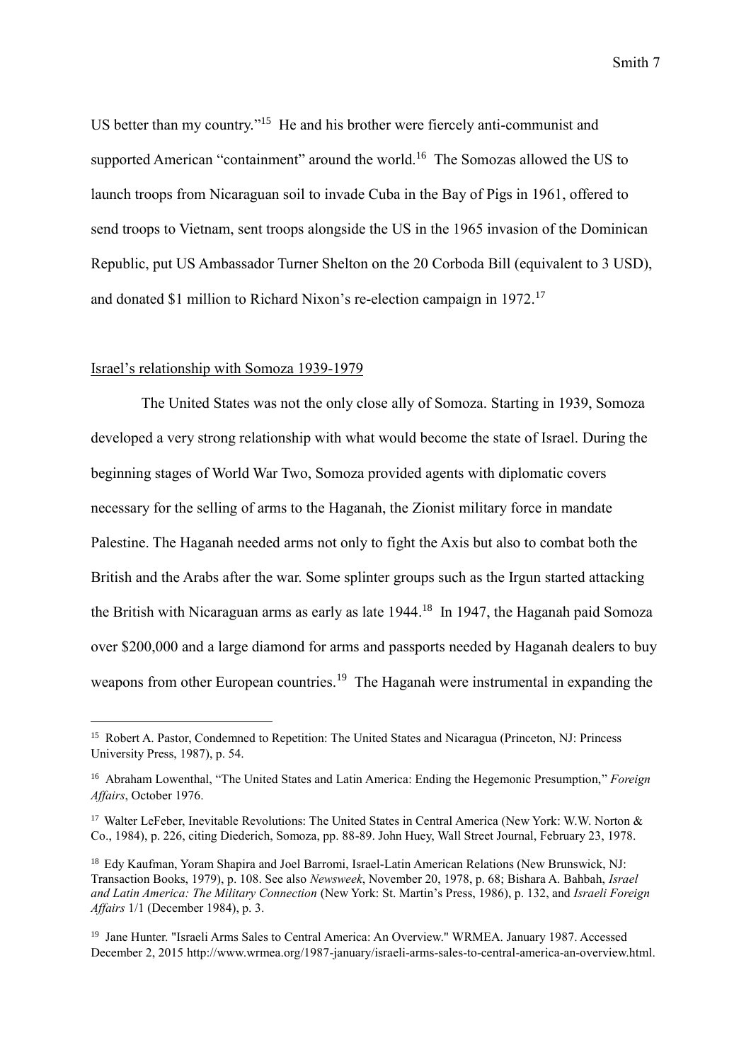US better than my country."[15] He and his brother were fiercely anti-communist and supported American "containment" around the world.[16] The Somozas allowed the US to launch troops from Nicaraguan soil to invade Cuba in the Bay of Pigs in 1961, offered to send troops to Vietnam, sent troops alongside the US in the 1965 invasion of the Dominican Republic, put US Ambassador Turner Shelton on the 20 Corboda Bill (equivalent to 3 USD), and donated $1 million to Richard Nixon's re-election campaign in 1972.[17]

## Israel's relationship with Somoza 1939-1979

The United States was not the only close ally of Somoza. Starting in 1939, Somoza developed a very strong relationship with what would become the state of Israel. During the beginning stages of World War Two, Somoza provided agents with diplomatic covers necessary for the selling of arms to the Haganah, the Zionist military force in mandate Palestine. The Haganah needed arms not only to fight the Axis but also to combat both the British and the Arabs after the war. Some splinter groups such as the Irgun started attacking the British with Nicaraguan arms as early as late 1944.[18] In 1947, the Haganah paid Somoza over $200,000 and a large diamond for arms and passports needed by Haganah dealers to buy weapons from other European countries.[19] The Haganah were instrumental in expanding the

---

[15] Robert A. Pastor, Condemned to Repetition: The United States and Nicaragua (Princeton, NJ: Princess University Press, 1987), p. 54.

[16] Abraham Lowenthal, "The United States and Latin America: Ending the Hegemonic Presumption," *Foreign Affairs*, October 1976.

[17] Walter LeFeber, Inevitable Revolutions: The United States in Central America (New York: W.W. Norton & Co., 1984), p. 226, citing Diederich, Somoza, pp. 88-89. John Huey, Wall Street Journal, February 23, 1978.

[18] Edy Kaufman, Yoram Shapira and Joel Barromi, Israel-Latin American Relations (New Brunswick, NJ: Transaction Books, 1979), p. 108. See also *Newsweek*, November 20, 1978, p. 68; Bishara A. Bahbah, *Israel and Latin America: The Military Connection* (New York: St. Martin's Press, 1986), p. 132, and *Israeli Foreign Affairs* 1/1 (December 1984), p. 3.

[19] Jane Hunter. "Israeli Arms Sales to Central America: An Overview." WRMEA. January 1987. Accessed December 2, 2015 http://www.wrmea.org/1987-january/israeli-arms-sales-to-central-america-an-overview.html.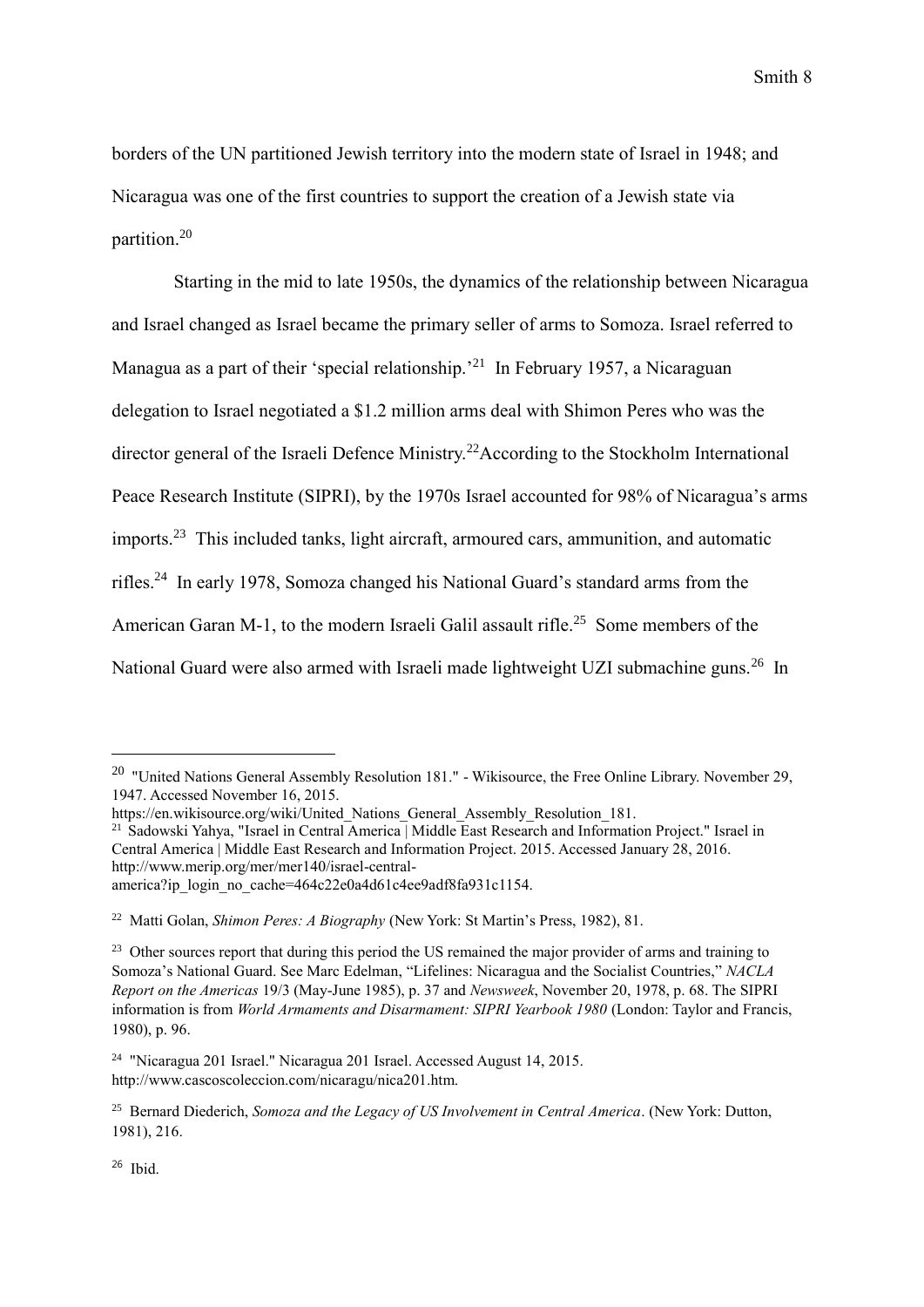borders of the UN partitioned Jewish territory into the modern state of Israel in 1948; and Nicaragua was one of the first countries to support the creation of a Jewish state via partition.[20]

Starting in the mid to late 1950s, the dynamics of the relationship between Nicaragua and Israel changed as Israel became the primary seller of arms to Somoza. Israel referred to Managua as a part of their 'special relationship.'[21] In February 1957, a Nicaraguan delegation to Israel negotiated a $1.2 million arms deal with Shimon Peres who was the director general of the Israeli Defence Ministry.[22]According to the Stockholm International Peace Research Institute (SIPRI), by the 1970s Israel accounted for 98% of Nicaragua's arms imports.[23] This included tanks, light aircraft, armoured cars, ammunition, and automatic rifles.[24] In early 1978, Somoza changed his National Guard's standard arms from the American Garan M-1, to the modern Israeli Galil assault rifle.[25] Some members of the National Guard were also armed with Israeli made lightweight UZI submachine guns.[26] In

---

[20] "United Nations General Assembly Resolution 181." - Wikisource, the Free Online Library. November 29, 1947. Accessed November 16, 2015. https://en.wikisource.org/wiki/United_Nations_General_Assembly_Resolution_181.

[21] Sadowski Yahya, "Israel in Central America | Middle East Research and Information Project." Israel in Central America | Middle East Research and Information Project. 2015. Accessed January 28, 2016. http://www.merip.org/mer/mer140/israel-central-america?ip_login_no_cache=464c22e0a4d61c4ee9adf8fa931c1154.

[22] Matti Golan, *Shimon Peres: A Biography* (New York: St Martin's Press, 1982), 81.

[23] Other sources report that during this period the US remained the major provider of arms and training to Somoza's National Guard. See Marc Edelman, "Lifelines: Nicaragua and the Socialist Countries," *NACLA Report on the Americas* 19/3 (May-June 1985), p. 37 and *Newsweek*, November 20, 1978, p. 68. The SIPRI information is from *World Armaments and Disarmament: SIPRI Yearbook 1980* (London: Taylor and Francis, 1980), p. 96.

[24] "Nicaragua 201 Israel." Nicaragua 201 Israel. Accessed August 14, 2015. http://www.cascoscoleccion.com/nicaragu/nica201.htm.

[25] Bernard Diederich, *Somoza and the Legacy of US Involvement in Central America*. (New York: Dutton, 1981), 216.

[26] Ibid.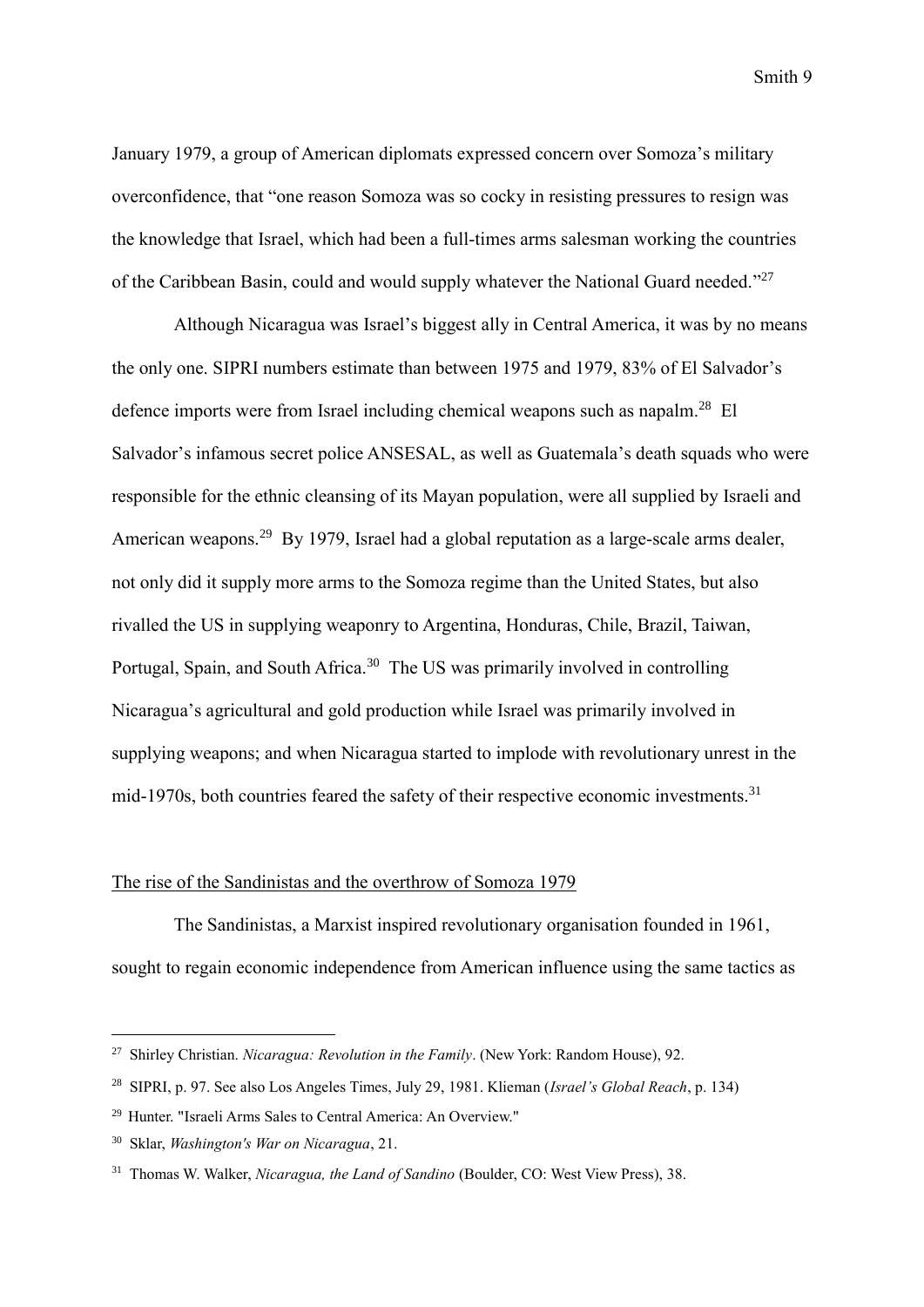January 1979, a group of American diplomats expressed concern over Somoza's military overconfidence, that "one reason Somoza was so cocky in resisting pressures to resign was the knowledge that Israel, which had been a full-times arms salesman working the countries of the Caribbean Basin, could and would supply whatever the National Guard needed."[27]

Although Nicaragua was Israel's biggest ally in Central America, it was by no means the only one. SIPRI numbers estimate than between 1975 and 1979, 83% of El Salvador's defence imports were from Israel including chemical weapons such as napalm.[28] El Salvador's infamous secret police ANSESAL, as well as Guatemala's death squads who were responsible for the ethnic cleansing of its Mayan population, were all supplied by Israeli and American weapons.[29] By 1979, Israel had a global reputation as a large-scale arms dealer, not only did it supply more arms to the Somoza regime than the United States, but also rivalled the US in supplying weaponry to Argentina, Honduras, Chile, Brazil, Taiwan, Portugal, Spain, and South Africa.[30] The US was primarily involved in controlling Nicaragua's agricultural and gold production while Israel was primarily involved in supplying weapons; and when Nicaragua started to implode with revolutionary unrest in the mid-1970s, both countries feared the safety of their respective economic investments.[31]

## The rise of the Sandinistas and the overthrow of Somoza 1979

The Sandinistas, a Marxist inspired revolutionary organisation founded in 1961, sought to regain economic independence from American influence using the same tactics as

---

[27] Shirley Christian. *Nicaragua: Revolution in the Family*. (New York: Random House), 92.

[28] SIPRI, p. 97. See also Los Angeles Times, July 29, 1981. Klieman (*Israel's Global Reach*, p. 134)

[29] Hunter. "Israeli Arms Sales to Central America: An Overview."

[30] Sklar, *Washington's War on Nicaragua*, 21.

[31] Thomas W. Walker, *Nicaragua, the Land of Sandino* (Boulder, CO: West View Press), 38.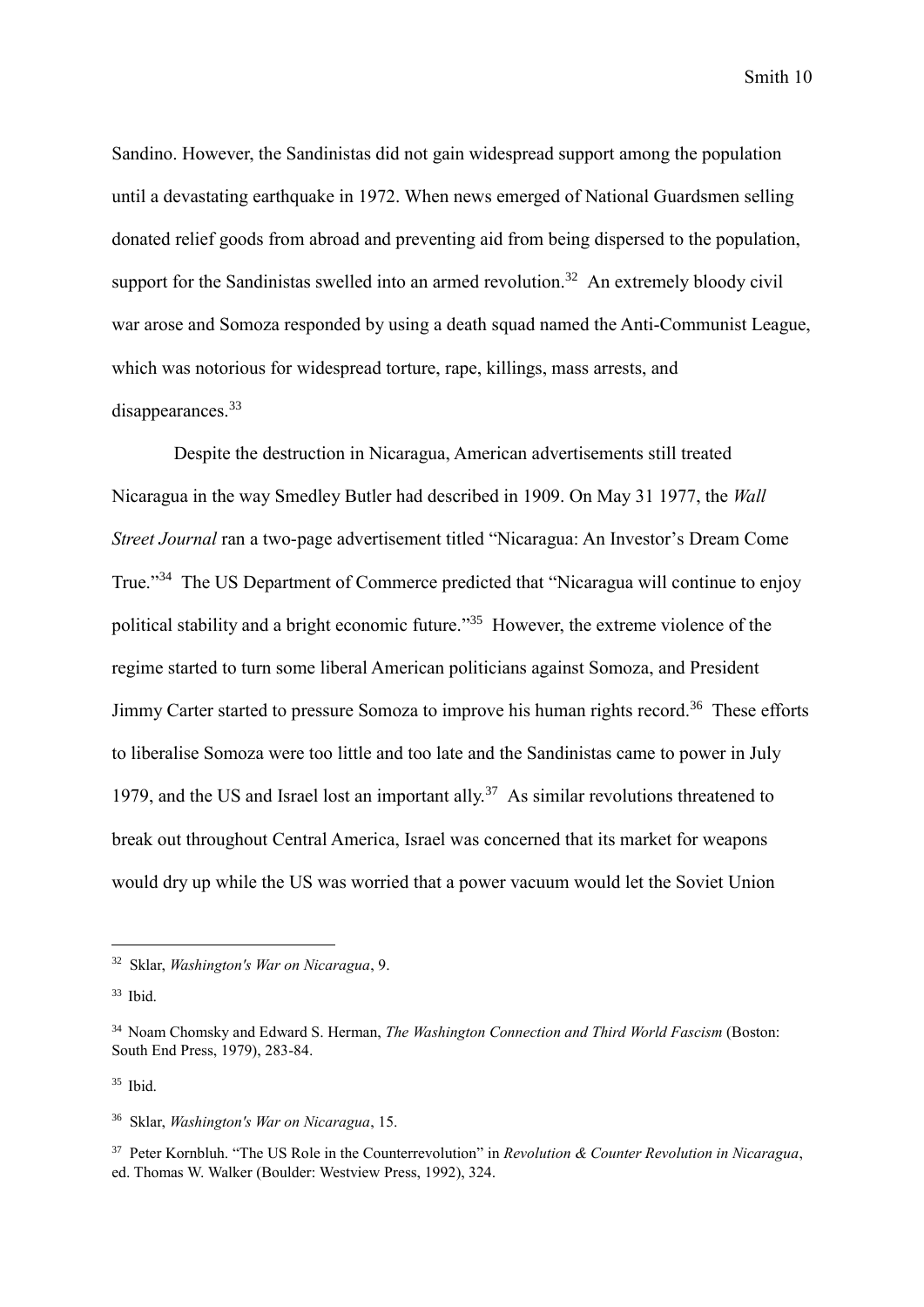Sandino. However, the Sandinistas did not gain widespread support among the population until a devastating earthquake in 1972. When news emerged of National Guardsmen selling donated relief goods from abroad and preventing aid from being dispersed to the population, support for the Sandinistas swelled into an armed revolution.[32] An extremely bloody civil war arose and Somoza responded by using a death squad named the Anti-Communist League, which was notorious for widespread torture, rape, killings, mass arrests, and disappearances.[33]

Despite the destruction in Nicaragua, American advertisements still treated Nicaragua in the way Smedley Butler had described in 1909. On May 31 1977, the *Wall Street Journal* ran a two-page advertisement titled "Nicaragua: An Investor's Dream Come True."[34] The US Department of Commerce predicted that "Nicaragua will continue to enjoy political stability and a bright economic future."[35] However, the extreme violence of the regime started to turn some liberal American politicians against Somoza, and President Jimmy Carter started to pressure Somoza to improve his human rights record.[36] These efforts to liberalise Somoza were too little and too late and the Sandinistas came to power in July 1979, and the US and Israel lost an important ally.[37] As similar revolutions threatened to break out throughout Central America, Israel was concerned that its market for weapons would dry up while the US was worried that a power vacuum would let the Soviet Union

---

[32] Sklar, *Washington's War on Nicaragua*, 9.

[33] Ibid.

[34] Noam Chomsky and Edward S. Herman, *The Washington Connection and Third World Fascism* (Boston: South End Press, 1979), 283-84.

[35] Ibid.

[36] Sklar, *Washington's War on Nicaragua*, 15.

[37] Peter Kornbluh. "The US Role in the Counterrevolution" in *Revolution & Counter Revolution in Nicaragua*, ed. Thomas W. Walker (Boulder: Westview Press, 1992), 324.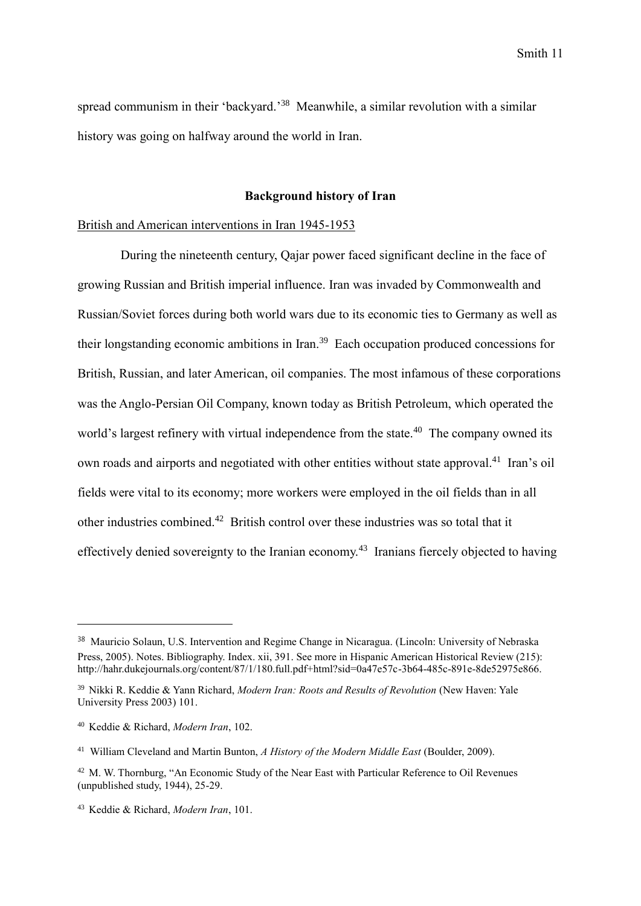spread communism in their 'backyard.'[38] Meanwhile, a similar revolution with a similar history was going on halfway around the world in Iran.

## Background history of Iran

British and American interventions in Iran 1945-1953

During the nineteenth century, Qajar power faced significant decline in the face of growing Russian and British imperial influence. Iran was invaded by Commonwealth and Russian/Soviet forces during both world wars due to its economic ties to Germany as well as their longstanding economic ambitions in Iran.[39] Each occupation produced concessions for British, Russian, and later American, oil companies. The most infamous of these corporations was the Anglo-Persian Oil Company, known today as British Petroleum, which operated the world's largest refinery with virtual independence from the state.[40] The company owned its own roads and airports and negotiated with other entities without state approval.[41] Iran's oil fields were vital to its economy; more workers were employed in the oil fields than in all other industries combined.[42] British control over these industries was so total that it effectively denied sovereignty to the Iranian economy.[43] Iranians fiercely objected to having

---

[38] Mauricio Solaun, U.S. Intervention and Regime Change in Nicaragua. (Lincoln: University of Nebraska Press, 2005). Notes. Bibliography. Index. xii, 391. See more in Hispanic American Historical Review (215): http://hahr.dukejournals.org/content/87/1/180.full.pdf+html?sid=0a47e57c-3b64-485c-891e-8de52975e866.

[39] Nikki R. Keddie & Yann Richard, *Modern Iran: Roots and Results of Revolution* (New Haven: Yale University Press 2003) 101.

[40] Keddie & Richard, *Modern Iran*, 102.

[41] William Cleveland and Martin Bunton, *A History of the Modern Middle East* (Boulder, 2009).

[42] M. W. Thornburg, "An Economic Study of the Near East with Particular Reference to Oil Revenues (unpublished study, 1944), 25-29.

[43] Keddie & Richard, *Modern Iran*, 101.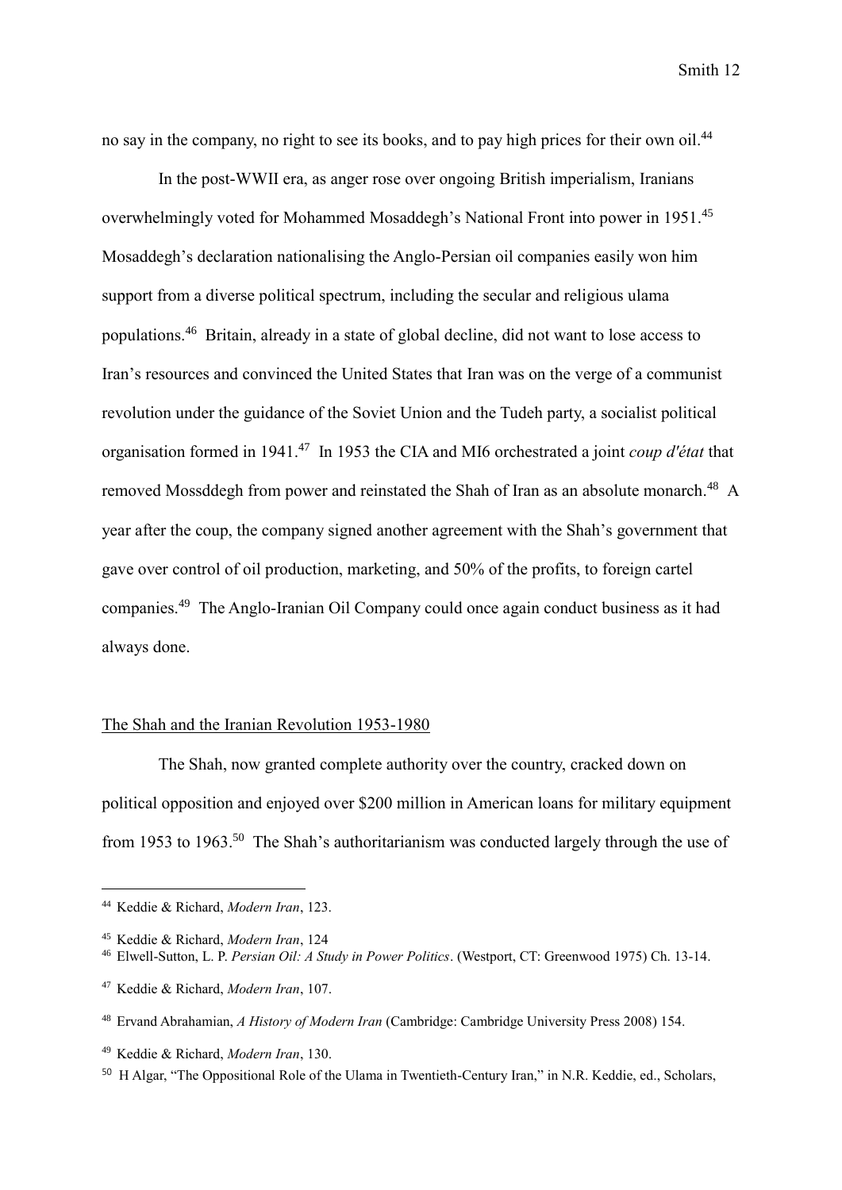no say in the company, no right to see its books, and to pay high prices for their own oil.[44]

In the post-WWII era, as anger rose over ongoing British imperialism, Iranians overwhelmingly voted for Mohammed Mosaddegh's National Front into power in 1951.[45] Mosaddegh's declaration nationalising the Anglo-Persian oil companies easily won him support from a diverse political spectrum, including the secular and religious ulama populations.[46] Britain, already in a state of global decline, did not want to lose access to Iran's resources and convinced the United States that Iran was on the verge of a communist revolution under the guidance of the Soviet Union and the Tudeh party, a socialist political organisation formed in 1941.[47] In 1953 the CIA and MI6 orchestrated a joint *coup d'état* that removed Mossddegh from power and reinstated the Shah of Iran as an absolute monarch.[48] A year after the coup, the company signed another agreement with the Shah's government that gave over control of oil production, marketing, and 50% of the profits, to foreign cartel companies.[49] The Anglo-Iranian Oil Company could once again conduct business as it had always done.

## The Shah and the Iranian Revolution 1953-1980

The Shah, now granted complete authority over the country, cracked down on political opposition and enjoyed over $200 million in American loans for military equipment from 1953 to 1963.[50] The Shah's authoritarianism was conducted largely through the use of

---

[44] Keddie & Richard, *Modern Iran*, 123.

[45] Keddie & Richard, *Modern Iran*, 124

[46] Elwell-Sutton, L. P. *Persian Oil: A Study in Power Politics*. (Westport, CT: Greenwood 1975) Ch. 13-14.

[47] Keddie & Richard, *Modern Iran*, 107.

[48] Ervand Abrahamian, *A History of Modern Iran* (Cambridge: Cambridge University Press 2008) 154.

[49] Keddie & Richard, *Modern Iran*, 130.

[50] H Algar, "The Oppositional Role of the Ulama in Twentieth-Century Iran," in N.R. Keddie, ed., Scholars,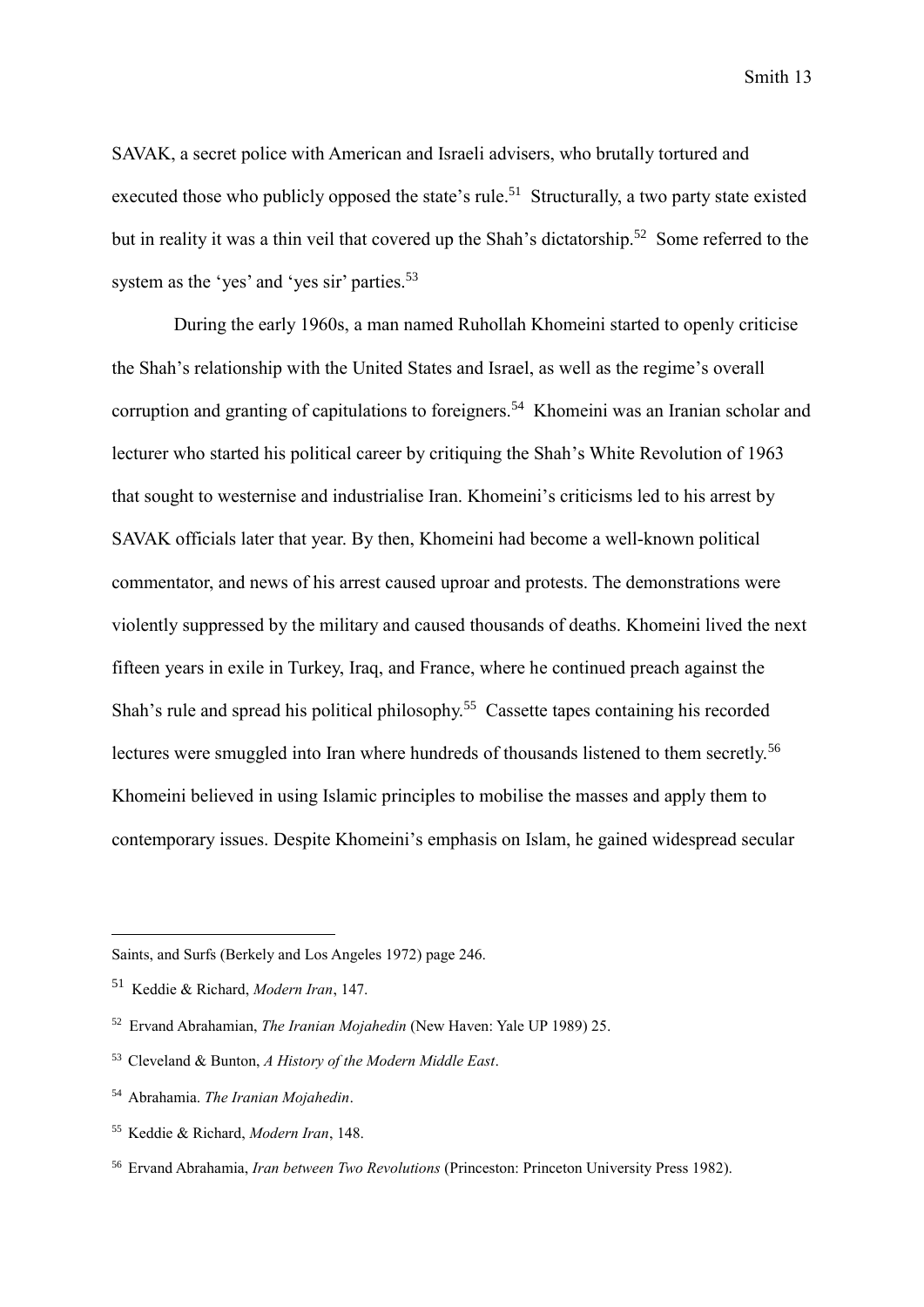SAVAK, a secret police with American and Israeli advisers, who brutally tortured and executed those who publicly opposed the state's rule.[51] Structurally, a two party state existed but in reality it was a thin veil that covered up the Shah's dictatorship.[52] Some referred to the system as the 'yes' and 'yes sir' parties.[53]

During the early 1960s, a man named Ruhollah Khomeini started to openly criticise the Shah's relationship with the United States and Israel, as well as the regime's overall corruption and granting of capitulations to foreigners.[54] Khomeini was an Iranian scholar and lecturer who started his political career by critiquing the Shah's White Revolution of 1963 that sought to westernise and industrialise Iran. Khomeini's criticisms led to his arrest by SAVAK officials later that year. By then, Khomeini had become a well-known political commentator, and news of his arrest caused uproar and protests. The demonstrations were violently suppressed by the military and caused thousands of deaths. Khomeini lived the next fifteen years in exile in Turkey, Iraq, and France, where he continued preach against the Shah's rule and spread his political philosophy.[55] Cassette tapes containing his recorded lectures were smuggled into Iran where hundreds of thousands listened to them secretly.[56] Khomeini believed in using Islamic principles to mobilise the masses and apply them to contemporary issues. Despite Khomeini's emphasis on Islam, he gained widespread secular

---

Saints, and Surfs (Berkely and Los Angeles 1972) page 246.

[51] Keddie & Richard, *Modern Iran*, 147.

[52] Ervand Abrahamian, *The Iranian Mojahedin* (New Haven: Yale UP 1989) 25.

[53] Cleveland & Bunton, *A History of the Modern Middle East*.

[54] Abrahamia. *The Iranian Mojahedin*.

[55] Keddie & Richard, *Modern Iran*, 148.

[56] Ervand Abrahamia, *Iran between Two Revolutions* (Princeston: Princeton University Press 1982).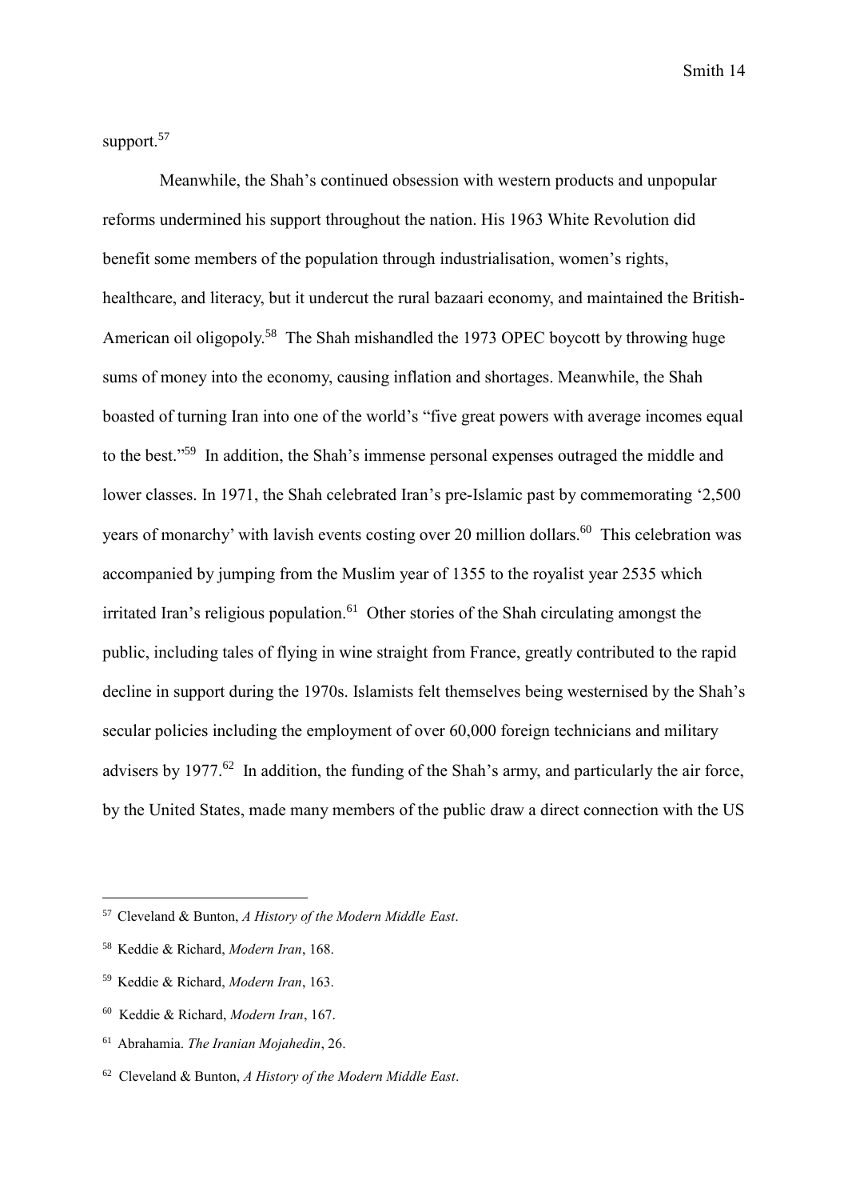support.[57]

Meanwhile, the Shah's continued obsession with western products and unpopular reforms undermined his support throughout the nation. His 1963 White Revolution did benefit some members of the population through industrialisation, women's rights, healthcare, and literacy, but it undercut the rural bazaari economy, and maintained the British-American oil oligopoly.[58] The Shah mishandled the 1973 OPEC boycott by throwing huge sums of money into the economy, causing inflation and shortages. Meanwhile, the Shah boasted of turning Iran into one of the world's "five great powers with average incomes equal to the best."[59] In addition, the Shah's immense personal expenses outraged the middle and lower classes. In 1971, the Shah celebrated Iran's pre-Islamic past by commemorating '2,500 years of monarchy' with lavish events costing over 20 million dollars.[60] This celebration was accompanied by jumping from the Muslim year of 1355 to the royalist year 2535 which irritated Iran's religious population.[61] Other stories of the Shah circulating amongst the public, including tales of flying in wine straight from France, greatly contributed to the rapid decline in support during the 1970s. Islamists felt themselves being westernised by the Shah's secular policies including the employment of over 60,000 foreign technicians and military advisers by 1977.[62] In addition, the funding of the Shah's army, and particularly the air force, by the United States, made many members of the public draw a direct connection with the US

---

[57] Cleveland & Bunton, *A History of the Modern Middle East*.

[58] Keddie & Richard, *Modern Iran*, 168.

[59] Keddie & Richard, *Modern Iran*, 163.

[60] Keddie & Richard, *Modern Iran*, 167.

[61] Abrahamia. *The Iranian Mojahedin*, 26.

[62] Cleveland & Bunton, *A History of the Modern Middle East*.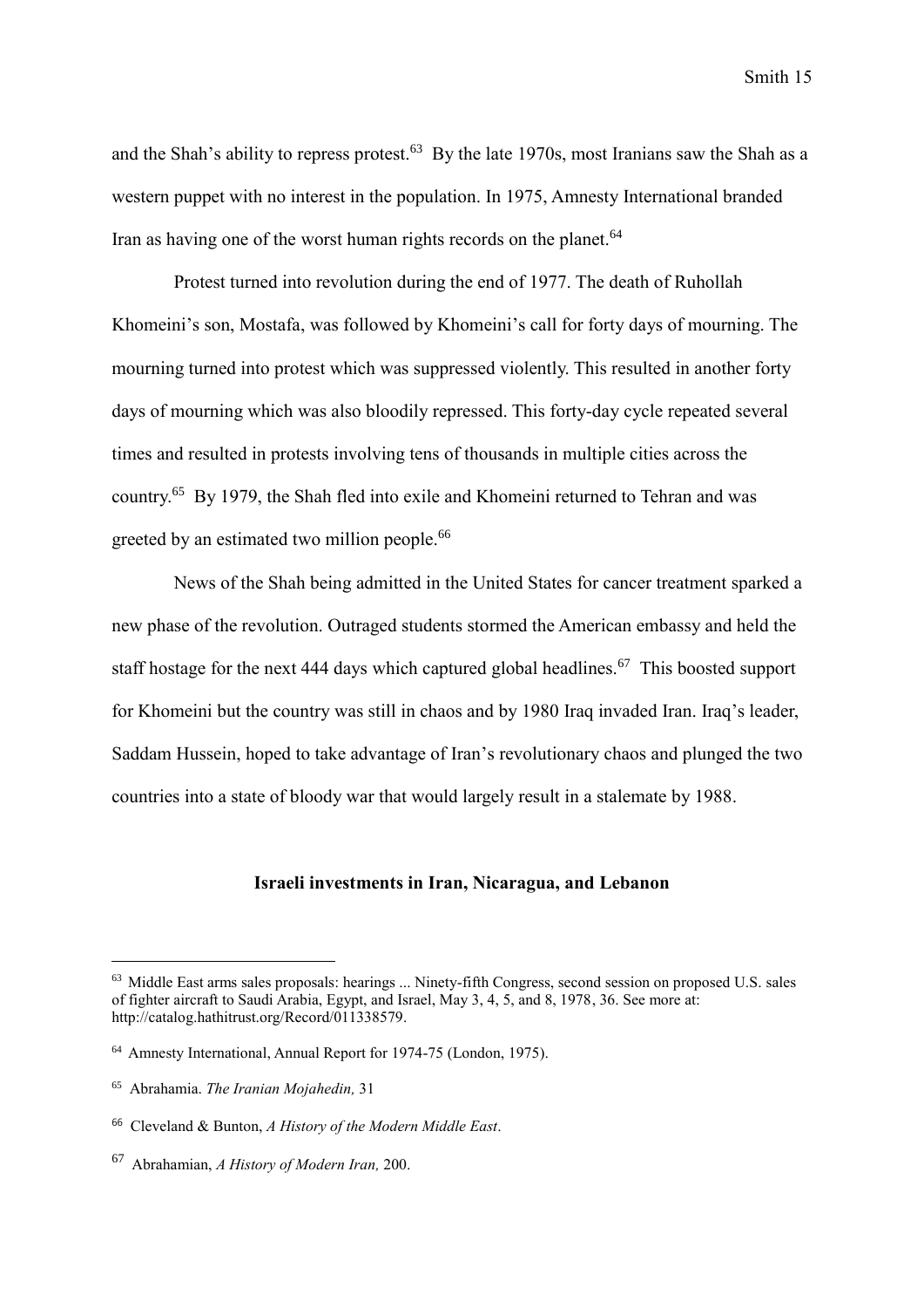and the Shah's ability to repress protest.[63] By the late 1970s, most Iranians saw the Shah as a western puppet with no interest in the population. In 1975, Amnesty International branded Iran as having one of the worst human rights records on the planet.[64]

Protest turned into revolution during the end of 1977. The death of Ruhollah Khomeini's son, Mostafa, was followed by Khomeini's call for forty days of mourning. The mourning turned into protest which was suppressed violently. This resulted in another forty days of mourning which was also bloodily repressed. This forty-day cycle repeated several times and resulted in protests involving tens of thousands in multiple cities across the country.[65] By 1979, the Shah fled into exile and Khomeini returned to Tehran and was greeted by an estimated two million people.[66]

News of the Shah being admitted in the United States for cancer treatment sparked a new phase of the revolution. Outraged students stormed the American embassy and held the staff hostage for the next 444 days which captured global headlines.[67] This boosted support for Khomeini but the country was still in chaos and by 1980 Iraq invaded Iran. Iraq's leader, Saddam Hussein, hoped to take advantage of Iran's revolutionary chaos and plunged the two countries into a state of bloody war that would largely result in a stalemate by 1988.

### Israeli investments in Iran, Nicaragua, and Lebanon

---

[63] Middle East arms sales proposals: hearings ... Ninety-fifth Congress, second session on proposed U.S. sales of fighter aircraft to Saudi Arabia, Egypt, and Israel, May 3, 4, 5, and 8, 1978, 36. See more at: http://catalog.hathitrust.org/Record/011338579.

[64] Amnesty International, Annual Report for 1974-75 (London, 1975).

[65] Abrahamia. *The Iranian Mojahedin,* 31

[66] Cleveland & Bunton, *A History of the Modern Middle East*.

[67] Abrahamian, *A History of Modern Iran,* 200.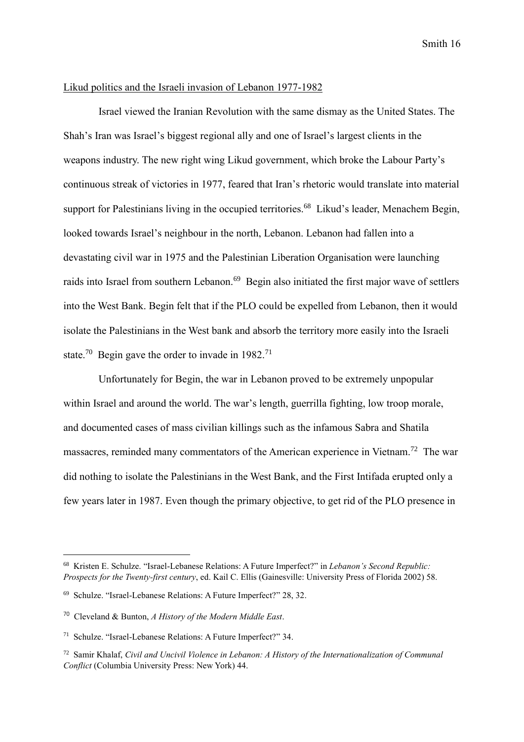Likud politics and the Israeli invasion of Lebanon 1977-1982

Israel viewed the Iranian Revolution with the same dismay as the United States. The Shah's Iran was Israel's biggest regional ally and one of Israel's largest clients in the weapons industry. The new right wing Likud government, which broke the Labour Party's continuous streak of victories in 1977, feared that Iran's rhetoric would translate into material support for Palestinians living in the occupied territories.[68] Likud's leader, Menachem Begin, looked towards Israel's neighbour in the north, Lebanon. Lebanon had fallen into a devastating civil war in 1975 and the Palestinian Liberation Organisation were launching raids into Israel from southern Lebanon.[69] Begin also initiated the first major wave of settlers into the West Bank. Begin felt that if the PLO could be expelled from Lebanon, then it would isolate the Palestinians in the West bank and absorb the territory more easily into the Israeli state.[70] Begin gave the order to invade in 1982.[71]

Unfortunately for Begin, the war in Lebanon proved to be extremely unpopular within Israel and around the world. The war's length, guerrilla fighting, low troop morale, and documented cases of mass civilian killings such as the infamous Sabra and Shatila massacres, reminded many commentators of the American experience in Vietnam.[72] The war did nothing to isolate the Palestinians in the West Bank, and the First Intifada erupted only a few years later in 1987. Even though the primary objective, to get rid of the PLO presence in

---

[68] Kristen E. Schulze. "Israel-Lebanese Relations: A Future Imperfect?" in *Lebanon's Second Republic: Prospects for the Twenty-first century*, ed. Kail C. Ellis (Gainesville: University Press of Florida 2002) 58.

[69] Schulze. "Israel-Lebanese Relations: A Future Imperfect?" 28, 32.

[70] Cleveland & Bunton, *A History of the Modern Middle East*.

[71] Schulze. "Israel-Lebanese Relations: A Future Imperfect?" 34.

[72] Samir Khalaf, *Civil and Uncivil Violence in Lebanon: A History of the Internationalization of Communal Conflict* (Columbia University Press: New York) 44.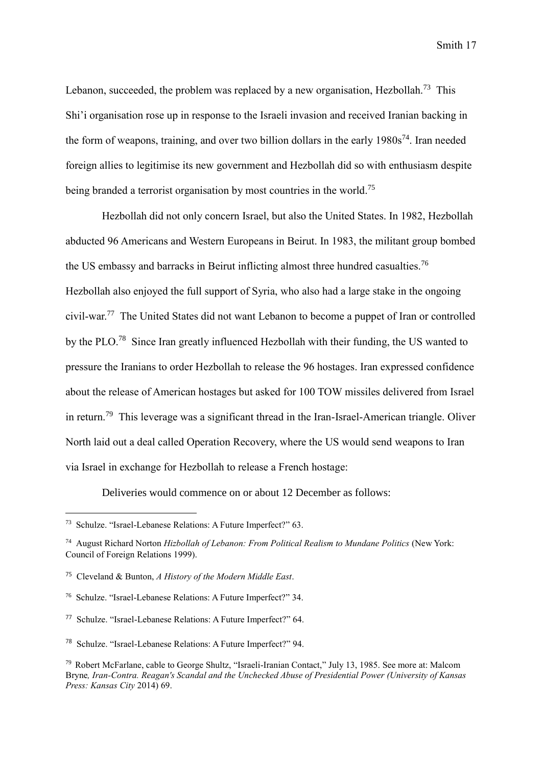Lebanon, succeeded, the problem was replaced by a new organisation, Hezbollah.[73] This Shi'i organisation rose up in response to the Israeli invasion and received Iranian backing in the form of weapons, training, and over two billion dollars in the early 1980s[74]. Iran needed foreign allies to legitimise its new government and Hezbollah did so with enthusiasm despite being branded a terrorist organisation by most countries in the world.[75]

Hezbollah did not only concern Israel, but also the United States. In 1982, Hezbollah abducted 96 Americans and Western Europeans in Beirut. In 1983, the militant group bombed the US embassy and barracks in Beirut inflicting almost three hundred casualties.[76] Hezbollah also enjoyed the full support of Syria, who also had a large stake in the ongoing civil-war.[77] The United States did not want Lebanon to become a puppet of Iran or controlled by the PLO.[78] Since Iran greatly influenced Hezbollah with their funding, the US wanted to pressure the Iranians to order Hezbollah to release the 96 hostages. Iran expressed confidence about the release of American hostages but asked for 100 TOW missiles delivered from Israel in return.[79] This leverage was a significant thread in the Iran-Israel-American triangle. Oliver North laid out a deal called Operation Recovery, where the US would send weapons to Iran via Israel in exchange for Hezbollah to release a French hostage:

Deliveries would commence on or about 12 December as follows:

---

[73] Schulze. "Israel-Lebanese Relations: A Future Imperfect?" 63.

[74] August Richard Norton *Hizbollah of Lebanon: From Political Realism to Mundane Politics* (New York: Council of Foreign Relations 1999).

[75] Cleveland & Bunton, *A History of the Modern Middle East*.

[76] Schulze. "Israel-Lebanese Relations: A Future Imperfect?" 34.

[77] Schulze. "Israel-Lebanese Relations: A Future Imperfect?" 64.

[78] Schulze. "Israel-Lebanese Relations: A Future Imperfect?" 94.

[79] Robert McFarlane, cable to George Shultz, "Israeli-Iranian Contact," July 13, 1985. See more at: Malcom Bryne*, Iran-Contra. Reagan's Scandal and the Unchecked Abuse of Presidential Power (University of Kansas Press: Kansas City* 2014) 69.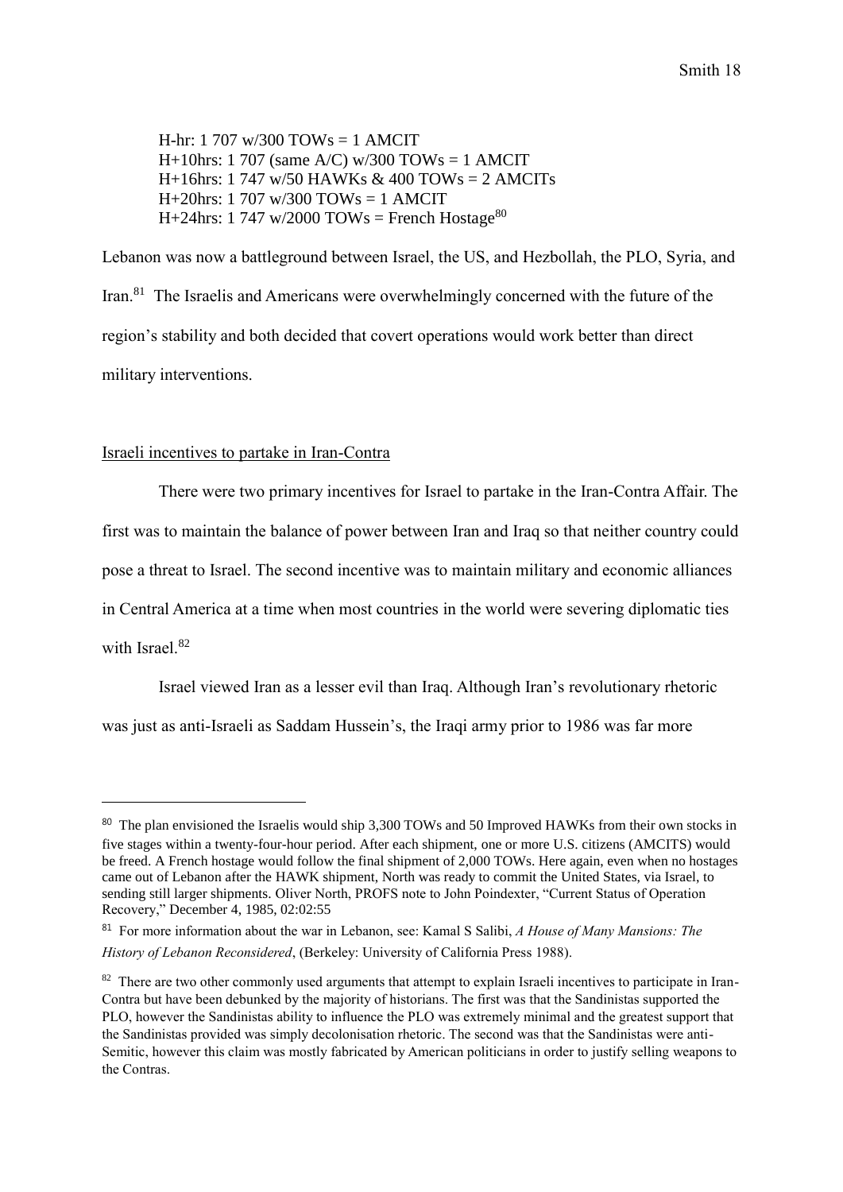H-hr: 1 707 w/300 TOWs = 1 AMCIT  
H+10hrs: 1 707 (same A/C) w/300 TOWs = 1 AMCIT  
H+16hrs: 1 747 w/50 HAWKs & 400 TOWs = 2 AMCITs  
H+20hrs: 1 707 w/300 TOWs = 1 AMCIT  
H+24hrs: 1 747 w/2000 TOWs = French Hostage[80]

Lebanon was now a battleground between Israel, the US, and Hezbollah, the PLO, Syria, and Iran.[81] The Israelis and Americans were overwhelmingly concerned with the future of the region's stability and both decided that covert operations would work better than direct military interventions.

Israeli incentives to partake in Iran-Contra

There were two primary incentives for Israel to partake in the Iran-Contra Affair. The first was to maintain the balance of power between Iran and Iraq so that neither country could pose a threat to Israel. The second incentive was to maintain military and economic alliances in Central America at a time when most countries in the world were severing diplomatic ties with Israel.[82]

Israel viewed Iran as a lesser evil than Iraq. Although Iran's revolutionary rhetoric was just as anti-Israeli as Saddam Hussein's, the Iraqi army prior to 1986 was far more

---

[80] The plan envisioned the Israelis would ship 3,300 TOWs and 50 Improved HAWKs from their own stocks in five stages within a twenty-four-hour period. After each shipment, one or more U.S. citizens (AMCITS) would be freed. A French hostage would follow the final shipment of 2,000 TOWs. Here again, even when no hostages came out of Lebanon after the HAWK shipment, North was ready to commit the United States, via Israel, to sending still larger shipments. Oliver North, PROFS note to John Poindexter, "Current Status of Operation Recovery," December 4, 1985, 02:02:55

[81] For more information about the war in Lebanon, see: Kamal S Salibi, *A House of Many Mansions: The History of Lebanon Reconsidered*, (Berkeley: University of California Press 1988).

[82] There are two other commonly used arguments that attempt to explain Israeli incentives to participate in Iran-Contra but have been debunked by the majority of historians. The first was that the Sandinistas supported the PLO, however the Sandinistas ability to influence the PLO was extremely minimal and the greatest support that the Sandinistas provided was simply decolonisation rhetoric. The second was that the Sandinistas were anti-Semitic, however this claim was mostly fabricated by American politicians in order to justify selling weapons to the Contras.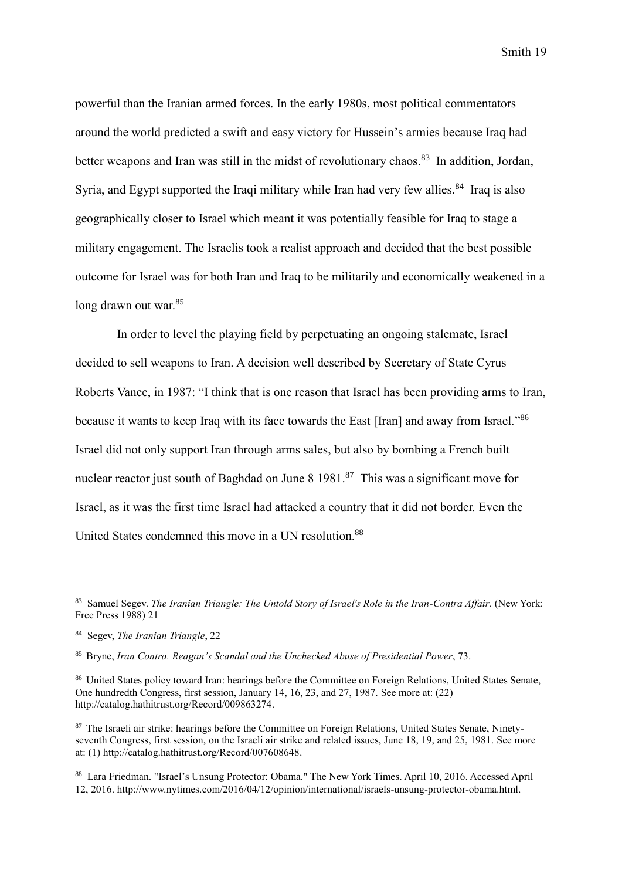powerful than the Iranian armed forces. In the early 1980s, most political commentators around the world predicted a swift and easy victory for Hussein's armies because Iraq had better weapons and Iran was still in the midst of revolutionary chaos.[83] In addition, Jordan, Syria, and Egypt supported the Iraqi military while Iran had very few allies.[84] Iraq is also geographically closer to Israel which meant it was potentially feasible for Iraq to stage a military engagement. The Israelis took a realist approach and decided that the best possible outcome for Israel was for both Iran and Iraq to be militarily and economically weakened in a long drawn out war.[85]

In order to level the playing field by perpetuating an ongoing stalemate, Israel decided to sell weapons to Iran. A decision well described by Secretary of State Cyrus Roberts Vance, in 1987: "I think that is one reason that Israel has been providing arms to Iran, because it wants to keep Iraq with its face towards the East [Iran] and away from Israel."[86] Israel did not only support Iran through arms sales, but also by bombing a French built nuclear reactor just south of Baghdad on June 8 1981.[87] This was a significant move for Israel, as it was the first time Israel had attacked a country that it did not border. Even the United States condemned this move in a UN resolution.[88]

---

[83] Samuel Segev. *The Iranian Triangle: The Untold Story of Israel's Role in the Iran-Contra Affair*. (New York: Free Press 1988) 21

[84] Segev, *The Iranian Triangle*, 22

[85] Bryne, *Iran Contra. Reagan's Scandal and the Unchecked Abuse of Presidential Power*, 73.

[86] United States policy toward Iran: hearings before the Committee on Foreign Relations, United States Senate, One hundredth Congress, first session, January 14, 16, 23, and 27, 1987. See more at: (22) http://catalog.hathitrust.org/Record/009863274.

[87] The Israeli air strike: hearings before the Committee on Foreign Relations, United States Senate, Ninety-seventh Congress, first session, on the Israeli air strike and related issues, June 18, 19, and 25, 1981. See more at: (1) http://catalog.hathitrust.org/Record/007608648.

[88] Lara Friedman. "Israel's Unsung Protector: Obama." The New York Times. April 10, 2016. Accessed April 12, 2016. http://www.nytimes.com/2016/04/12/opinion/international/israels-unsung-protector-obama.html.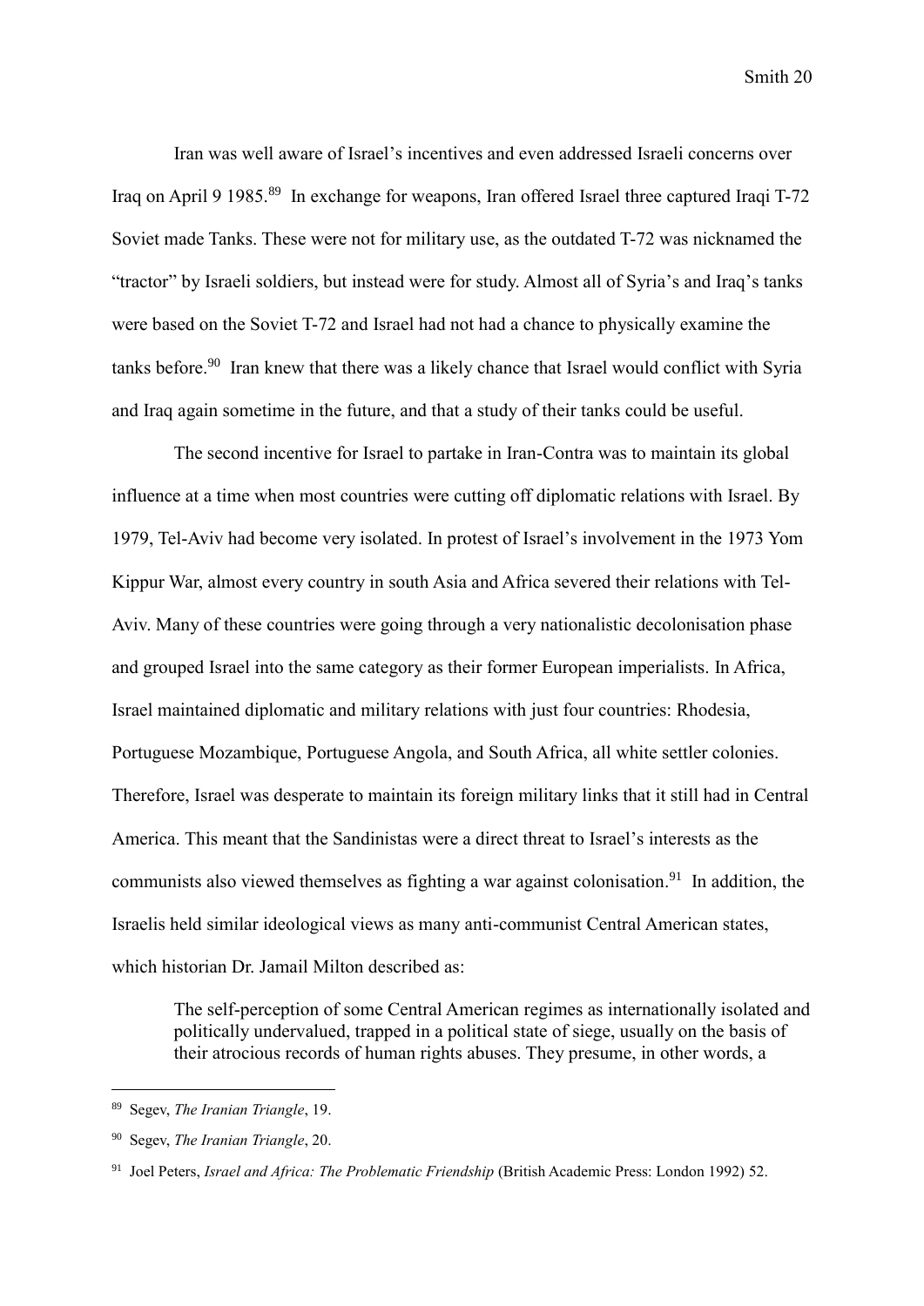Iran was well aware of Israel's incentives and even addressed Israeli concerns over Iraq on April 9 1985.[89] In exchange for weapons, Iran offered Israel three captured Iraqi T-72 Soviet made Tanks. These were not for military use, as the outdated T-72 was nicknamed the "tractor" by Israeli soldiers, but instead were for study. Almost all of Syria's and Iraq's tanks were based on the Soviet T-72 and Israel had not had a chance to physically examine the tanks before.[90] Iran knew that there was a likely chance that Israel would conflict with Syria and Iraq again sometime in the future, and that a study of their tanks could be useful.

The second incentive for Israel to partake in Iran-Contra was to maintain its global influence at a time when most countries were cutting off diplomatic relations with Israel. By 1979, Tel-Aviv had become very isolated. In protest of Israel's involvement in the 1973 Yom Kippur War, almost every country in south Asia and Africa severed their relations with Tel-Aviv. Many of these countries were going through a very nationalistic decolonisation phase and grouped Israel into the same category as their former European imperialists. In Africa, Israel maintained diplomatic and military relations with just four countries: Rhodesia, Portuguese Mozambique, Portuguese Angola, and South Africa, all white settler colonies. Therefore, Israel was desperate to maintain its foreign military links that it still had in Central America. This meant that the Sandinistas were a direct threat to Israel's interests as the communists also viewed themselves as fighting a war against colonisation.[91] In addition, the Israelis held similar ideological views as many anti-communist Central American states, which historian Dr. Jamail Milton described as:

> The self-perception of some Central American regimes as internationally isolated and politically undervalued, trapped in a political state of siege, usually on the basis of their atrocious records of human rights abuses. They presume, in other words, a

---

[89] Segev, *The Iranian Triangle*, 19.

[90] Segev, *The Iranian Triangle*, 20.

[91] Joel Peters, *Israel and Africa: The Problematic Friendship* (British Academic Press: London 1992) 52.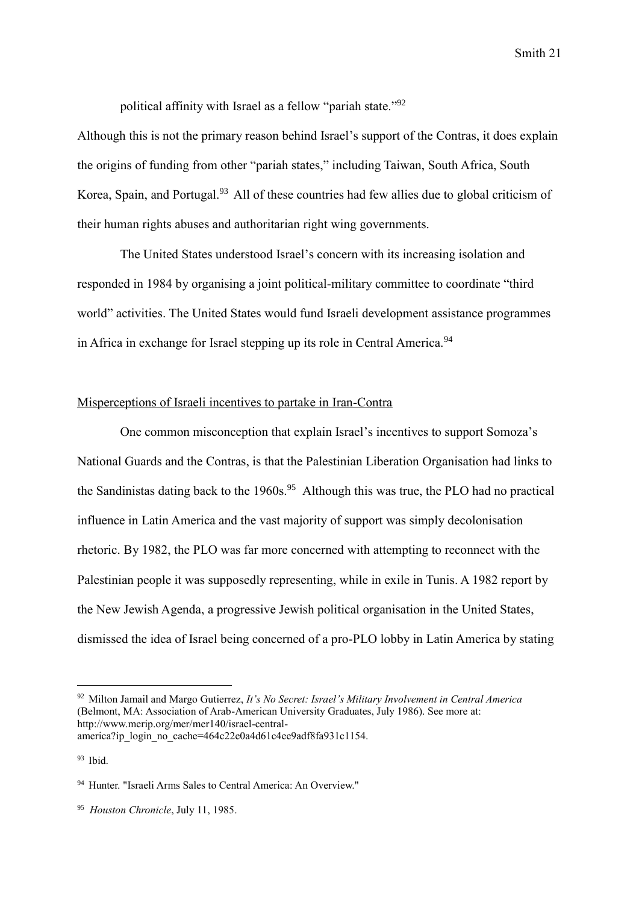political affinity with Israel as a fellow "pariah state."[92]

Although this is not the primary reason behind Israel's support of the Contras, it does explain the origins of funding from other "pariah states," including Taiwan, South Africa, South Korea, Spain, and Portugal.[93] All of these countries had few allies due to global criticism of their human rights abuses and authoritarian right wing governments.

The United States understood Israel's concern with its increasing isolation and responded in 1984 by organising a joint political-military committee to coordinate "third world" activities. The United States would fund Israeli development assistance programmes in Africa in exchange for Israel stepping up its role in Central America.[94]

Misperceptions of Israeli incentives to partake in Iran-Contra

One common misconception that explain Israel's incentives to support Somoza's National Guards and the Contras, is that the Palestinian Liberation Organisation had links to the Sandinistas dating back to the 1960s.[95] Although this was true, the PLO had no practical influence in Latin America and the vast majority of support was simply decolonisation rhetoric. By 1982, the PLO was far more concerned with attempting to reconnect with the Palestinian people it was supposedly representing, while in exile in Tunis. A 1982 report by the New Jewish Agenda, a progressive Jewish political organisation in the United States, dismissed the idea of Israel being concerned of a pro-PLO lobby in Latin America by stating

---

[92] Milton Jamail and Margo Gutierrez, *It's No Secret: Israel's Military Involvement in Central America* (Belmont, MA: Association of Arab-American University Graduates, July 1986). See more at: http://www.merip.org/mer/mer140/israel-central-america?ip_login_no_cache=464c22e0a4d61c4ee9adf8fa931c1154.

[93] Ibid.

[94] Hunter. "Israeli Arms Sales to Central America: An Overview."

[95] *Houston Chronicle*, July 11, 1985.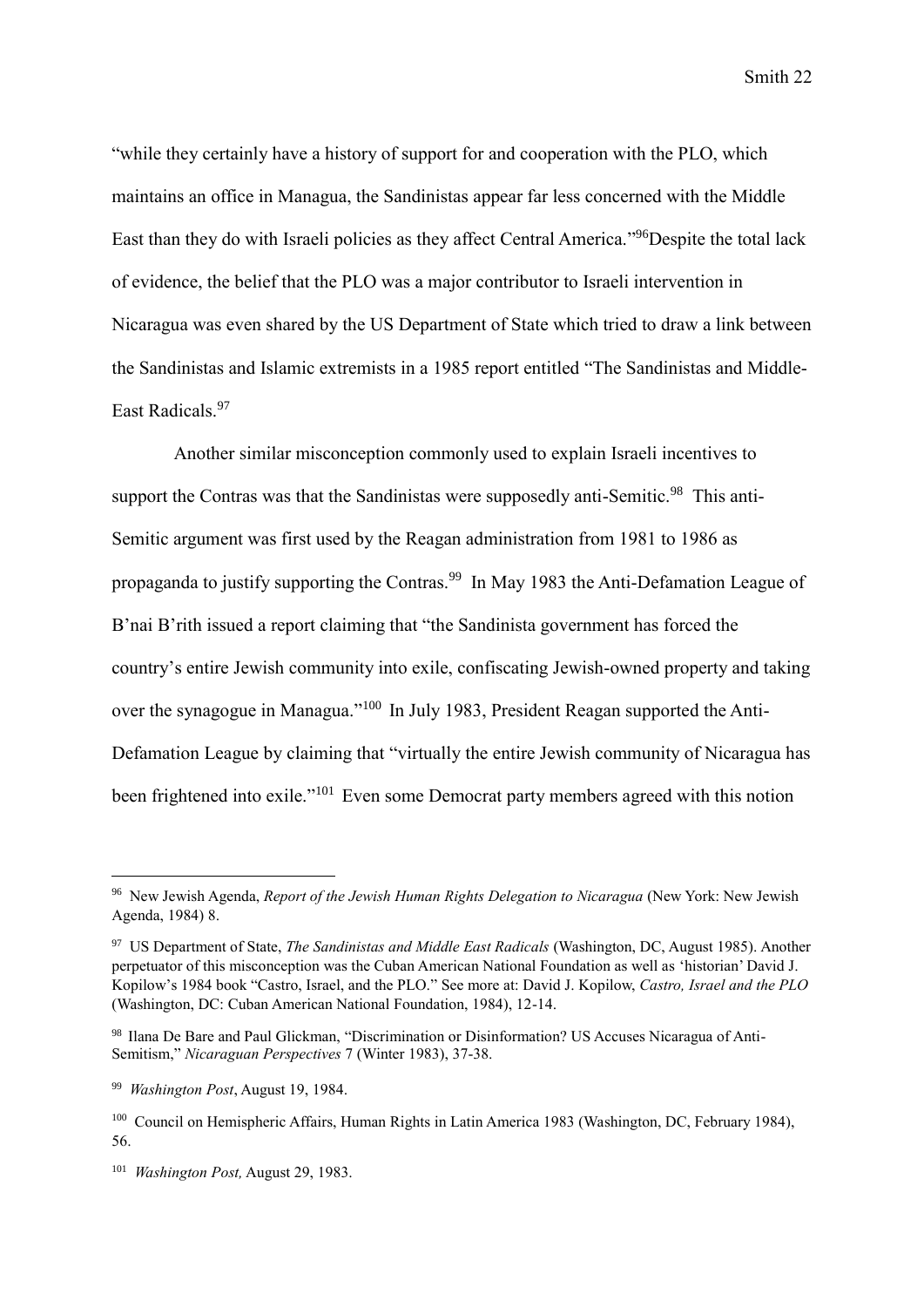"while they certainly have a history of support for and cooperation with the PLO, which maintains an office in Managua, the Sandinistas appear far less concerned with the Middle East than they do with Israeli policies as they affect Central America."[96]Despite the total lack of evidence, the belief that the PLO was a major contributor to Israeli intervention in Nicaragua was even shared by the US Department of State which tried to draw a link between the Sandinistas and Islamic extremists in a 1985 report entitled "The Sandinistas and Middle-East Radicals.[97]

Another similar misconception commonly used to explain Israeli incentives to support the Contras was that the Sandinistas were supposedly anti-Semitic.[98] This anti-Semitic argument was first used by the Reagan administration from 1981 to 1986 as propaganda to justify supporting the Contras.[99] In May 1983 the Anti-Defamation League of B'nai B'rith issued a report claiming that "the Sandinista government has forced the country's entire Jewish community into exile, confiscating Jewish-owned property and taking over the synagogue in Managua."[100] In July 1983, President Reagan supported the Anti-Defamation League by claiming that "virtually the entire Jewish community of Nicaragua has been frightened into exile."[101] Even some Democrat party members agreed with this notion

---

[96] New Jewish Agenda, *Report of the Jewish Human Rights Delegation to Nicaragua* (New York: New Jewish Agenda, 1984) 8.

[97] US Department of State, *The Sandinistas and Middle East Radicals* (Washington, DC, August 1985). Another perpetuator of this misconception was the Cuban American National Foundation as well as 'historian' David J. Kopilow's 1984 book "Castro, Israel, and the PLO." See more at: David J. Kopilow, *Castro, Israel and the PLO* (Washington, DC: Cuban American National Foundation, 1984), 12-14.

[98] Ilana De Bare and Paul Glickman, "Discrimination or Disinformation? US Accuses Nicaragua of Anti-Semitism," *Nicaraguan Perspectives* 7 (Winter 1983), 37-38.

[99] *Washington Post*, August 19, 1984.

[100] Council on Hemispheric Affairs, Human Rights in Latin America 1983 (Washington, DC, February 1984), 56.

[101] *Washington Post,* August 29, 1983.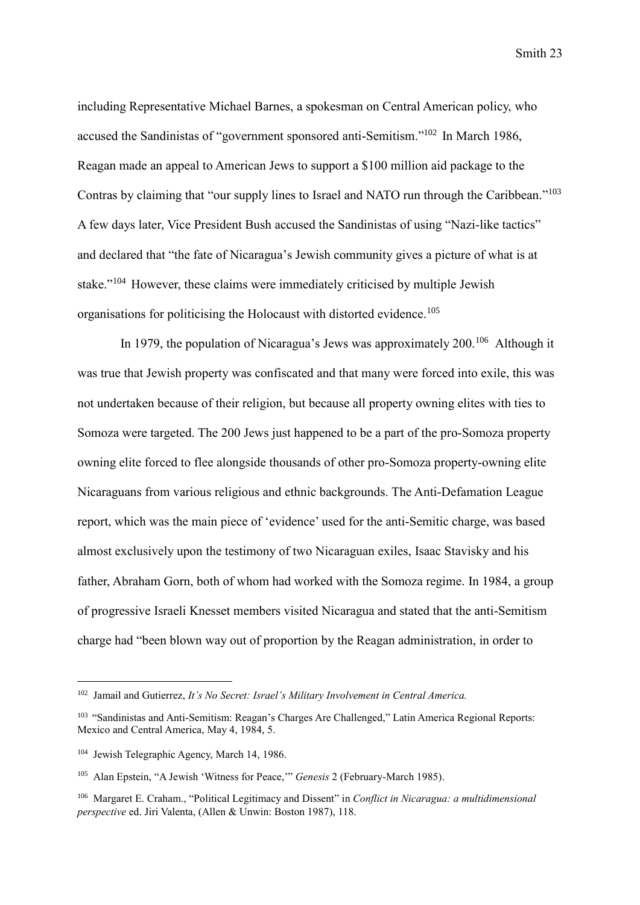including Representative Michael Barnes, a spokesman on Central American policy, who accused the Sandinistas of "government sponsored anti-Semitism."[102] In March 1986, Reagan made an appeal to American Jews to support a $100 million aid package to the Contras by claiming that "our supply lines to Israel and NATO run through the Caribbean."[103] A few days later, Vice President Bush accused the Sandinistas of using "Nazi-like tactics" and declared that "the fate of Nicaragua's Jewish community gives a picture of what is at stake."[104] However, these claims were immediately criticised by multiple Jewish organisations for politicising the Holocaust with distorted evidence.[105]

In 1979, the population of Nicaragua's Jews was approximately 200.[106] Although it was true that Jewish property was confiscated and that many were forced into exile, this was not undertaken because of their religion, but because all property owning elites with ties to Somoza were targeted. The 200 Jews just happened to be a part of the pro-Somoza property owning elite forced to flee alongside thousands of other pro-Somoza property-owning elite Nicaraguans from various religious and ethnic backgrounds. The Anti-Defamation League report, which was the main piece of 'evidence' used for the anti-Semitic charge, was based almost exclusively upon the testimony of two Nicaraguan exiles, Isaac Stavisky and his father, Abraham Gorn, both of whom had worked with the Somoza regime. In 1984, a group of progressive Israeli Knesset members visited Nicaragua and stated that the anti-Semitism charge had "been blown way out of proportion by the Reagan administration, in order to

---

102 Jamail and Gutierrez, *It's No Secret: Israel's Military Involvement in Central America.*

103 "Sandinistas and Anti-Semitism: Reagan's Charges Are Challenged," Latin America Regional Reports: Mexico and Central America, May 4, 1984, 5.

104 Jewish Telegraphic Agency, March 14, 1986.

105 Alan Epstein, "A Jewish 'Witness for Peace,'" *Genesis* 2 (February-March 1985).

106 Margaret E. Craham., "Political Legitimacy and Dissent" in *Conflict in Nicaragua: a multidimensional perspective* ed. Jiri Valenta, (Allen & Unwin: Boston 1987), 118.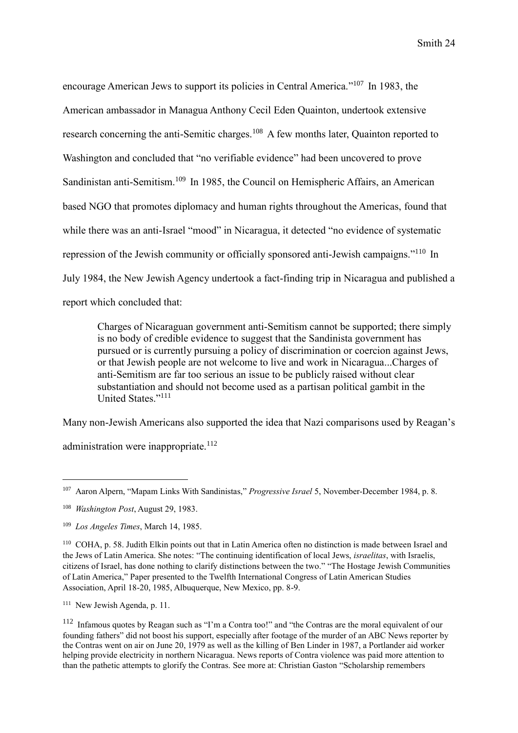encourage American Jews to support its policies in Central America."[107] In 1983, the American ambassador in Managua Anthony Cecil Eden Quainton, undertook extensive research concerning the anti-Semitic charges.[108] A few months later, Quainton reported to Washington and concluded that "no verifiable evidence" had been uncovered to prove Sandinistan anti-Semitism.[109] In 1985, the Council on Hemispheric Affairs, an American based NGO that promotes diplomacy and human rights throughout the Americas, found that while there was an anti-Israel "mood" in Nicaragua, it detected "no evidence of systematic repression of the Jewish community or officially sponsored anti-Jewish campaigns."[110] In July 1984, the New Jewish Agency undertook a fact-finding trip in Nicaragua and published a report which concluded that:

> Charges of Nicaraguan government anti-Semitism cannot be supported; there simply is no body of credible evidence to suggest that the Sandinista government has pursued or is currently pursuing a policy of discrimination or coercion against Jews, or that Jewish people are not welcome to live and work in Nicaragua...Charges of anti-Semitism are far too serious an issue to be publicly raised without clear substantiation and should not become used as a partisan political gambit in the United States."[111]

Many non-Jewish Americans also supported the idea that Nazi comparisons used by Reagan's administration were inappropriate.[112]

---

[107] Aaron Alpern, "Mapam Links With Sandinistas," *Progressive Israel* 5, November-December 1984, p. 8.

[108] *Washington Post*, August 29, 1983.

[109] *Los Angeles Times*, March 14, 1985.

[110] COHA, p. 58. Judith Elkin points out that in Latin America often no distinction is made between Israel and the Jews of Latin America. She notes: "The continuing identification of local Jews, *israelitas*, with Israelis, citizens of Israel, has done nothing to clarify distinctions between the two." "The Hostage Jewish Communities of Latin America," Paper presented to the Twelfth International Congress of Latin American Studies Association, April 18-20, 1985, Albuquerque, New Mexico, pp. 8-9.

[111] New Jewish Agenda, p. 11.

[112] Infamous quotes by Reagan such as "I'm a Contra too!" and "the Contras are the moral equivalent of our founding fathers" did not boost his support, especially after footage of the murder of an ABC News reporter by the Contras went on air on June 20, 1979 as well as the killing of Ben Linder in 1987, a Portlander aid worker helping provide electricity in northern Nicaragua. News reports of Contra violence was paid more attention to than the pathetic attempts to glorify the Contras. See more at: Christian Gaston "Scholarship remembers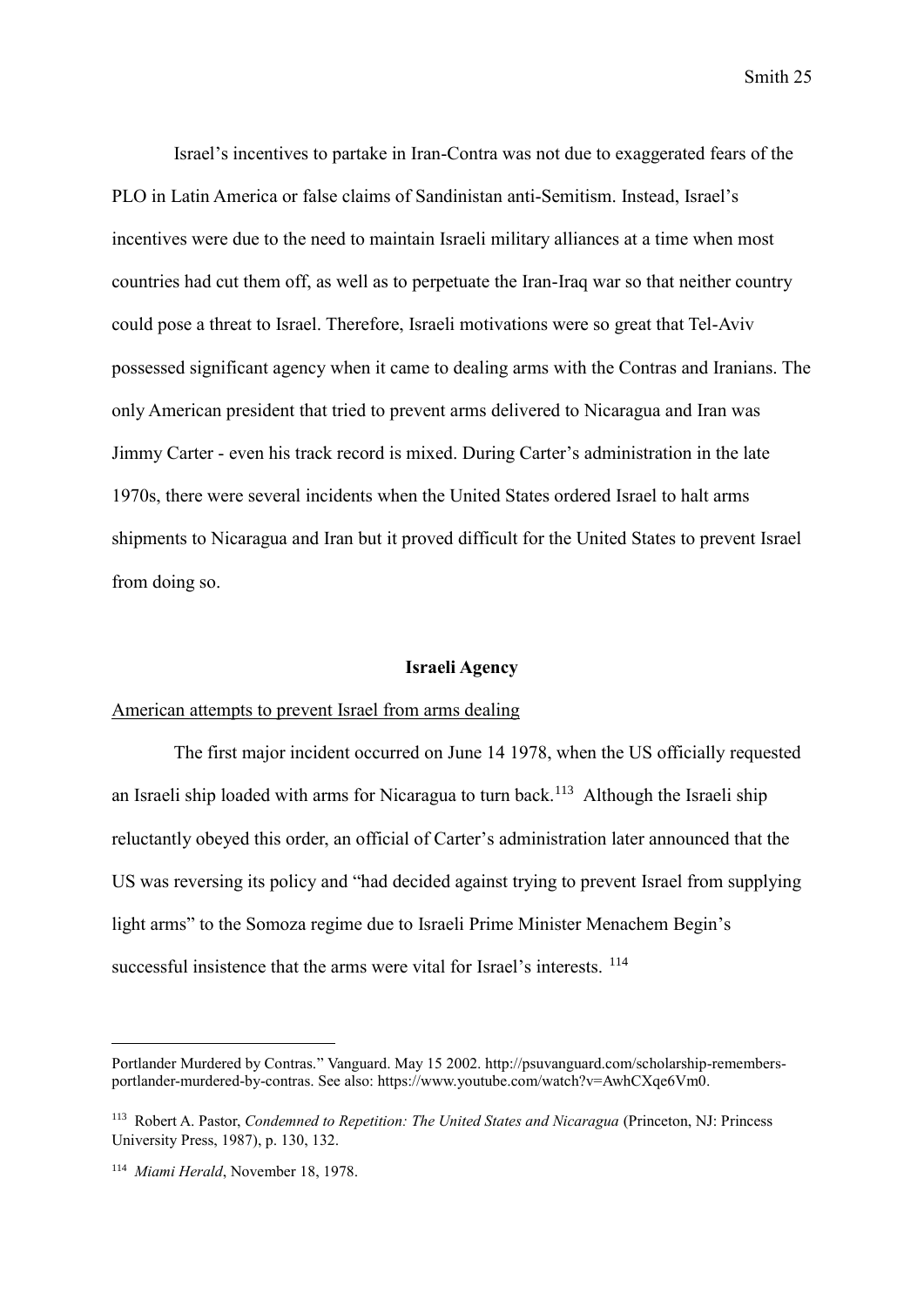Israel's incentives to partake in Iran-Contra was not due to exaggerated fears of the PLO in Latin America or false claims of Sandinistan anti-Semitism. Instead, Israel's incentives were due to the need to maintain Israeli military alliances at a time when most countries had cut them off, as well as to perpetuate the Iran-Iraq war so that neither country could pose a threat to Israel. Therefore, Israeli motivations were so great that Tel-Aviv possessed significant agency when it came to dealing arms with the Contras and Iranians. The only American president that tried to prevent arms delivered to Nicaragua and Iran was Jimmy Carter - even his track record is mixed. During Carter's administration in the late 1970s, there were several incidents when the United States ordered Israel to halt arms shipments to Nicaragua and Iran but it proved difficult for the United States to prevent Israel from doing so.

## Israeli Agency

<u>American attempts to prevent Israel from arms dealing</u>

The first major incident occurred on June 14 1978, when the US officially requested an Israeli ship loaded with arms for Nicaragua to turn back.[113] Although the Israeli ship reluctantly obeyed this order, an official of Carter's administration later announced that the US was reversing its policy and "had decided against trying to prevent Israel from supplying light arms" to the Somoza regime due to Israeli Prime Minister Menachem Begin's successful insistence that the arms were vital for Israel's interests. [114]

---

Portlander Murdered by Contras." Vanguard. May 15 2002. http://psuvanguard.com/scholarship-remembers-portlander-murdered-by-contras. See also: https://www.youtube.com/watch?v=AwhCXqe6Vm0.

[113] Robert A. Pastor, *Condemned to Repetition: The United States and Nicaragua* (Princeton, NJ: Princess University Press, 1987), p. 130, 132.

[114] *Miami Herald*, November 18, 1978.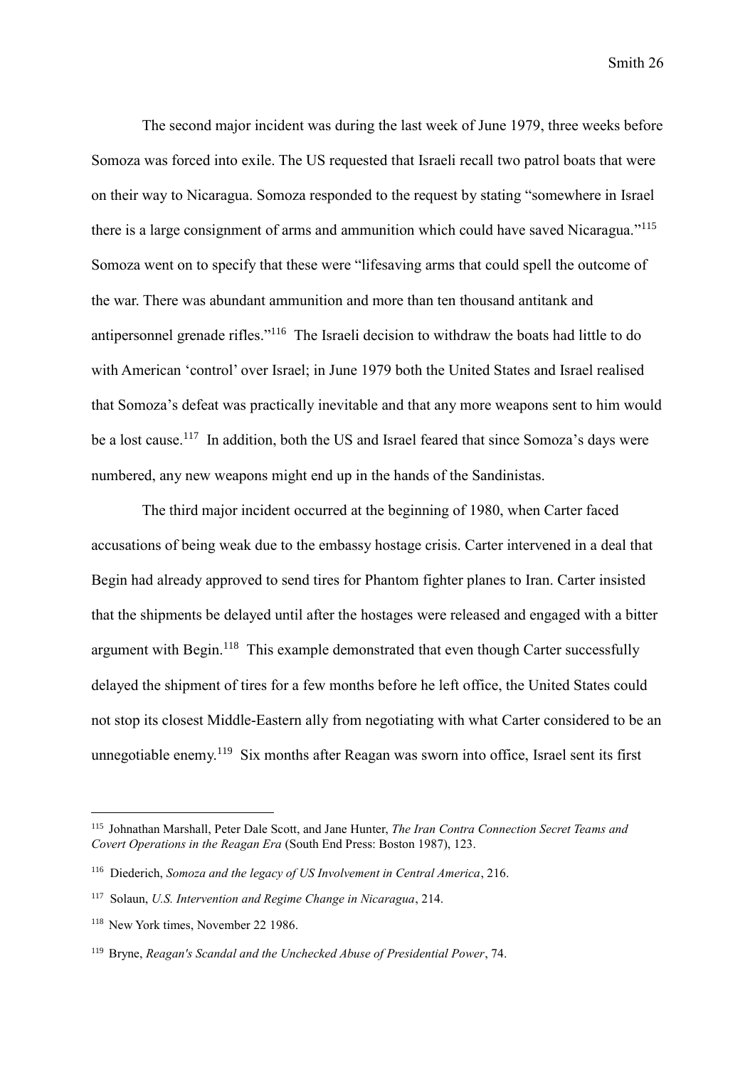The second major incident was during the last week of June 1979, three weeks before Somoza was forced into exile. The US requested that Israeli recall two patrol boats that were on their way to Nicaragua. Somoza responded to the request by stating "somewhere in Israel there is a large consignment of arms and ammunition which could have saved Nicaragua."[115] Somoza went on to specify that these were "lifesaving arms that could spell the outcome of the war. There was abundant ammunition and more than ten thousand antitank and antipersonnel grenade rifles."[116] The Israeli decision to withdraw the boats had little to do with American 'control' over Israel; in June 1979 both the United States and Israel realised that Somoza's defeat was practically inevitable and that any more weapons sent to him would be a lost cause.[117] In addition, both the US and Israel feared that since Somoza's days were numbered, any new weapons might end up in the hands of the Sandinistas.

The third major incident occurred at the beginning of 1980, when Carter faced accusations of being weak due to the embassy hostage crisis. Carter intervened in a deal that Begin had already approved to send tires for Phantom fighter planes to Iran. Carter insisted that the shipments be delayed until after the hostages were released and engaged with a bitter argument with Begin.[118] This example demonstrated that even though Carter successfully delayed the shipment of tires for a few months before he left office, the United States could not stop its closest Middle-Eastern ally from negotiating with what Carter considered to be an unnegotiable enemy.[119] Six months after Reagan was sworn into office, Israel sent its first

---

[115] Johnathan Marshall, Peter Dale Scott, and Jane Hunter, *The Iran Contra Connection Secret Teams and Covert Operations in the Reagan Era* (South End Press: Boston 1987), 123.

[116] Diederich, *Somoza and the legacy of US Involvement in Central America*, 216.

[117] Solaun, *U.S. Intervention and Regime Change in Nicaragua*, 214.

[118] New York times, November 22 1986.

[119] Bryne, *Reagan's Scandal and the Unchecked Abuse of Presidential Power*, 74.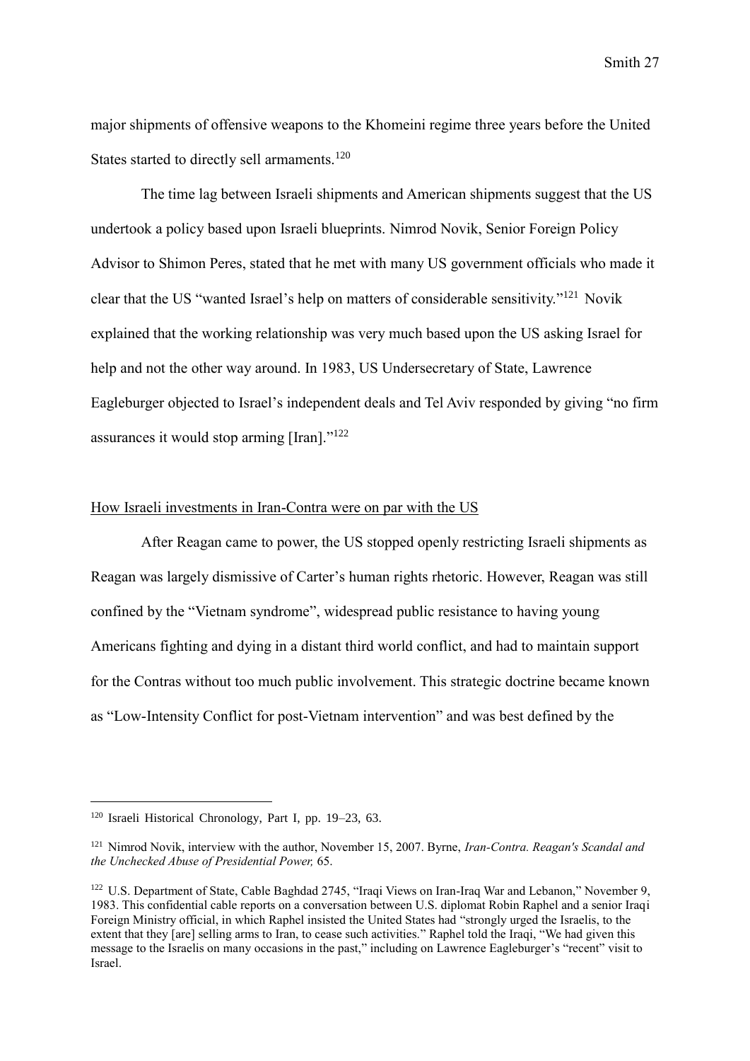major shipments of offensive weapons to the Khomeini regime three years before the United States started to directly sell armaments.[120]

The time lag between Israeli shipments and American shipments suggest that the US undertook a policy based upon Israeli blueprints. Nimrod Novik, Senior Foreign Policy Advisor to Shimon Peres, stated that he met with many US government officials who made it clear that the US "wanted Israel's help on matters of considerable sensitivity."[121] Novik explained that the working relationship was very much based upon the US asking Israel for help and not the other way around. In 1983, US Undersecretary of State, Lawrence Eagleburger objected to Israel's independent deals and Tel Aviv responded by giving "no firm assurances it would stop arming [Iran]."[122]

How Israeli investments in Iran-Contra were on par with the US

After Reagan came to power, the US stopped openly restricting Israeli shipments as Reagan was largely dismissive of Carter's human rights rhetoric. However, Reagan was still confined by the "Vietnam syndrome", widespread public resistance to having young Americans fighting and dying in a distant third world conflict, and had to maintain support for the Contras without too much public involvement. This strategic doctrine became known as "Low-Intensity Conflict for post-Vietnam intervention" and was best defined by the

---

[120] Israeli Historical Chronology, Part I, pp. 19–23, 63.

[121] Nimrod Novik, interview with the author, November 15, 2007. Byrne, *Iran-Contra. Reagan's Scandal and the Unchecked Abuse of Presidential Power,* 65.

[122] U.S. Department of State, Cable Baghdad 2745, "Iraqi Views on Iran-Iraq War and Lebanon," November 9, 1983. This confidential cable reports on a conversation between U.S. diplomat Robin Raphel and a senior Iraqi Foreign Ministry official, in which Raphel insisted the United States had "strongly urged the Israelis, to the extent that they [are] selling arms to Iran, to cease such activities." Raphel told the Iraqi, "We had given this message to the Israelis on many occasions in the past," including on Lawrence Eagleburger's "recent" visit to Israel.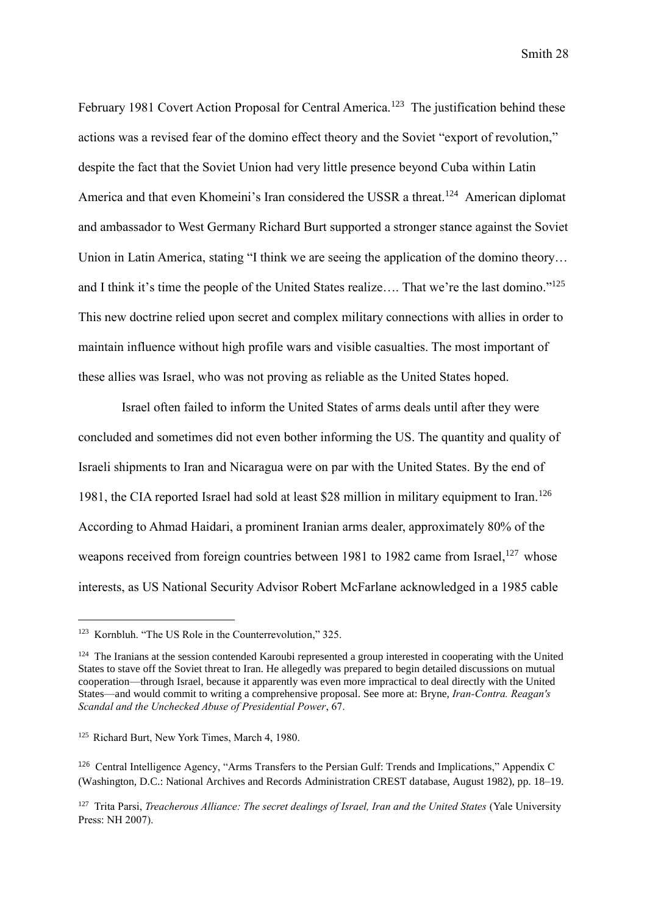February 1981 Covert Action Proposal for Central America.[123] The justification behind these actions was a revised fear of the domino effect theory and the Soviet "export of revolution," despite the fact that the Soviet Union had very little presence beyond Cuba within Latin America and that even Khomeini's Iran considered the USSR a threat.[124] American diplomat and ambassador to West Germany Richard Burt supported a stronger stance against the Soviet Union in Latin America, stating "I think we are seeing the application of the domino theory… and I think it's time the people of the United States realize…. That we're the last domino."[125] This new doctrine relied upon secret and complex military connections with allies in order to maintain influence without high profile wars and visible casualties. The most important of these allies was Israel, who was not proving as reliable as the United States hoped.

Israel often failed to inform the United States of arms deals until after they were concluded and sometimes did not even bother informing the US. The quantity and quality of Israeli shipments to Iran and Nicaragua were on par with the United States. By the end of 1981, the CIA reported Israel had sold at least $28 million in military equipment to Iran.[126] According to Ahmad Haidari, a prominent Iranian arms dealer, approximately 80% of the weapons received from foreign countries between 1981 to 1982 came from Israel,[127] whose interests, as US National Security Advisor Robert McFarlane acknowledged in a 1985 cable

---

[123] Kornbluh. "The US Role in the Counterrevolution," 325.

[124] The Iranians at the session contended Karoubi represented a group interested in cooperating with the United States to stave off the Soviet threat to Iran. He allegedly was prepared to begin detailed discussions on mutual cooperation—through Israel, because it apparently was even more impractical to deal directly with the United States—and would commit to writing a comprehensive proposal. See more at: Bryne, *Iran-Contra. Reagan's Scandal and the Unchecked Abuse of Presidential Power*, 67.

[125] Richard Burt, New York Times, March 4, 1980.

[126] Central Intelligence Agency, "Arms Transfers to the Persian Gulf: Trends and Implications," Appendix C (Washington, D.C.: National Archives and Records Administration CREST database, August 1982), pp. 18–19.

[127] Trita Parsi, *Treacherous Alliance: The secret dealings of Israel, Iran and the United States* (Yale University Press: NH 2007).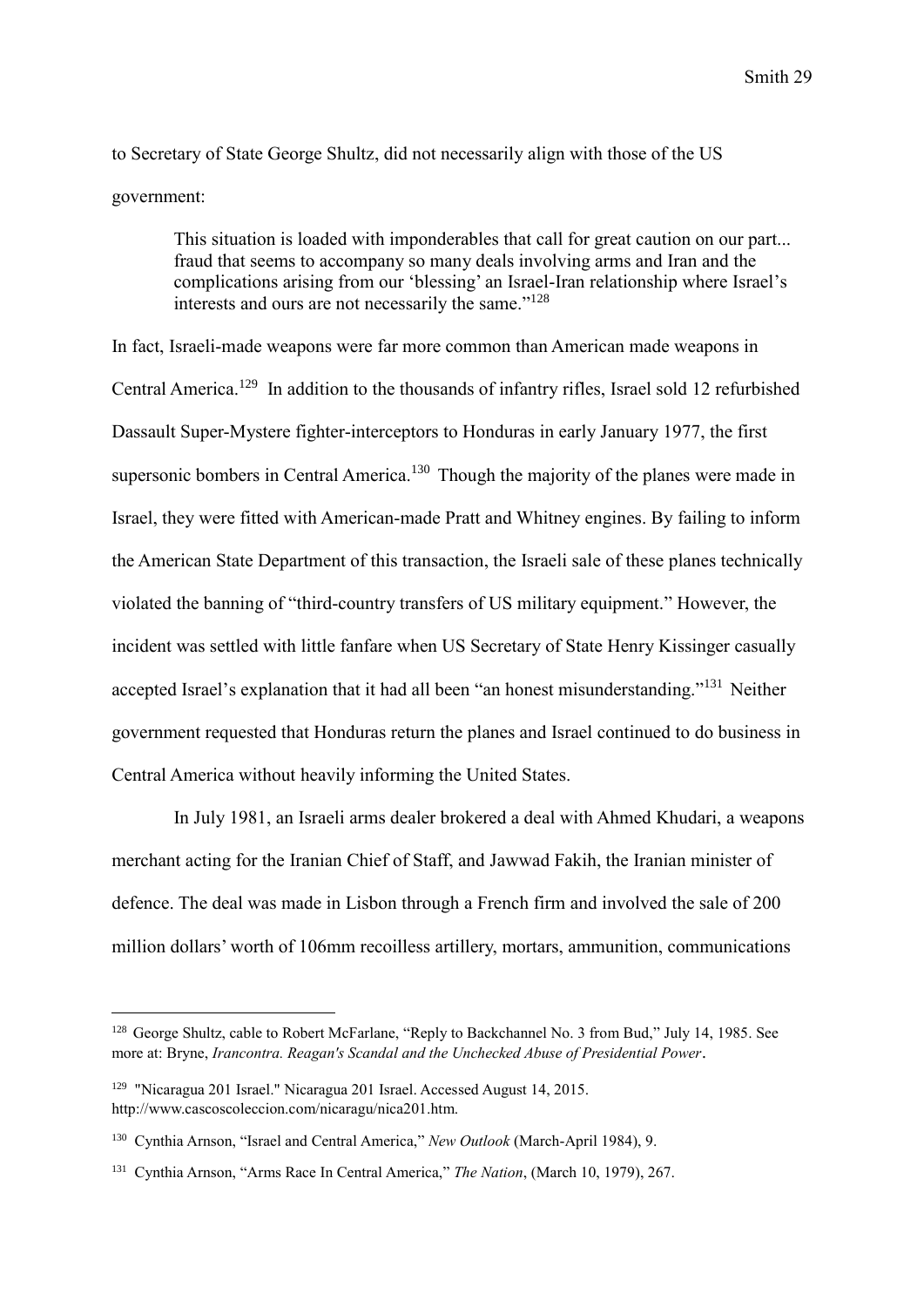to Secretary of State George Shultz, did not necessarily align with those of the US government:

> This situation is loaded with imponderables that call for great caution on our part... fraud that seems to accompany so many deals involving arms and Iran and the complications arising from our 'blessing' an Israel-Iran relationship where Israel's interests and ours are not necessarily the same."[128]

In fact, Israeli-made weapons were far more common than American made weapons in Central America.[129] In addition to the thousands of infantry rifles, Israel sold 12 refurbished Dassault Super-Mystere fighter-interceptors to Honduras in early January 1977, the first supersonic bombers in Central America.[130] Though the majority of the planes were made in Israel, they were fitted with American-made Pratt and Whitney engines. By failing to inform the American State Department of this transaction, the Israeli sale of these planes technically violated the banning of "third-country transfers of US military equipment." However, the incident was settled with little fanfare when US Secretary of State Henry Kissinger casually accepted Israel's explanation that it had all been "an honest misunderstanding."[131] Neither government requested that Honduras return the planes and Israel continued to do business in Central America without heavily informing the United States.

In July 1981, an Israeli arms dealer brokered a deal with Ahmed Khudari, a weapons merchant acting for the Iranian Chief of Staff, and Jawwad Fakih, the Iranian minister of defence. The deal was made in Lisbon through a French firm and involved the sale of 200 million dollars' worth of 106mm recoilless artillery, mortars, ammunition, communications

---

[128] George Shultz, cable to Robert McFarlane, "Reply to Backchannel No. 3 from Bud," July 14, 1985. See more at: Bryne, *Irancontra. Reagan's Scandal and the Unchecked Abuse of Presidential Power*.

[129] "Nicaragua 201 Israel." Nicaragua 201 Israel. Accessed August 14, 2015. http://www.cascoscoleccion.com/nicaragu/nica201.htm.

[130] Cynthia Arnson, "Israel and Central America," *New Outlook* (March-April 1984), 9.

[131] Cynthia Arnson, "Arms Race In Central America," *The Nation*, (March 10, 1979), 267.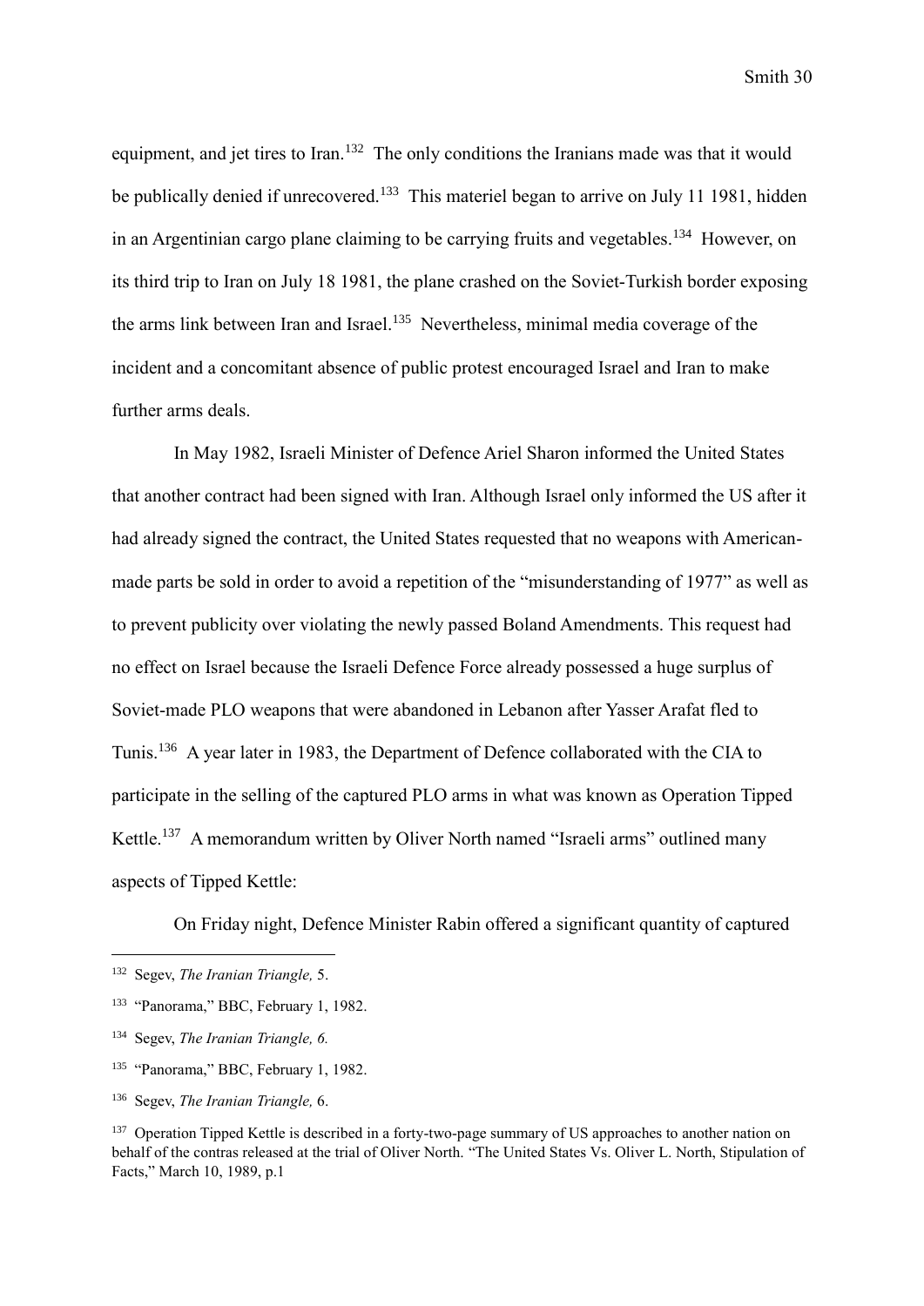equipment, and jet tires to Iran.[132] The only conditions the Iranians made was that it would be publically denied if unrecovered.[133] This materiel began to arrive on July 11 1981, hidden in an Argentinian cargo plane claiming to be carrying fruits and vegetables.[134] However, on its third trip to Iran on July 18 1981, the plane crashed on the Soviet-Turkish border exposing the arms link between Iran and Israel.[135] Nevertheless, minimal media coverage of the incident and a concomitant absence of public protest encouraged Israel and Iran to make further arms deals.

In May 1982, Israeli Minister of Defence Ariel Sharon informed the United States that another contract had been signed with Iran. Although Israel only informed the US after it had already signed the contract, the United States requested that no weapons with American-made parts be sold in order to avoid a repetition of the "misunderstanding of 1977" as well as to prevent publicity over violating the newly passed Boland Amendments. This request had no effect on Israel because the Israeli Defence Force already possessed a huge surplus of Soviet-made PLO weapons that were abandoned in Lebanon after Yasser Arafat fled to Tunis.[136] A year later in 1983, the Department of Defence collaborated with the CIA to participate in the selling of the captured PLO arms in what was known as Operation Tipped Kettle.[137] A memorandum written by Oliver North named "Israeli arms" outlined many aspects of Tipped Kettle:

On Friday night, Defence Minister Rabin offered a significant quantity of captured

---

[132] Segev, *The Iranian Triangle,* 5.

[133] "Panorama," BBC, February 1, 1982.

[134] Segev, *The Iranian Triangle, 6.*

[135] "Panorama," BBC, February 1, 1982.

[136] Segev, *The Iranian Triangle,* 6.

[137] Operation Tipped Kettle is described in a forty-two-page summary of US approaches to another nation on behalf of the contras released at the trial of Oliver North. "The United States Vs. Oliver L. North, Stipulation of Facts," March 10, 1989, p.1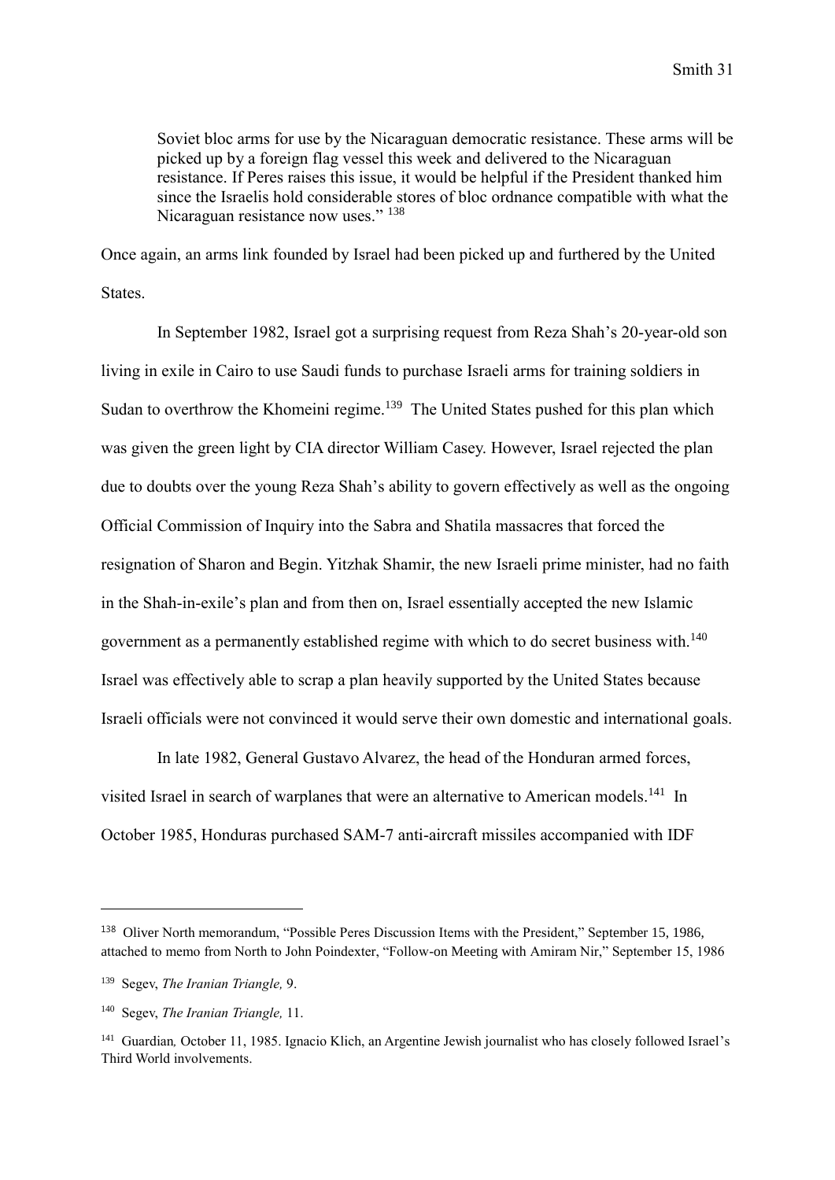> Soviet bloc arms for use by the Nicaraguan democratic resistance. These arms will be picked up by a foreign flag vessel this week and delivered to the Nicaraguan resistance. If Peres raises this issue, it would be helpful if the President thanked him since the Israelis hold considerable stores of bloc ordnance compatible with what the Nicaraguan resistance now uses." [138]

Once again, an arms link founded by Israel had been picked up and furthered by the United States.

In September 1982, Israel got a surprising request from Reza Shah's 20-year-old son living in exile in Cairo to use Saudi funds to purchase Israeli arms for training soldiers in Sudan to overthrow the Khomeini regime.[139] The United States pushed for this plan which was given the green light by CIA director William Casey. However, Israel rejected the plan due to doubts over the young Reza Shah's ability to govern effectively as well as the ongoing Official Commission of Inquiry into the Sabra and Shatila massacres that forced the resignation of Sharon and Begin. Yitzhak Shamir, the new Israeli prime minister, had no faith in the Shah-in-exile's plan and from then on, Israel essentially accepted the new Islamic government as a permanently established regime with which to do secret business with.[140] Israel was effectively able to scrap a plan heavily supported by the United States because Israeli officials were not convinced it would serve their own domestic and international goals.

In late 1982, General Gustavo Alvarez, the head of the Honduran armed forces, visited Israel in search of warplanes that were an alternative to American models.[141] In October 1985, Honduras purchased SAM-7 anti-aircraft missiles accompanied with IDF

---

[138] Oliver North memorandum, "Possible Peres Discussion Items with the President," September 15, 1986, attached to memo from North to John Poindexter, "Follow-on Meeting with Amiram Nir," September 15, 1986

[139] Segev, *The Iranian Triangle,* 9.

[140] Segev, *The Iranian Triangle,* 11.

[141] Guardian*,* October 11, 1985. Ignacio Klich, an Argentine Jewish journalist who has closely followed Israel's Third World involvements.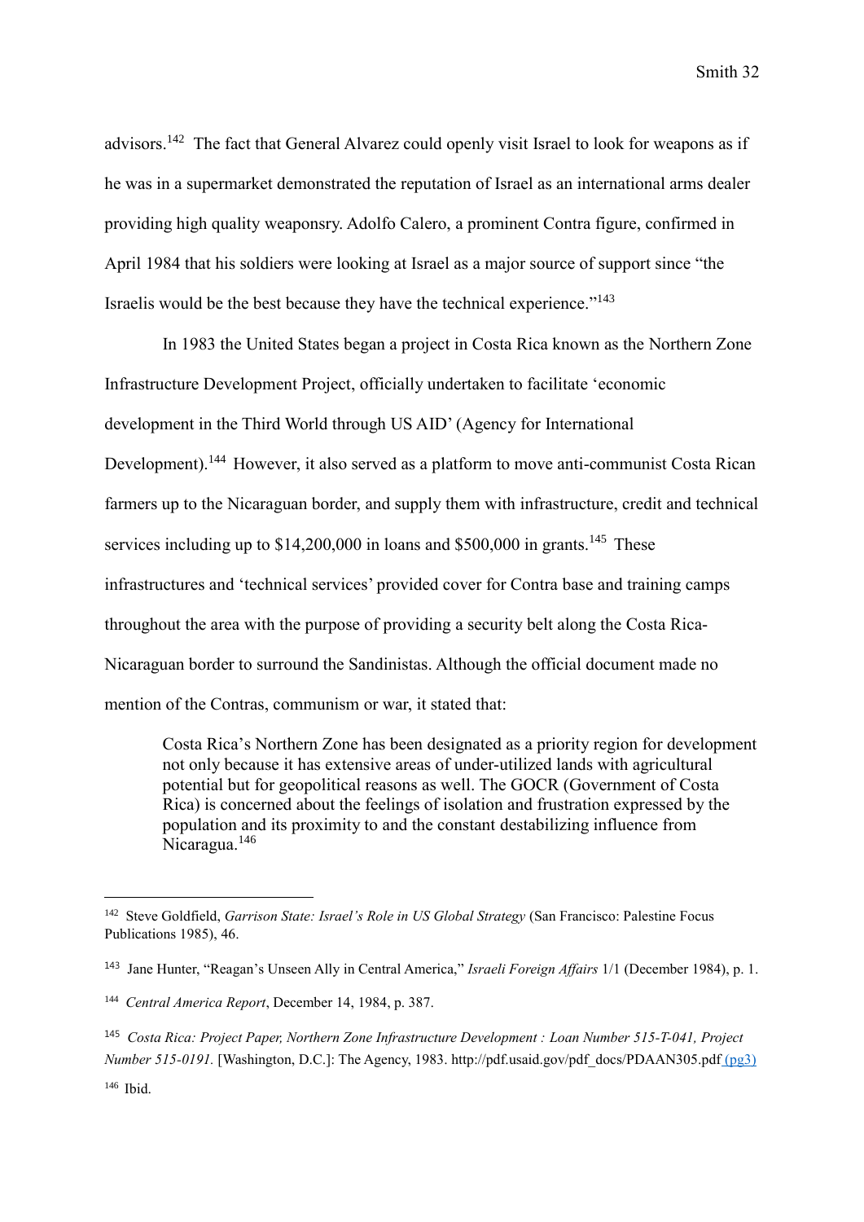advisors.[142] The fact that General Alvarez could openly visit Israel to look for weapons as if he was in a supermarket demonstrated the reputation of Israel as an international arms dealer providing high quality weaponsry. Adolfo Calero, a prominent Contra figure, confirmed in April 1984 that his soldiers were looking at Israel as a major source of support since "the Israelis would be the best because they have the technical experience."[143]

In 1983 the United States began a project in Costa Rica known as the Northern Zone Infrastructure Development Project, officially undertaken to facilitate 'economic development in the Third World through US AID' (Agency for International Development).[144] However, it also served as a platform to move anti-communist Costa Rican farmers up to the Nicaraguan border, and supply them with infrastructure, credit and technical services including up to $14,200,000 in loans and $500,000 in grants.[145] These infrastructures and 'technical services' provided cover for Contra base and training camps throughout the area with the purpose of providing a security belt along the Costa Rica-Nicaraguan border to surround the Sandinistas. Although the official document made no mention of the Contras, communism or war, it stated that:

> Costa Rica's Northern Zone has been designated as a priority region for development not only because it has extensive areas of under-utilized lands with agricultural potential but for geopolitical reasons as well. The GOCR (Government of Costa Rica) is concerned about the feelings of isolation and frustration expressed by the population and its proximity to and the constant destabilizing influence from Nicaragua.[146]

---

[142] Steve Goldfield, *Garrison State: Israel's Role in US Global Strategy* (San Francisco: Palestine Focus Publications 1985), 46.

[143] Jane Hunter, "Reagan's Unseen Ally in Central America," *Israeli Foreign Affairs* 1/1 (December 1984), p. 1.

[144] *Central America Report*, December 14, 1984, p. 387.

[145] *Costa Rica: Project Paper, Northern Zone Infrastructure Development : Loan Number 515-T-041, Project Number 515-0191.* [Washington, D.C.]: The Agency, 1983. http://pdf.usaid.gov/pdf_docs/PDAAN305.pdf (pg3)

[146] Ibid.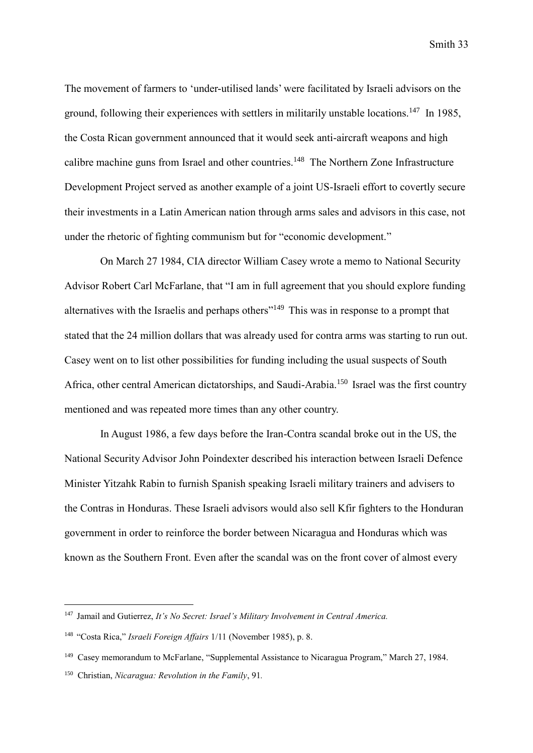The movement of farmers to 'under-utilised lands' were facilitated by Israeli advisors on the ground, following their experiences with settlers in militarily unstable locations.[147] In 1985, the Costa Rican government announced that it would seek anti-aircraft weapons and high calibre machine guns from Israel and other countries.[148] The Northern Zone Infrastructure Development Project served as another example of a joint US-Israeli effort to covertly secure their investments in a Latin American nation through arms sales and advisors in this case, not under the rhetoric of fighting communism but for "economic development."

On March 27 1984, CIA director William Casey wrote a memo to National Security Advisor Robert Carl McFarlane, that "I am in full agreement that you should explore funding alternatives with the Israelis and perhaps others"[149] This was in response to a prompt that stated that the 24 million dollars that was already used for contra arms was starting to run out. Casey went on to list other possibilities for funding including the usual suspects of South Africa, other central American dictatorships, and Saudi-Arabia.[150] Israel was the first country mentioned and was repeated more times than any other country.

In August 1986, a few days before the Iran-Contra scandal broke out in the US, the National Security Advisor John Poindexter described his interaction between Israeli Defence Minister Yitzahk Rabin to furnish Spanish speaking Israeli military trainers and advisers to the Contras in Honduras. These Israeli advisors would also sell Kfir fighters to the Honduran government in order to reinforce the border between Nicaragua and Honduras which was known as the Southern Front. Even after the scandal was on the front cover of almost every

---

[147] Jamail and Gutierrez, *It's No Secret: Israel's Military Involvement in Central America.*

[148] "Costa Rica," *Israeli Foreign Affairs* 1/11 (November 1985), p. 8.

[149] Casey memorandum to McFarlane, "Supplemental Assistance to Nicaragua Program," March 27, 1984.

[150] Christian, *Nicaragua: Revolution in the Family*, 91.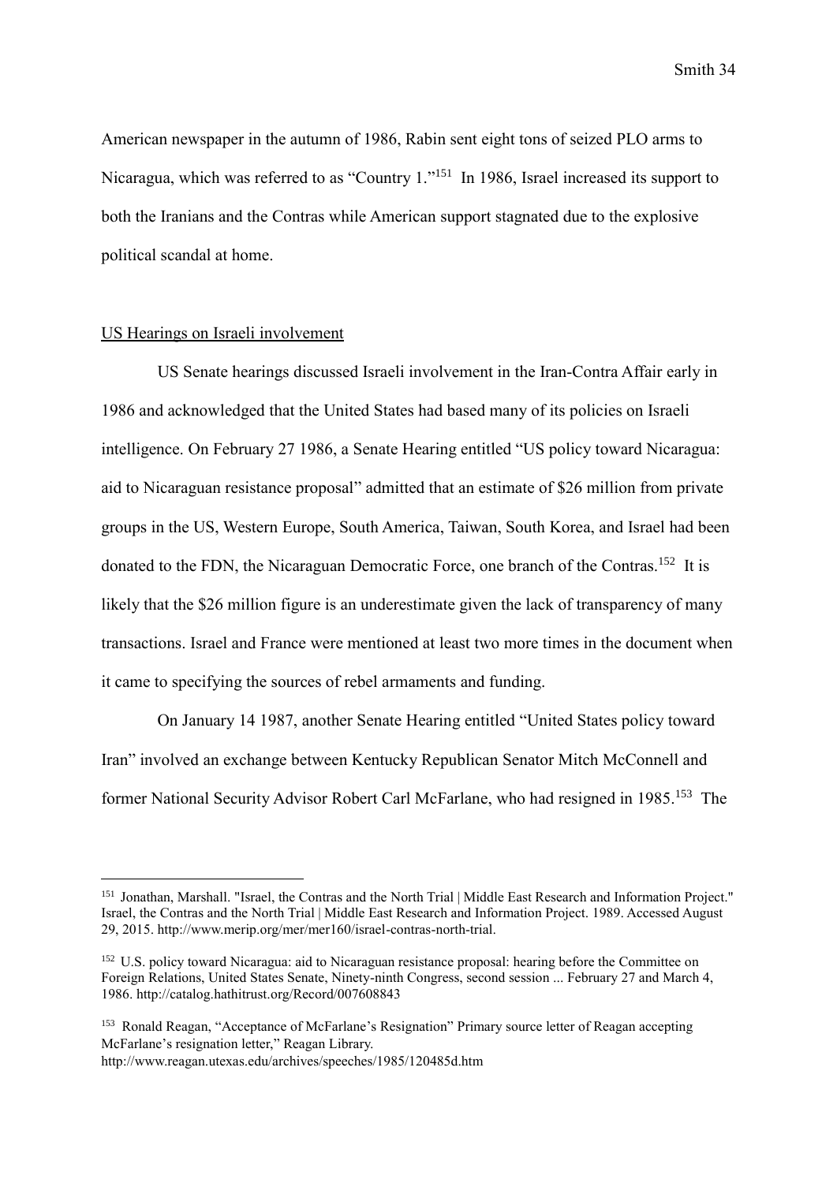American newspaper in the autumn of 1986, Rabin sent eight tons of seized PLO arms to Nicaragua, which was referred to as "Country 1."[151] In 1986, Israel increased its support to both the Iranians and the Contras while American support stagnated due to the explosive political scandal at home.

<u>US Hearings on Israeli involvement</u>

US Senate hearings discussed Israeli involvement in the Iran-Contra Affair early in 1986 and acknowledged that the United States had based many of its policies on Israeli intelligence. On February 27 1986, a Senate Hearing entitled "US policy toward Nicaragua: aid to Nicaraguan resistance proposal" admitted that an estimate of \$26 million from private groups in the US, Western Europe, South America, Taiwan, South Korea, and Israel had been donated to the FDN, the Nicaraguan Democratic Force, one branch of the Contras.[152] It is likely that the \$26 million figure is an underestimate given the lack of transparency of many transactions. Israel and France were mentioned at least two more times in the document when it came to specifying the sources of rebel armaments and funding.

On January 14 1987, another Senate Hearing entitled "United States policy toward Iran" involved an exchange between Kentucky Republican Senator Mitch McConnell and former National Security Advisor Robert Carl McFarlane, who had resigned in 1985.[153] The

---

[151] Jonathan, Marshall. "Israel, the Contras and the North Trial | Middle East Research and Information Project." Israel, the Contras and the North Trial | Middle East Research and Information Project. 1989. Accessed August 29, 2015. http://www.merip.org/mer/mer160/israel-contras-north-trial.

[152] U.S. policy toward Nicaragua: aid to Nicaraguan resistance proposal: hearing before the Committee on Foreign Relations, United States Senate, Ninety-ninth Congress, second session ... February 27 and March 4, 1986. http://catalog.hathitrust.org/Record/007608843

[153] Ronald Reagan, "Acceptance of McFarlane's Resignation" Primary source letter of Reagan accepting McFarlane's resignation letter," Reagan Library. http://www.reagan.utexas.edu/archives/speeches/1985/120485d.htm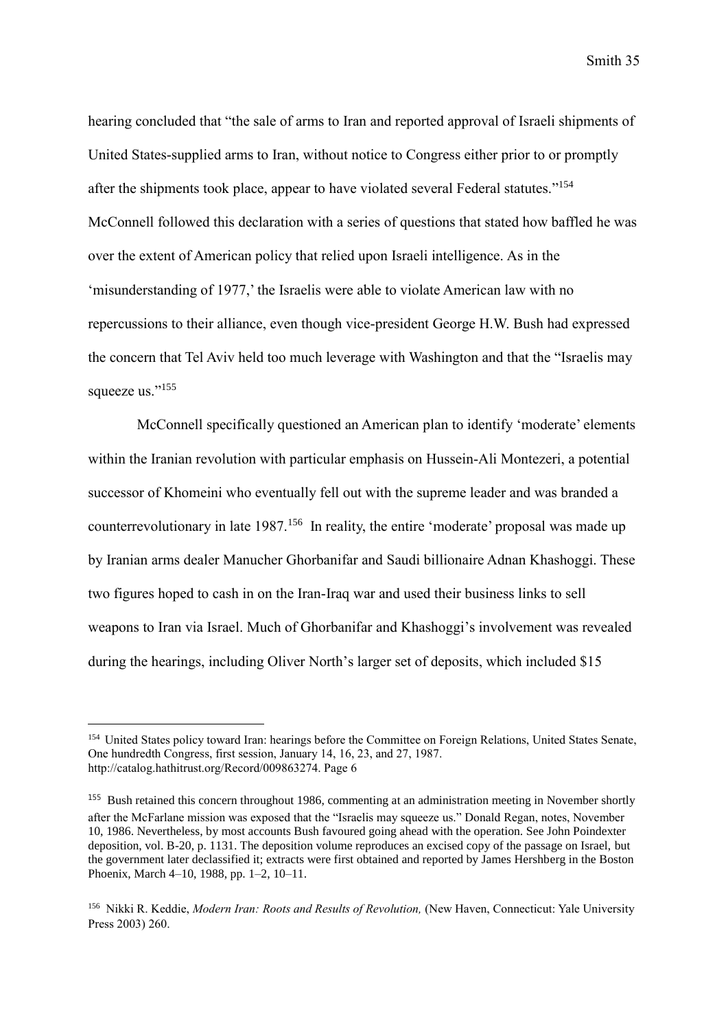hearing concluded that "the sale of arms to Iran and reported approval of Israeli shipments of United States-supplied arms to Iran, without notice to Congress either prior to or promptly after the shipments took place, appear to have violated several Federal statutes."[154] McConnell followed this declaration with a series of questions that stated how baffled he was over the extent of American policy that relied upon Israeli intelligence. As in the 'misunderstanding of 1977,' the Israelis were able to violate American law with no repercussions to their alliance, even though vice-president George H.W. Bush had expressed the concern that Tel Aviv held too much leverage with Washington and that the "Israelis may squeeze us."[155]

McConnell specifically questioned an American plan to identify 'moderate' elements within the Iranian revolution with particular emphasis on Hussein-Ali Montezeri, a potential successor of Khomeini who eventually fell out with the supreme leader and was branded a counterrevolutionary in late 1987.[156] In reality, the entire 'moderate' proposal was made up by Iranian arms dealer Manucher Ghorbanifar and Saudi billionaire Adnan Khashoggi. These two figures hoped to cash in on the Iran-Iraq war and used their business links to sell weapons to Iran via Israel. Much of Ghorbanifar and Khashoggi's involvement was revealed during the hearings, including Oliver North's larger set of deposits, which included $15

---

[154] United States policy toward Iran: hearings before the Committee on Foreign Relations, United States Senate, One hundredth Congress, first session, January 14, 16, 23, and 27, 1987. http://catalog.hathitrust.org/Record/009863274. Page 6

[155] Bush retained this concern throughout 1986, commenting at an administration meeting in November shortly after the McFarlane mission was exposed that the "Israelis may squeeze us." Donald Regan, notes, November 10, 1986. Nevertheless, by most accounts Bush favoured going ahead with the operation. See John Poindexter deposition, vol. B-20, p. 1131. The deposition volume reproduces an excised copy of the passage on Israel, but the government later declassified it; extracts were first obtained and reported by James Hershberg in the Boston Phoenix, March 4–10, 1988, pp. 1–2, 10–11.

[156] Nikki R. Keddie, *Modern Iran: Roots and Results of Revolution,* (New Haven, Connecticut: Yale University Press 2003) 260.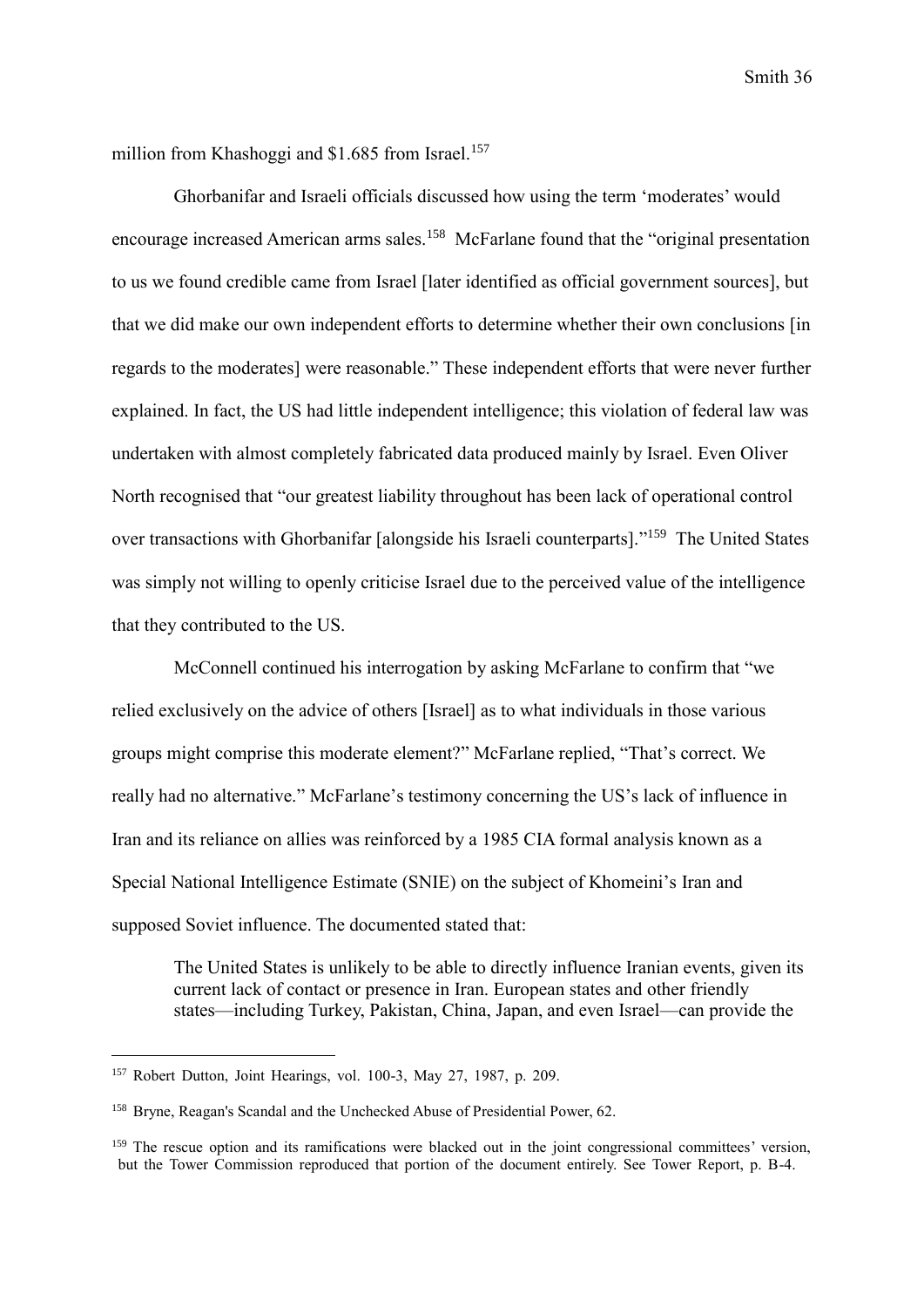million from Khashoggi and $1.685 from Israel.[157]

Ghorbanifar and Israeli officials discussed how using the term 'moderates' would encourage increased American arms sales.[158] McFarlane found that the "original presentation to us we found credible came from Israel [later identified as official government sources], but that we did make our own independent efforts to determine whether their own conclusions [in regards to the moderates] were reasonable." These independent efforts that were never further explained. In fact, the US had little independent intelligence; this violation of federal law was undertaken with almost completely fabricated data produced mainly by Israel. Even Oliver North recognised that "our greatest liability throughout has been lack of operational control over transactions with Ghorbanifar [alongside his Israeli counterparts]."[159] The United States was simply not willing to openly criticise Israel due to the perceived value of the intelligence that they contributed to the US.

McConnell continued his interrogation by asking McFarlane to confirm that "we relied exclusively on the advice of others [Israel] as to what individuals in those various groups might comprise this moderate element?" McFarlane replied, "That's correct. We really had no alternative." McFarlane's testimony concerning the US's lack of influence in Iran and its reliance on allies was reinforced by a 1985 CIA formal analysis known as a Special National Intelligence Estimate (SNIE) on the subject of Khomeini's Iran and supposed Soviet influence. The documented stated that:

> The United States is unlikely to be able to directly influence Iranian events, given its current lack of contact or presence in Iran. European states and other friendly states—including Turkey, Pakistan, China, Japan, and even Israel—can provide the

---

[157] Robert Dutton, Joint Hearings, vol. 100-3, May 27, 1987, p. 209.

[158] Bryne, Reagan's Scandal and the Unchecked Abuse of Presidential Power, 62.

[159] The rescue option and its ramifications were blacked out in the joint congressional committees' version, but the Tower Commission reproduced that portion of the document entirely. See Tower Report, p. B-4.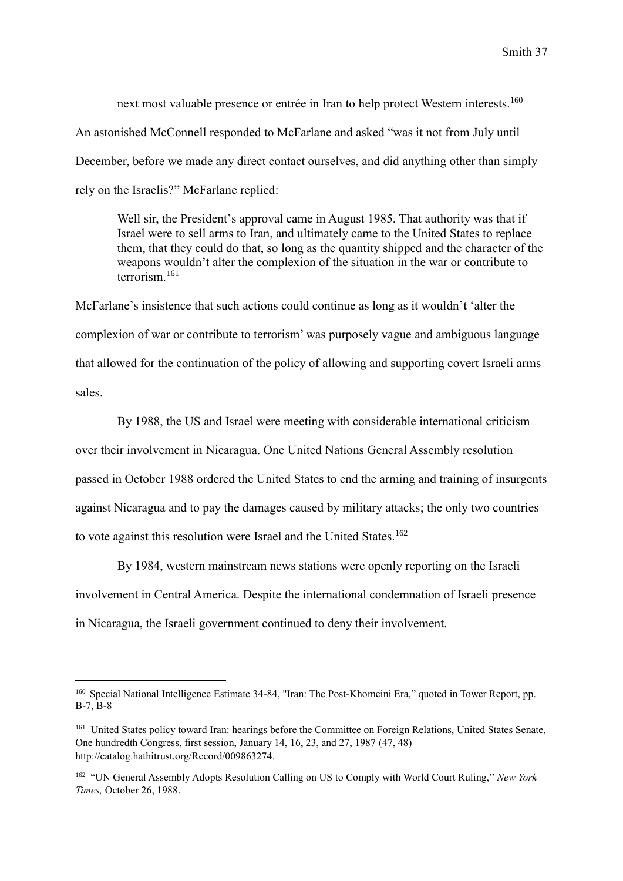next most valuable presence or entrée in Iran to help protect Western interests.[160] An astonished McConnell responded to McFarlane and asked "was it not from July until December, before we made any direct contact ourselves, and did anything other than simply rely on the Israelis?" McFarlane replied:

> Well sir, the President's approval came in August 1985. That authority was that if Israel were to sell arms to Iran, and ultimately came to the United States to replace them, that they could do that, so long as the quantity shipped and the character of the weapons wouldn't alter the complexion of the situation in the war or contribute to terrorism.[161]

McFarlane's insistence that such actions could continue as long as it wouldn't 'alter the complexion of war or contribute to terrorism' was purposely vague and ambiguous language that allowed for the continuation of the policy of allowing and supporting covert Israeli arms sales.

By 1988, the US and Israel were meeting with considerable international criticism over their involvement in Nicaragua. One United Nations General Assembly resolution passed in October 1988 ordered the United States to end the arming and training of insurgents against Nicaragua and to pay the damages caused by military attacks; the only two countries to vote against this resolution were Israel and the United States.[162]

By 1984, western mainstream news stations were openly reporting on the Israeli involvement in Central America. Despite the international condemnation of Israeli presence in Nicaragua, the Israeli government continued to deny their involvement.

---

[160] Special National Intelligence Estimate 34-84, "Iran: The Post-Khomeini Era," quoted in Tower Report, pp. B-7, B-8

[161] United States policy toward Iran: hearings before the Committee on Foreign Relations, United States Senate, One hundredth Congress, first session, January 14, 16, 23, and 27, 1987 (47, 48) http://catalog.hathitrust.org/Record/009863274.

[162] "UN General Assembly Adopts Resolution Calling on US to Comply with World Court Ruling," *New York Times,* October 26, 1988.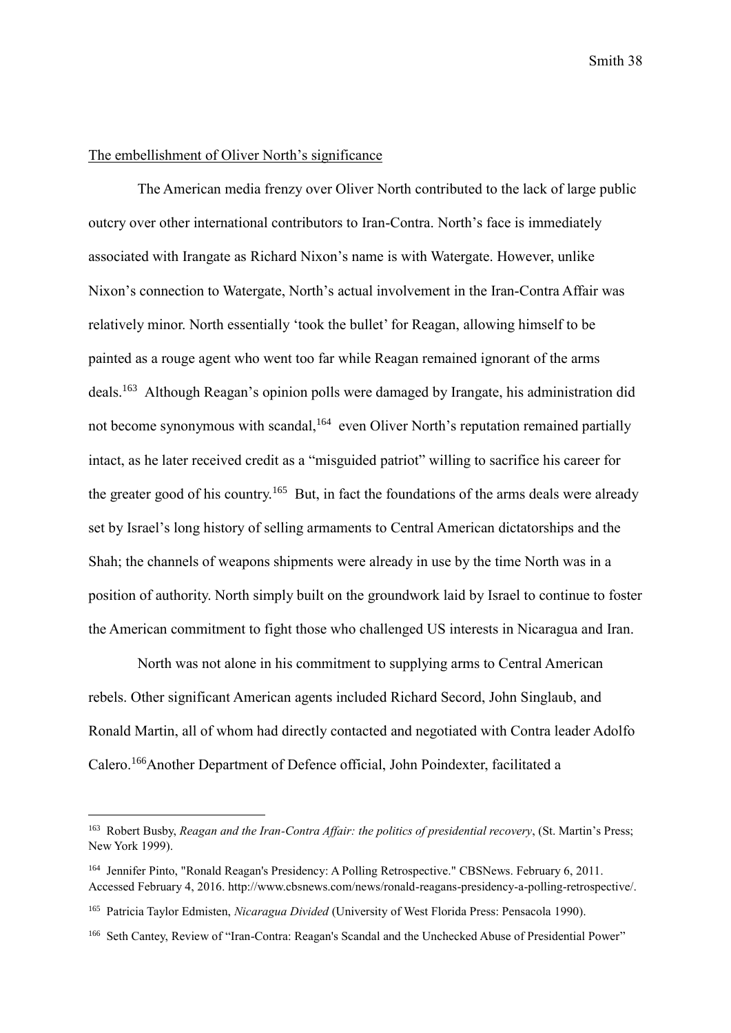The embellishment of Oliver North's significance

The American media frenzy over Oliver North contributed to the lack of large public outcry over other international contributors to Iran-Contra. North's face is immediately associated with Irangate as Richard Nixon's name is with Watergate. However, unlike Nixon's connection to Watergate, North's actual involvement in the Iran-Contra Affair was relatively minor. North essentially 'took the bullet' for Reagan, allowing himself to be painted as a rouge agent who went too far while Reagan remained ignorant of the arms deals.[163] Although Reagan's opinion polls were damaged by Irangate, his administration did not become synonymous with scandal,[164] even Oliver North's reputation remained partially intact, as he later received credit as a "misguided patriot" willing to sacrifice his career for the greater good of his country.[165] But, in fact the foundations of the arms deals were already set by Israel's long history of selling armaments to Central American dictatorships and the Shah; the channels of weapons shipments were already in use by the time North was in a position of authority. North simply built on the groundwork laid by Israel to continue to foster the American commitment to fight those who challenged US interests in Nicaragua and Iran.

North was not alone in his commitment to supplying arms to Central American rebels. Other significant American agents included Richard Secord, John Singlaub, and Ronald Martin, all of whom had directly contacted and negotiated with Contra leader Adolfo Calero.[166]Another Department of Defence official, John Poindexter, facilitated a

---

[163] Robert Busby, *Reagan and the Iran-Contra Affair: the politics of presidential recovery*, (St. Martin's Press; New York 1999).

[164] Jennifer Pinto, "Ronald Reagan's Presidency: A Polling Retrospective." CBSNews. February 6, 2011. Accessed February 4, 2016. http://www.cbsnews.com/news/ronald-reagans-presidency-a-polling-retrospective/.

[165] Patricia Taylor Edmisten, *Nicaragua Divided* (University of West Florida Press: Pensacola 1990).

[166] Seth Cantey, Review of "Iran-Contra: Reagan's Scandal and the Unchecked Abuse of Presidential Power"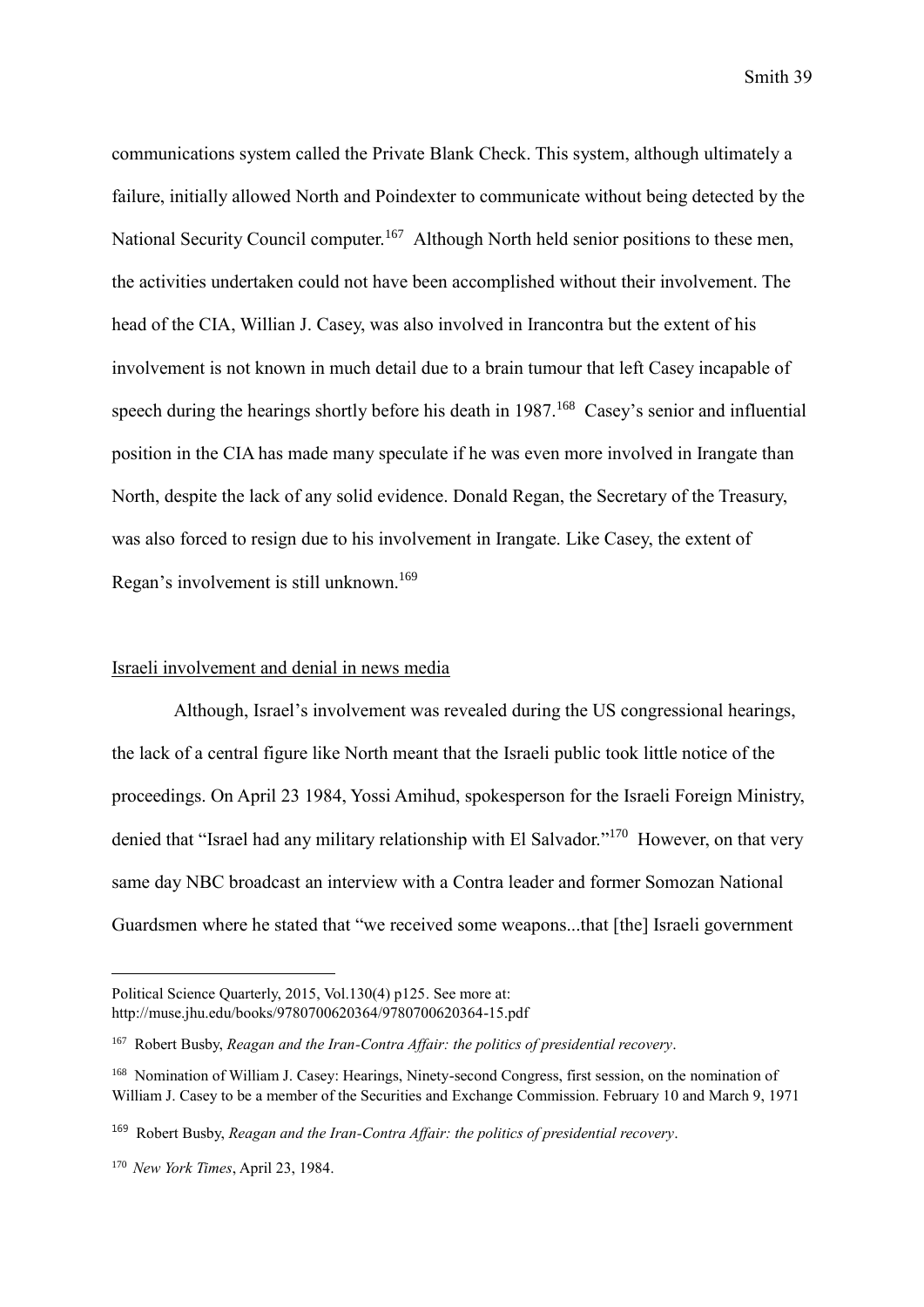communications system called the Private Blank Check. This system, although ultimately a failure, initially allowed North and Poindexter to communicate without being detected by the National Security Council computer.[167] Although North held senior positions to these men, the activities undertaken could not have been accomplished without their involvement. The head of the CIA, Willian J. Casey, was also involved in Irancontra but the extent of his involvement is not known in much detail due to a brain tumour that left Casey incapable of speech during the hearings shortly before his death in 1987.[168] Casey's senior and influential position in the CIA has made many speculate if he was even more involved in Irangate than North, despite the lack of any solid evidence. Donald Regan, the Secretary of the Treasury, was also forced to resign due to his involvement in Irangate. Like Casey, the extent of Regan's involvement is still unknown.[169]

## Israeli involvement and denial in news media

Although, Israel's involvement was revealed during the US congressional hearings, the lack of a central figure like North meant that the Israeli public took little notice of the proceedings. On April 23 1984, Yossi Amihud, spokesperson for the Israeli Foreign Ministry, denied that "Israel had any military relationship with El Salvador."[170] However, on that very same day NBC broadcast an interview with a Contra leader and former Somozan National Guardsmen where he stated that "we received some weapons...that [the] Israeli government

---

Political Science Quarterly, 2015, Vol.130(4) p125. See more at: http://muse.jhu.edu/books/9780700620364/9780700620364-15.pdf

[167] Robert Busby, *Reagan and the Iran-Contra Affair: the politics of presidential recovery*.

[168] Nomination of William J. Casey: Hearings, Ninety-second Congress, first session, on the nomination of William J. Casey to be a member of the Securities and Exchange Commission. February 10 and March 9, 1971

[169] Robert Busby, *Reagan and the Iran-Contra Affair: the politics of presidential recovery*.

[170] *New York Times*, April 23, 1984.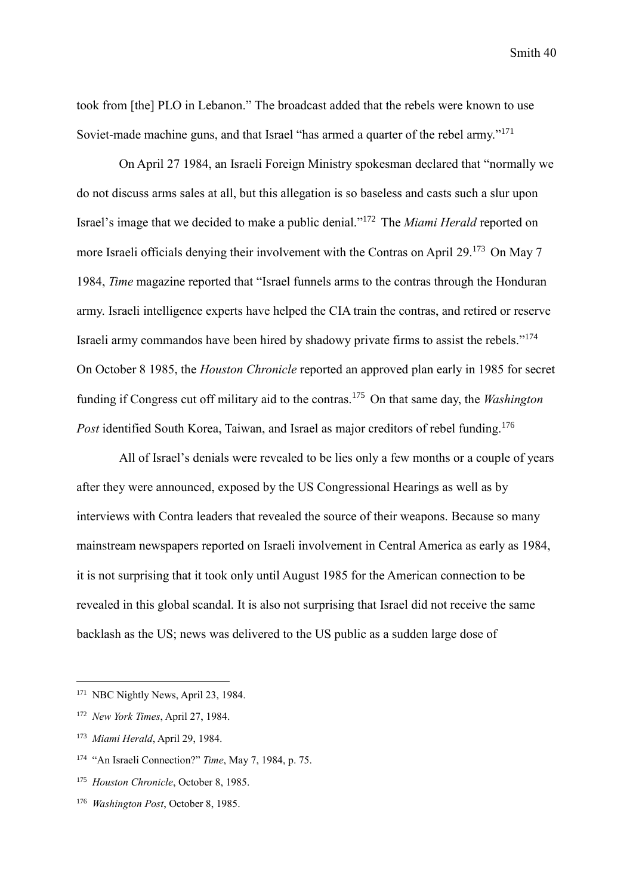took from [the] PLO in Lebanon." The broadcast added that the rebels were known to use Soviet-made machine guns, and that Israel "has armed a quarter of the rebel army."[171]

On April 27 1984, an Israeli Foreign Ministry spokesman declared that "normally we do not discuss arms sales at all, but this allegation is so baseless and casts such a slur upon Israel's image that we decided to make a public denial."[172] The *Miami Herald* reported on more Israeli officials denying their involvement with the Contras on April 29.[173] On May 7 1984, *Time* magazine reported that "Israel funnels arms to the contras through the Honduran army. Israeli intelligence experts have helped the CIA train the contras, and retired or reserve Israeli army commandos have been hired by shadowy private firms to assist the rebels."[174] On October 8 1985, the *Houston Chronicle* reported an approved plan early in 1985 for secret funding if Congress cut off military aid to the contras.[175] On that same day, the *Washington Post* identified South Korea, Taiwan, and Israel as major creditors of rebel funding.[176]

All of Israel's denials were revealed to be lies only a few months or a couple of years after they were announced, exposed by the US Congressional Hearings as well as by interviews with Contra leaders that revealed the source of their weapons. Because so many mainstream newspapers reported on Israeli involvement in Central America as early as 1984, it is not surprising that it took only until August 1985 for the American connection to be revealed in this global scandal. It is also not surprising that Israel did not receive the same backlash as the US; news was delivered to the US public as a sudden large dose of

---

[171] NBC Nightly News, April 23, 1984.

[172] *New York Times*, April 27, 1984.

[173] *Miami Herald*, April 29, 1984.

[174] "An Israeli Connection?" *Time*, May 7, 1984, p. 75.

[175] *Houston Chronicle*, October 8, 1985.

[176] *Washington Post*, October 8, 1985.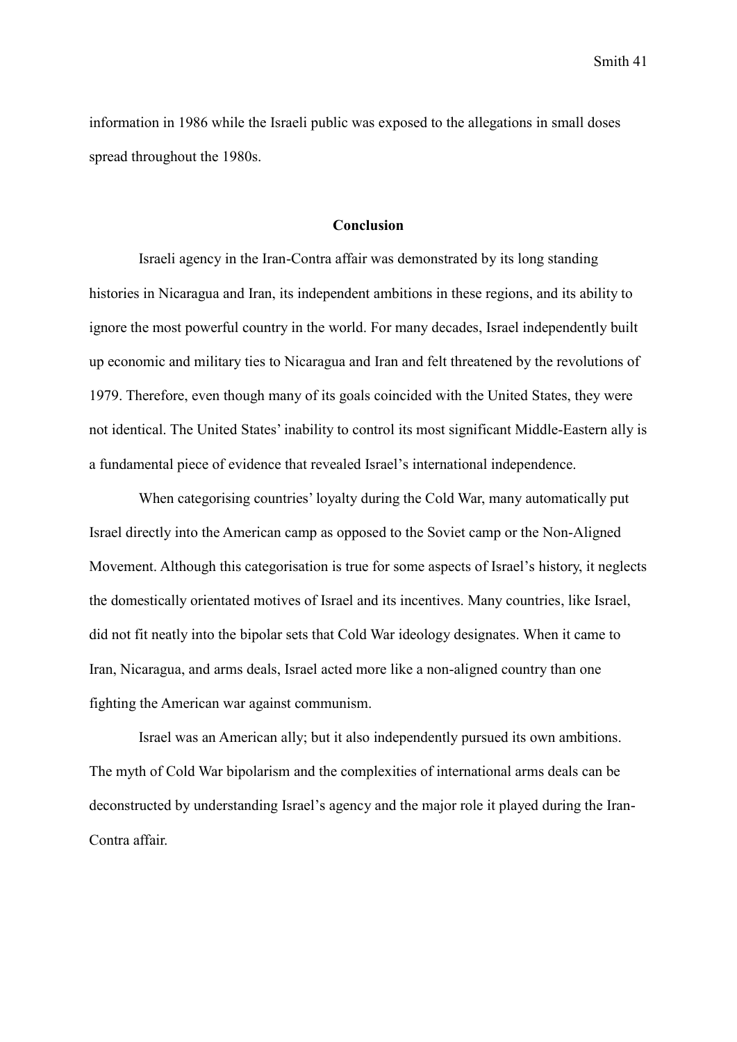information in 1986 while the Israeli public was exposed to the allegations in small doses spread throughout the 1980s.

## Conclusion

Israeli agency in the Iran-Contra affair was demonstrated by its long standing histories in Nicaragua and Iran, its independent ambitions in these regions, and its ability to ignore the most powerful country in the world. For many decades, Israel independently built up economic and military ties to Nicaragua and Iran and felt threatened by the revolutions of 1979. Therefore, even though many of its goals coincided with the United States, they were not identical. The United States' inability to control its most significant Middle-Eastern ally is a fundamental piece of evidence that revealed Israel's international independence.

When categorising countries' loyalty during the Cold War, many automatically put Israel directly into the American camp as opposed to the Soviet camp or the Non-Aligned Movement. Although this categorisation is true for some aspects of Israel's history, it neglects the domestically orientated motives of Israel and its incentives. Many countries, like Israel, did not fit neatly into the bipolar sets that Cold War ideology designates. When it came to Iran, Nicaragua, and arms deals, Israel acted more like a non-aligned country than one fighting the American war against communism.

Israel was an American ally; but it also independently pursued its own ambitions. The myth of Cold War bipolarism and the complexities of international arms deals can be deconstructed by understanding Israel's agency and the major role it played during the Iran-Contra affair.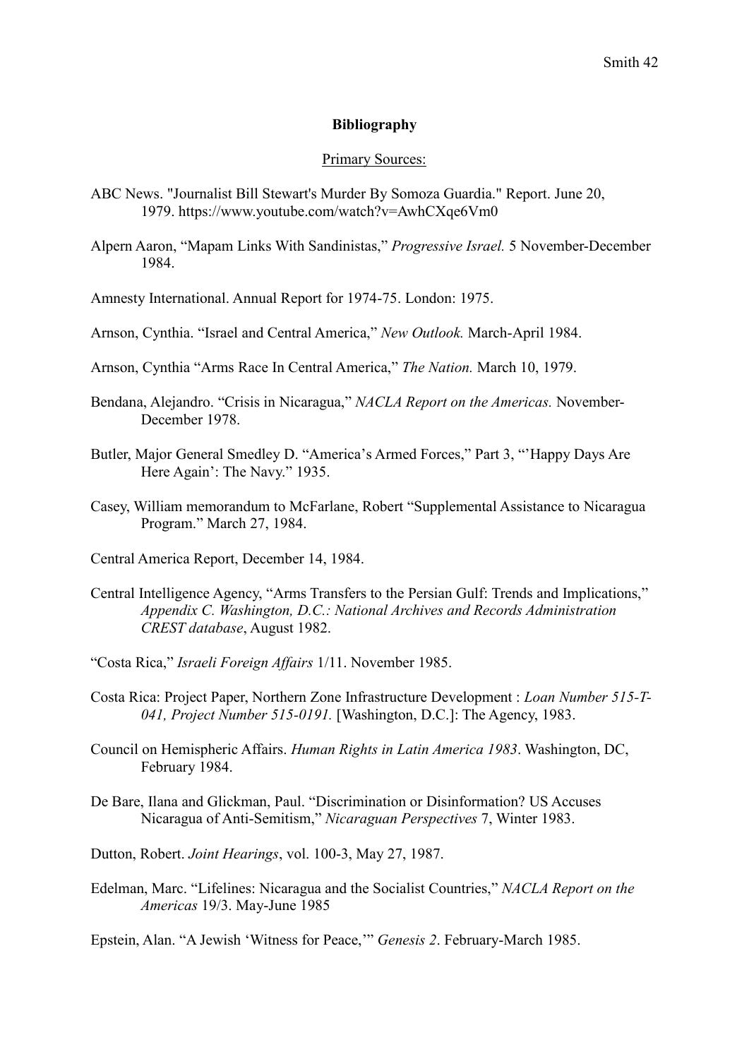**Bibliography**

Primary Sources:

ABC News. "Journalist Bill Stewart's Murder By Somoza Guardia." Report. June 20, 1979. https://www.youtube.com/watch?v=AwhCXqe6Vm0

Alpern Aaron, "Mapam Links With Sandinistas," *Progressive Israel.* 5 November-December 1984.

Amnesty International. Annual Report for 1974-75. London: 1975.

Arnson, Cynthia. "Israel and Central America," *New Outlook.* March-April 1984.

Arnson, Cynthia "Arms Race In Central America," *The Nation.* March 10, 1979.

Bendana, Alejandro. "Crisis in Nicaragua," *NACLA Report on the Americas.* November-December 1978.

Butler, Major General Smedley D. "America's Armed Forces," Part 3, "'Happy Days Are Here Again': The Navy." 1935.

Casey, William memorandum to McFarlane, Robert "Supplemental Assistance to Nicaragua Program." March 27, 1984.

Central America Report, December 14, 1984.

Central Intelligence Agency, "Arms Transfers to the Persian Gulf: Trends and Implications," *Appendix C. Washington, D.C.: National Archives and Records Administration CREST database*, August 1982.

"Costa Rica," *Israeli Foreign Affairs* 1/11. November 1985.

Costa Rica: Project Paper, Northern Zone Infrastructure Development : *Loan Number 515-T-041, Project Number 515-0191.* [Washington, D.C.]: The Agency, 1983.

Council on Hemispheric Affairs. *Human Rights in Latin America 1983*. Washington, DC, February 1984.

De Bare, Ilana and Glickman, Paul. "Discrimination or Disinformation? US Accuses Nicaragua of Anti-Semitism," *Nicaraguan Perspectives* 7, Winter 1983.

Dutton, Robert. *Joint Hearings*, vol. 100-3, May 27, 1987.

Edelman, Marc. "Lifelines: Nicaragua and the Socialist Countries," *NACLA Report on the Americas* 19/3. May-June 1985

Epstein, Alan. "A Jewish 'Witness for Peace,'" *Genesis 2*. February-March 1985.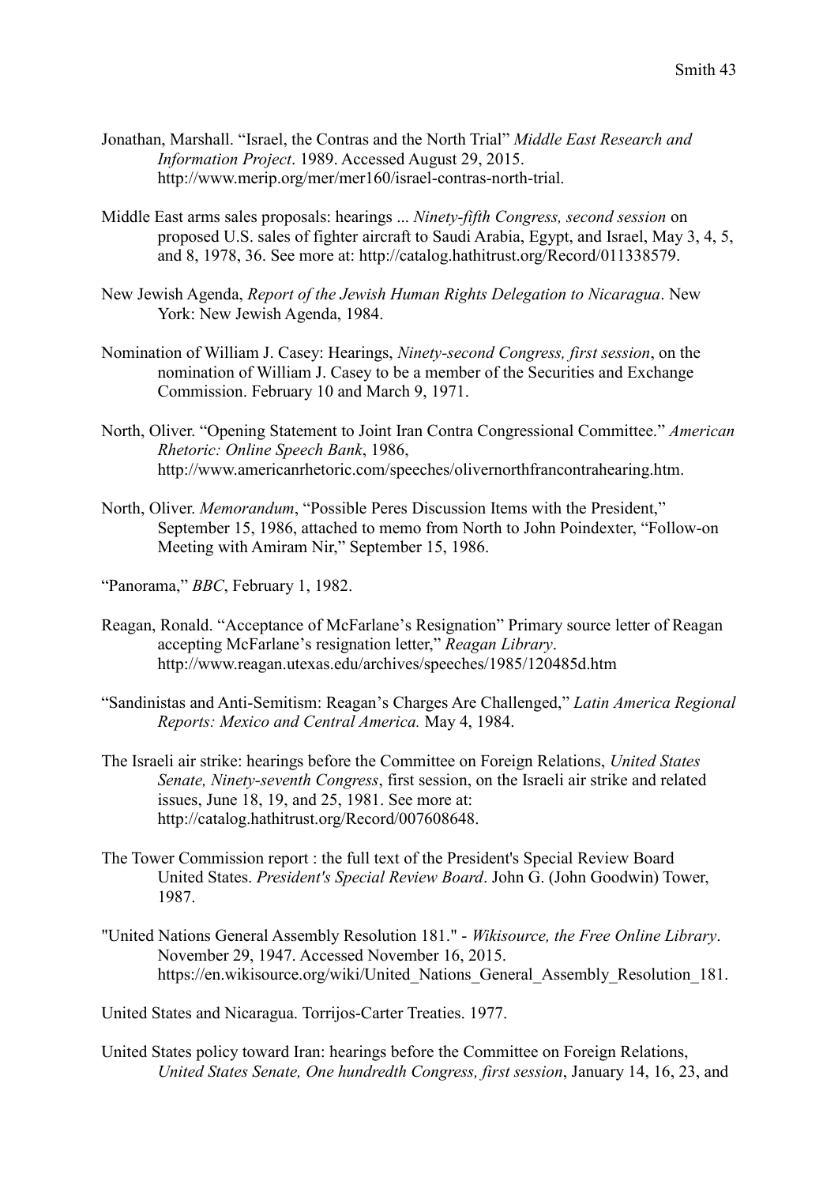Jonathan, Marshall. "Israel, the Contras and the North Trial" *Middle East Research and Information Project*. 1989. Accessed August 29, 2015. http://www.merip.org/mer/mer160/israel-contras-north-trial.

Middle East arms sales proposals: hearings ... *Ninety-fifth Congress, second session* on proposed U.S. sales of fighter aircraft to Saudi Arabia, Egypt, and Israel, May 3, 4, 5, and 8, 1978, 36. See more at: http://catalog.hathitrust.org/Record/011338579.

New Jewish Agenda, *Report of the Jewish Human Rights Delegation to Nicaragua*. New York: New Jewish Agenda, 1984.

Nomination of William J. Casey: Hearings, *Ninety-second Congress, first session*, on the nomination of William J. Casey to be a member of the Securities and Exchange Commission. February 10 and March 9, 1971.

North, Oliver. "Opening Statement to Joint Iran Contra Congressional Committee." *American Rhetoric: Online Speech Bank*, 1986, http://www.americanrhetoric.com/speeches/olivernorthfrancontrahearing.htm.

North, Oliver. *Memorandum*, "Possible Peres Discussion Items with the President," September 15, 1986, attached to memo from North to John Poindexter, "Follow-on Meeting with Amiram Nir," September 15, 1986.

"Panorama," *BBC*, February 1, 1982.

Reagan, Ronald. "Acceptance of McFarlane's Resignation" Primary source letter of Reagan accepting McFarlane's resignation letter," *Reagan Library*. http://www.reagan.utexas.edu/archives/speeches/1985/120485d.htm

"Sandinistas and Anti-Semitism: Reagan's Charges Are Challenged," *Latin America Regional Reports: Mexico and Central America.* May 4, 1984.

The Israeli air strike: hearings before the Committee on Foreign Relations, *United States Senate, Ninety-seventh Congress*, first session, on the Israeli air strike and related issues, June 18, 19, and 25, 1981. See more at: http://catalog.hathitrust.org/Record/007608648.

The Tower Commission report : the full text of the President's Special Review Board United States. *President's Special Review Board*. John G. (John Goodwin) Tower, 1987.

"United Nations General Assembly Resolution 181." - *Wikisource, the Free Online Library*. November 29, 1947. Accessed November 16, 2015. https://en.wikisource.org/wiki/United_Nations_General_Assembly_Resolution_181.

United States and Nicaragua. Torrijos-Carter Treaties. 1977.

United States policy toward Iran: hearings before the Committee on Foreign Relations, *United States Senate, One hundredth Congress, first session*, January 14, 16, 23, and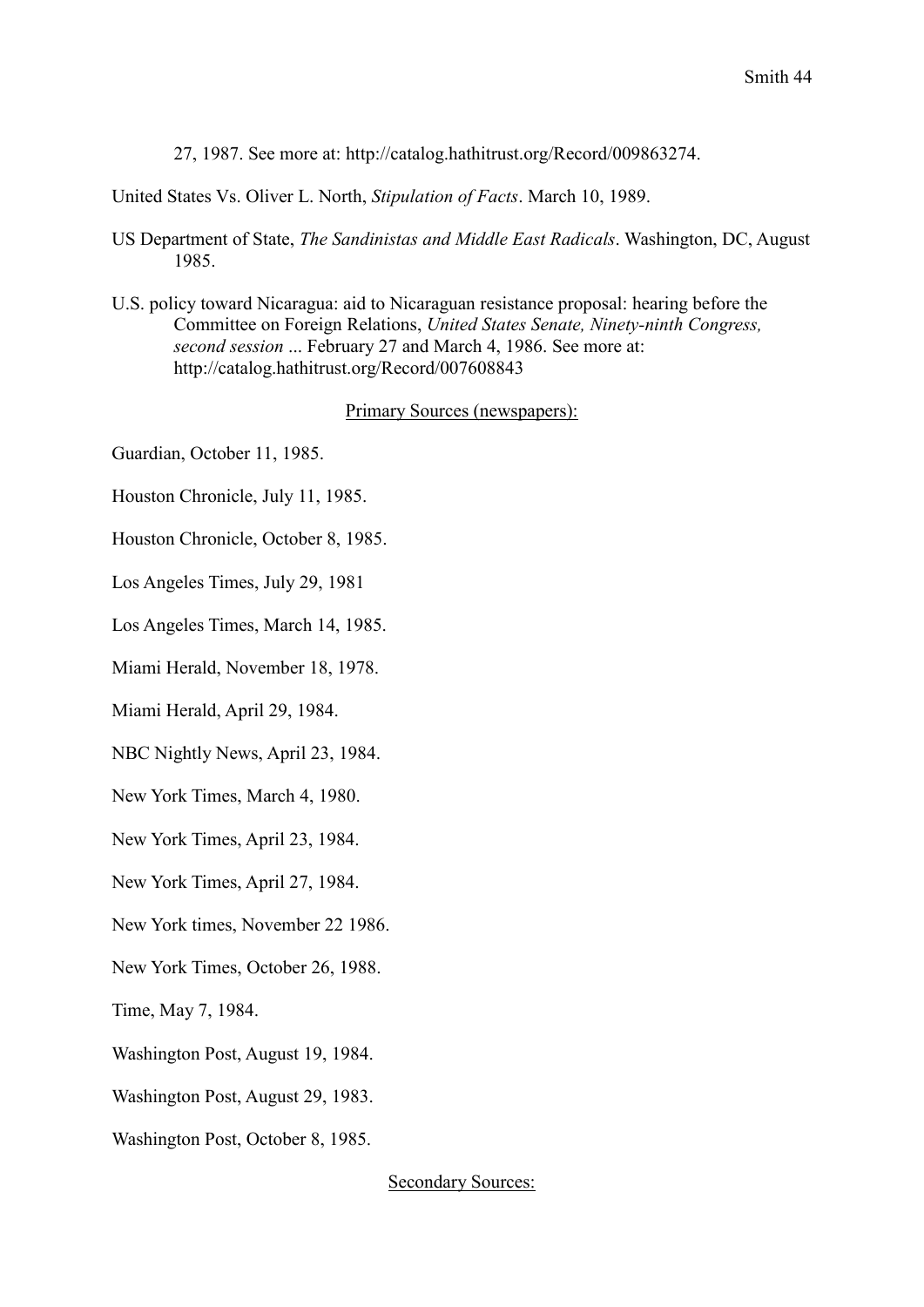27, 1987. See more at: http://catalog.hathitrust.org/Record/009863274.

United States Vs. Oliver L. North, *Stipulation of Facts*. March 10, 1989.

US Department of State, *The Sandinistas and Middle East Radicals*. Washington, DC, August 1985.

U.S. policy toward Nicaragua: aid to Nicaraguan resistance proposal: hearing before the Committee on Foreign Relations, *United States Senate, Ninety-ninth Congress, second session* ... February 27 and March 4, 1986. See more at: http://catalog.hathitrust.org/Record/007608843

<u>Primary Sources (newspapers):</u>

Guardian, October 11, 1985.

Houston Chronicle, July 11, 1985.

Houston Chronicle, October 8, 1985.

Los Angeles Times, July 29, 1981

Los Angeles Times, March 14, 1985.

Miami Herald, November 18, 1978.

Miami Herald, April 29, 1984.

NBC Nightly News, April 23, 1984.

New York Times, March 4, 1980.

New York Times, April 23, 1984.

New York Times, April 27, 1984.

New York times, November 22 1986.

New York Times, October 26, 1988.

Time, May 7, 1984.

Washington Post, August 19, 1984.

Washington Post, August 29, 1983.

Washington Post, October 8, 1985.

<u>Secondary Sources:</u>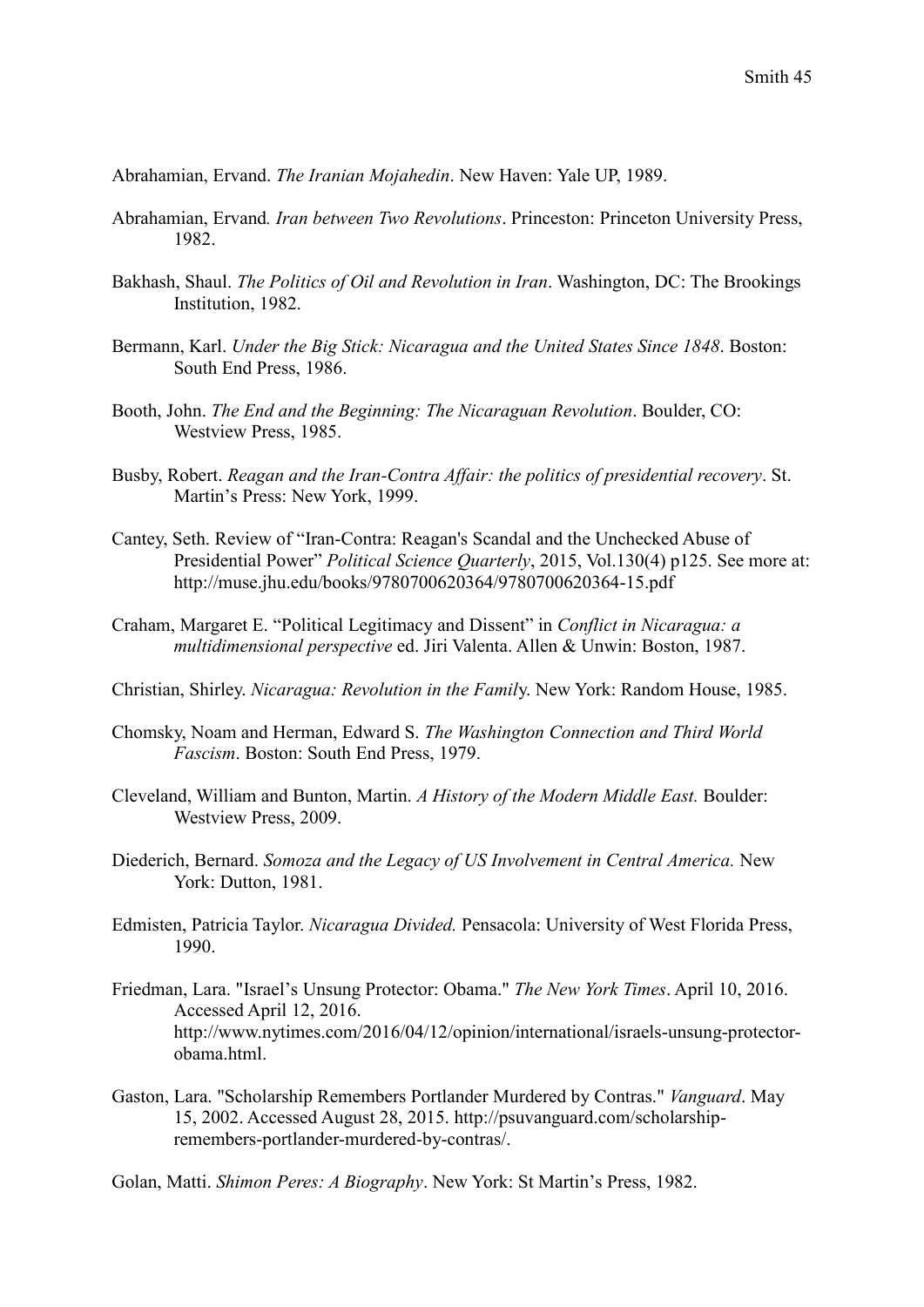Abrahamian, Ervand. *The Iranian Mojahedin*. New Haven: Yale UP, 1989.

Abrahamian, Ervand*. Iran between Two Revolutions*. Princeton: Princeton University Press, 1982.

Bakhash, Shaul. *The Politics of Oil and Revolution in Iran*. Washington, DC: The Brookings Institution, 1982.

Bermann, Karl. *Under the Big Stick: Nicaragua and the United States Since 1848*. Boston: South End Press, 1986.

Booth, John. *The End and the Beginning: The Nicaraguan Revolution*. Boulder, CO: Westview Press, 1985.

Busby, Robert. *Reagan and the Iran-Contra Affair: the politics of presidential recovery*. St. Martin's Press: New York, 1999.

Cantey, Seth. Review of "Iran-Contra: Reagan's Scandal and the Unchecked Abuse of Presidential Power" *Political Science Quarterly*, 2015, Vol.130(4) p125. See more at: http://muse.jhu.edu/books/9780700620364/9780700620364-15.pdf

Craham, Margaret E. "Political Legitimacy and Dissent" in *Conflict in Nicaragua: a multidimensional perspective* ed. Jiri Valenta. Allen & Unwin: Boston, 1987.

Christian, Shirley. *Nicaragua: Revolution in the Famil*y. New York: Random House, 1985.

Chomsky, Noam and Herman, Edward S. *The Washington Connection and Third World Fascism*. Boston: South End Press, 1979.

Cleveland, William and Bunton, Martin. *A History of the Modern Middle East.* Boulder: Westview Press, 2009.

Diederich, Bernard. *Somoza and the Legacy of US Involvement in Central America.* New York: Dutton, 1981.

Edmisten, Patricia Taylor. *Nicaragua Divided.* Pensacola: University of West Florida Press, 1990.

Friedman, Lara. "Israel's Unsung Protector: Obama." *The New York Times*. April 10, 2016. Accessed April 12, 2016. http://www.nytimes.com/2016/04/12/opinion/international/israels-unsung-protector-obama.html.

Gaston, Lara. "Scholarship Remembers Portlander Murdered by Contras." *Vanguard*. May 15, 2002. Accessed August 28, 2015. http://psuvanguard.com/scholarship-remembers-portlander-murdered-by-contras/.

Golan, Matti. *Shimon Peres: A Biography*. New York: St Martin's Press, 1982.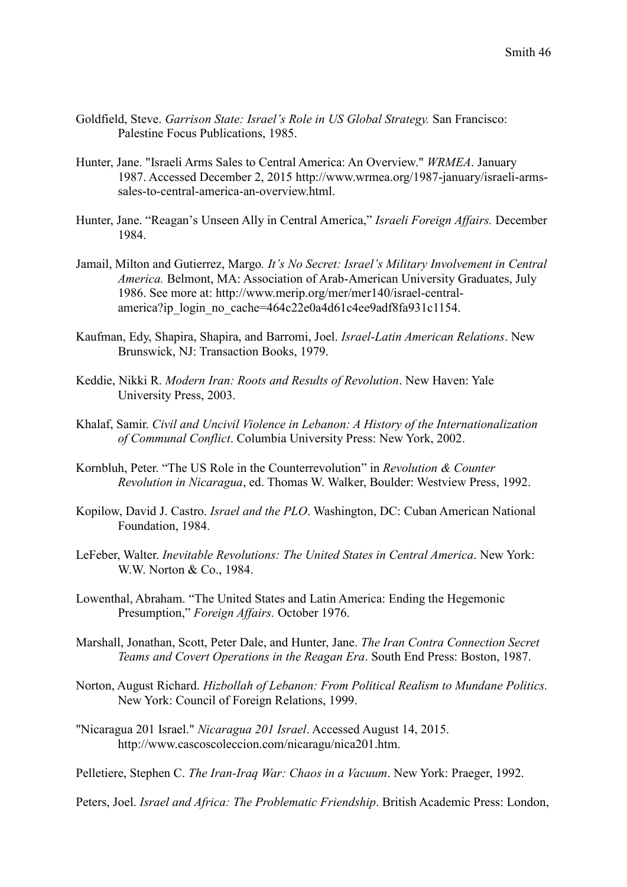Goldfield, Steve. *Garrison State: Israel's Role in US Global Strategy.* San Francisco: Palestine Focus Publications, 1985.

Hunter, Jane. "Israeli Arms Sales to Central America: An Overview." *WRMEA*. January 1987. Accessed December 2, 2015 http://www.wrmea.org/1987-january/israeli-arms-sales-to-central-america-an-overview.html.

Hunter, Jane. "Reagan's Unseen Ally in Central America," *Israeli Foreign Affairs.* December 1984.

Jamail, Milton and Gutierrez, Margo. *It's No Secret: Israel's Military Involvement in Central America.* Belmont, MA: Association of Arab-American University Graduates, July 1986. See more at: http://www.merip.org/mer/mer140/israel-central-america?ip_login_no_cache=464c22e0a4d61c4ee9adf8fa931c1154.

Kaufman, Edy, Shapira, Shapira, and Barromi, Joel. *Israel-Latin American Relations*. New Brunswick, NJ: Transaction Books, 1979.

Keddie, Nikki R. *Modern Iran: Roots and Results of Revolution*. New Haven: Yale University Press, 2003.

Khalaf, Samir. *Civil and Uncivil Violence in Lebanon: A History of the Internationalization of Communal Conflict*. Columbia University Press: New York, 2002.

Kornbluh, Peter. "The US Role in the Counterrevolution" in *Revolution & Counter Revolution in Nicaragua*, ed. Thomas W. Walker, Boulder: Westview Press, 1992.

Kopilow, David J. Castro. *Israel and the PLO*. Washington, DC: Cuban American National Foundation, 1984.

LeFeber, Walter. *Inevitable Revolutions: The United States in Central America*. New York: W.W. Norton & Co., 1984.

Lowenthal, Abraham. "The United States and Latin America: Ending the Hegemonic Presumption," *Foreign Affairs.* October 1976.

Marshall, Jonathan, Scott, Peter Dale, and Hunter, Jane. *The Iran Contra Connection Secret Teams and Covert Operations in the Reagan Era*. South End Press: Boston, 1987.

Norton, August Richard. *Hizbollah of Lebanon: From Political Realism to Mundane Politics.* New York: Council of Foreign Relations, 1999.

"Nicaragua 201 Israel." *Nicaragua 201 Israel*. Accessed August 14, 2015. http://www.cascoscoleccion.com/nicaragu/nica201.htm.

Pelletiere, Stephen C. *The Iran-Iraq War: Chaos in a Vacuum*. New York: Praeger, 1992.

Peters, Joel. *Israel and Africa: The Problematic Friendship*. British Academic Press: London,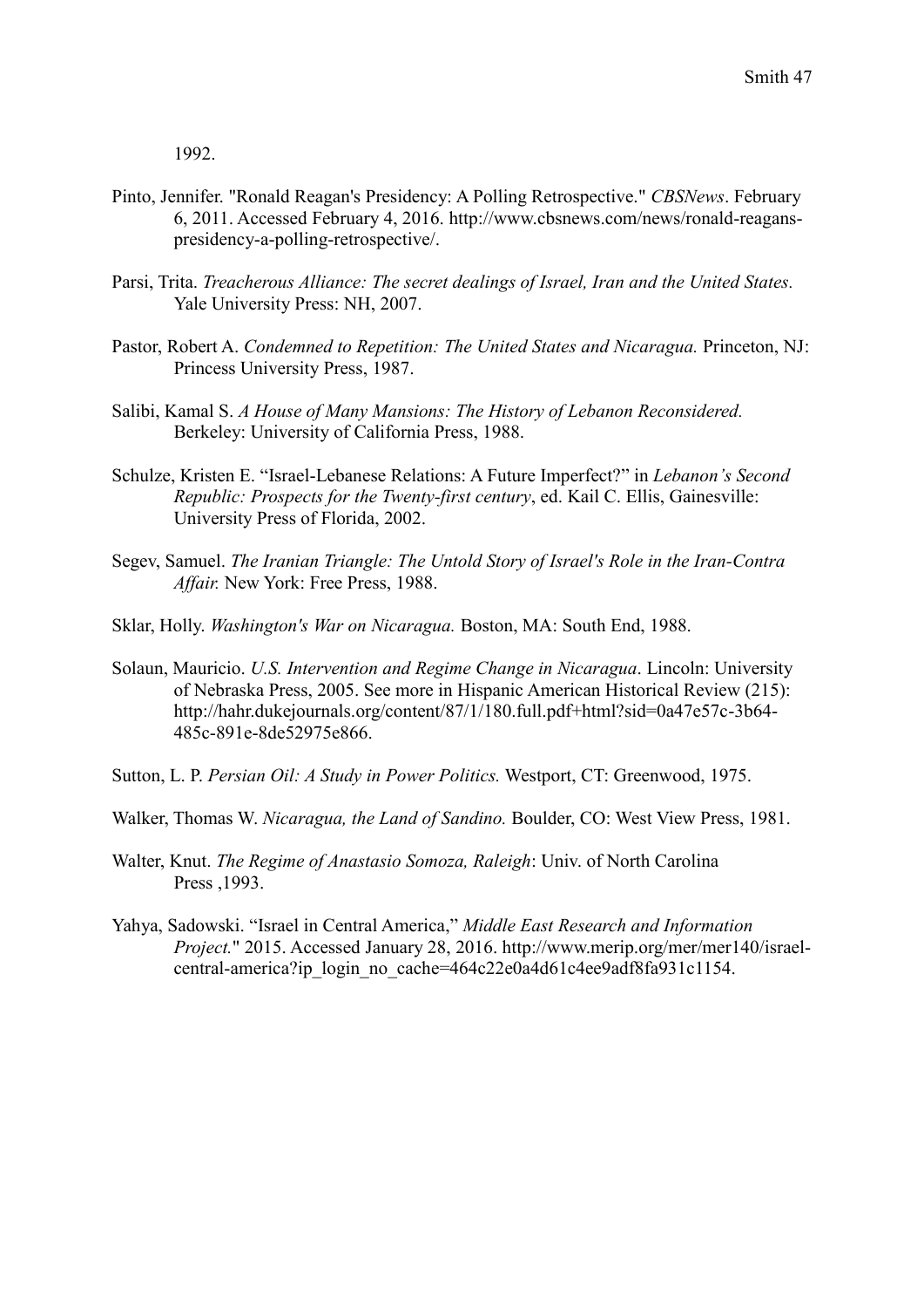1992.

Pinto, Jennifer. "Ronald Reagan's Presidency: A Polling Retrospective." *CBSNews*. February 6, 2011. Accessed February 4, 2016. http://www.cbsnews.com/news/ronald-reagans-presidency-a-polling-retrospective/.

Parsi, Trita. *Treacherous Alliance: The secret dealings of Israel, Iran and the United States.* Yale University Press: NH, 2007.

Pastor, Robert A. *Condemned to Repetition: The United States and Nicaragua.* Princeton, NJ: Princess University Press, 1987.

Salibi, Kamal S. *A House of Many Mansions: The History of Lebanon Reconsidered.* Berkeley: University of California Press, 1988.

Schulze, Kristen E. "Israel-Lebanese Relations: A Future Imperfect?" in *Lebanon's Second Republic: Prospects for the Twenty-first century*, ed. Kail C. Ellis, Gainesville: University Press of Florida, 2002.

Segev, Samuel. *The Iranian Triangle: The Untold Story of Israel's Role in the Iran-Contra Affair.* New York: Free Press, 1988.

Sklar, Holly. *Washington's War on Nicaragua.* Boston, MA: South End, 1988.

Solaun, Mauricio. *U.S. Intervention and Regime Change in Nicaragua*. Lincoln: University of Nebraska Press, 2005. See more in Hispanic American Historical Review (215): http://hahr.dukejournals.org/content/87/1/180.full.pdf+html?sid=0a47e57c-3b64-485c-891e-8de52975e866.

Sutton, L. P. *Persian Oil: A Study in Power Politics.* Westport, CT: Greenwood, 1975.

Walker, Thomas W. *Nicaragua, the Land of Sandino.* Boulder, CO: West View Press, 1981.

Walter, Knut. *The Regime of Anastasio Somoza, Raleigh*: Univ. of North Carolina Press ,1993.

Yahya, Sadowski. "Israel in Central America," *Middle East Research and Information Project.*" 2015. Accessed January 28, 2016. http://www.merip.org/mer/mer140/israel-central-america?ip_login_no_cache=464c22e0a4d61c4ee9adf8fa931c1154.